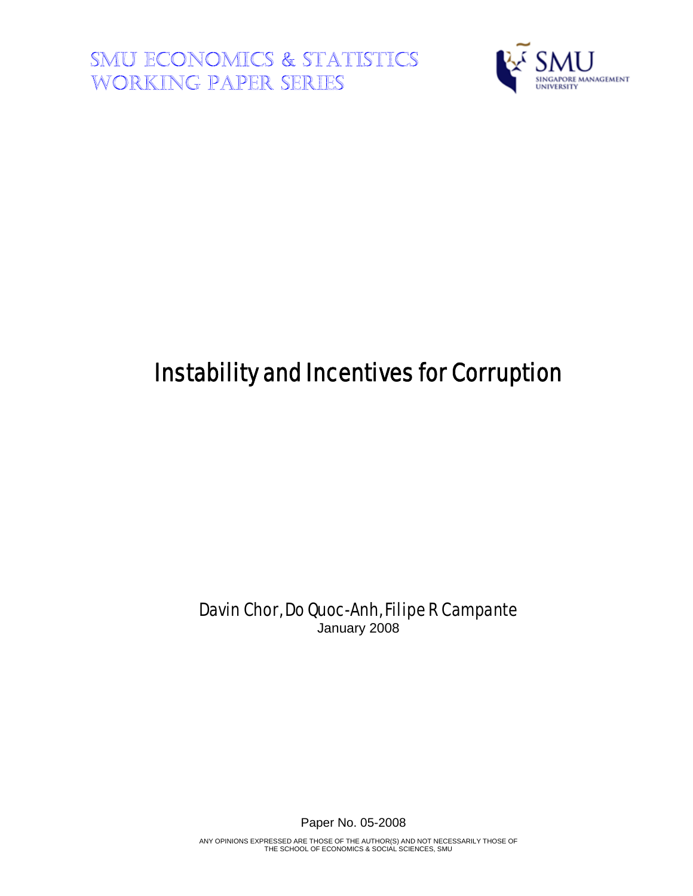SMU ECONOMICS & STATISTICS WORKING PAPER SERIES

# Instability and Incentives for Corruption

Davin Chor, Do Quoc-Anh, Filipe R Campante

January 2008

Paper No. 05-2008

ANY OPINIONS EXPRESSED ARE THOSE OF THE AUTHOR(S) AND NOT NECESSARILY THOSE OF THE SCHOOL OF ECONOMICS & SOCIAL SCIENCES, SMU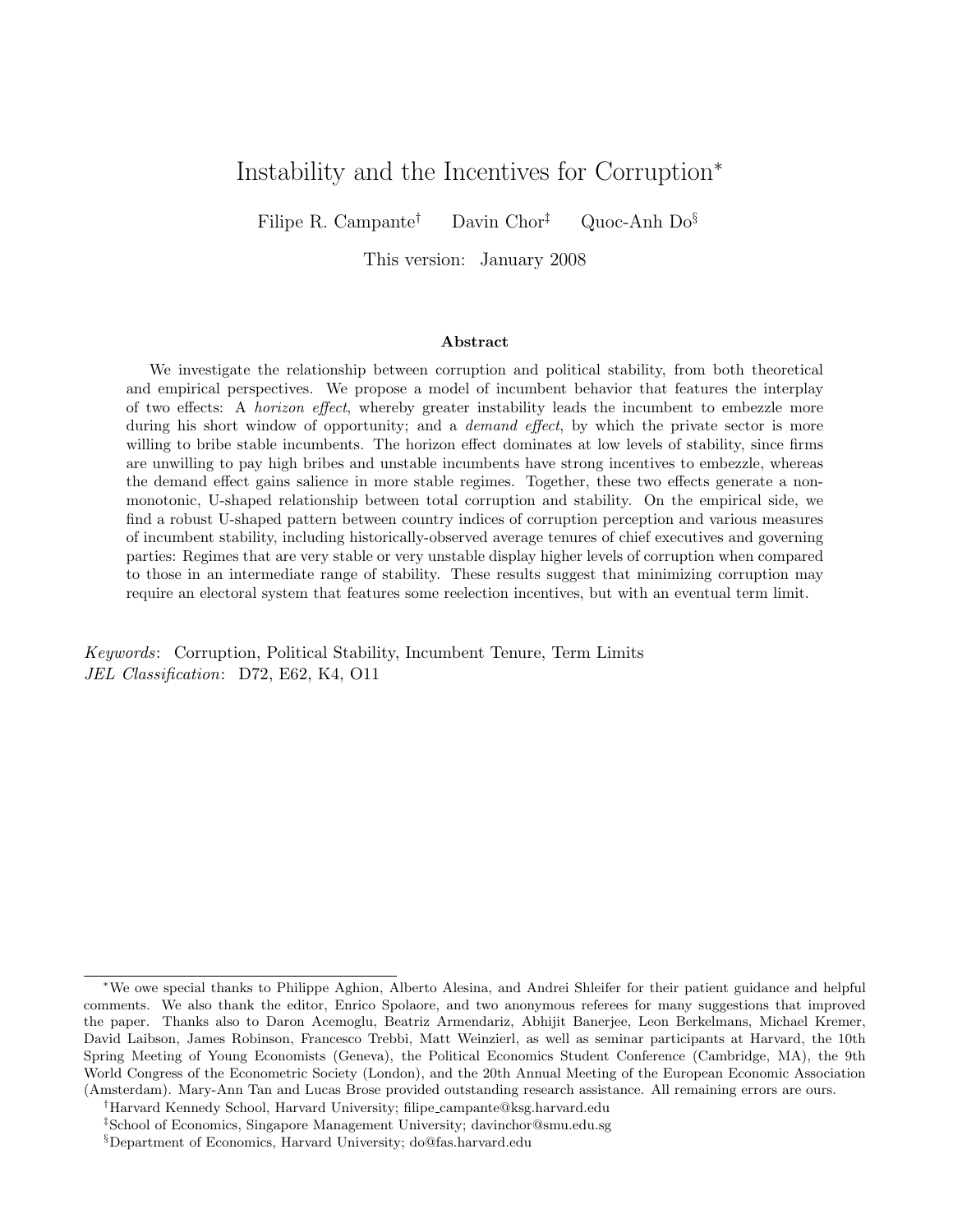# Instability and the Incentives for Corruption[*]

Filipe R. Campante[†] Davin Chor[‡] Quoc-Anh Do[§]

This version: January 2008

### Abstract

We investigate the relationship between corruption and political stability, from both theoretical and empirical perspectives. We propose a model of incumbent behavior that features the interplay of two effects: A *horizon effect*, whereby greater instability leads the incumbent to embezzle more during his short window of opportunity; and a *demand effect*, by which the private sector is more willing to bribe stable incumbents. The horizon effect dominates at low levels of stability, since firms are unwilling to pay high bribes and unstable incumbents have strong incentives to embezzle, whereas the demand effect gains salience in more stable regimes. Together, these two effects generate a non-monotonic, U-shaped relationship between total corruption and stability. On the empirical side, we find a robust U-shaped pattern between country indices of corruption perception and various measures of incumbent stability, including historically-observed average tenures of chief executives and governing parties: Regimes that are very stable or very unstable display higher levels of corruption when compared to those in an intermediate range of stability. These results suggest that minimizing corruption may require an electoral system that features some reelection incentives, but with an eventual term limit.

*Keywords*: Corruption, Political Stability, Incumbent Tenure, Term Limits
*JEL Classification*: D72, E62, K4, O11

---

[*] We owe special thanks to Philippe Aghion, Alberto Alesina, and Andrei Shleifer for their patient guidance and helpful comments. We also thank the editor, Enrico Spolaore, and two anonymous referees for many suggestions that improved the paper. Thanks also to Daron Acemoglu, Beatriz Armendariz, Abhijit Banerjee, Leon Berkelmans, Michael Kremer, David Laibson, James Robinson, Francesco Trebbi, Matt Weinzierl, as well as seminar participants at Harvard, the 10th Spring Meeting of Young Economists (Geneva), the Political Economics Student Conference (Cambridge, MA), the 9th World Congress of the Econometric Society (London), and the 20th Annual Meeting of the European Economic Association (Amsterdam). Mary-Ann Tan and Lucas Brose provided outstanding research assistance. All remaining errors are ours.

[†] Harvard Kennedy School, Harvard University; filipe_campante@ksg.harvard.edu

[‡] School of Economics, Singapore Management University; davinchor@smu.edu.sg

[§] Department of Economics, Harvard University; do@fas.harvard.edu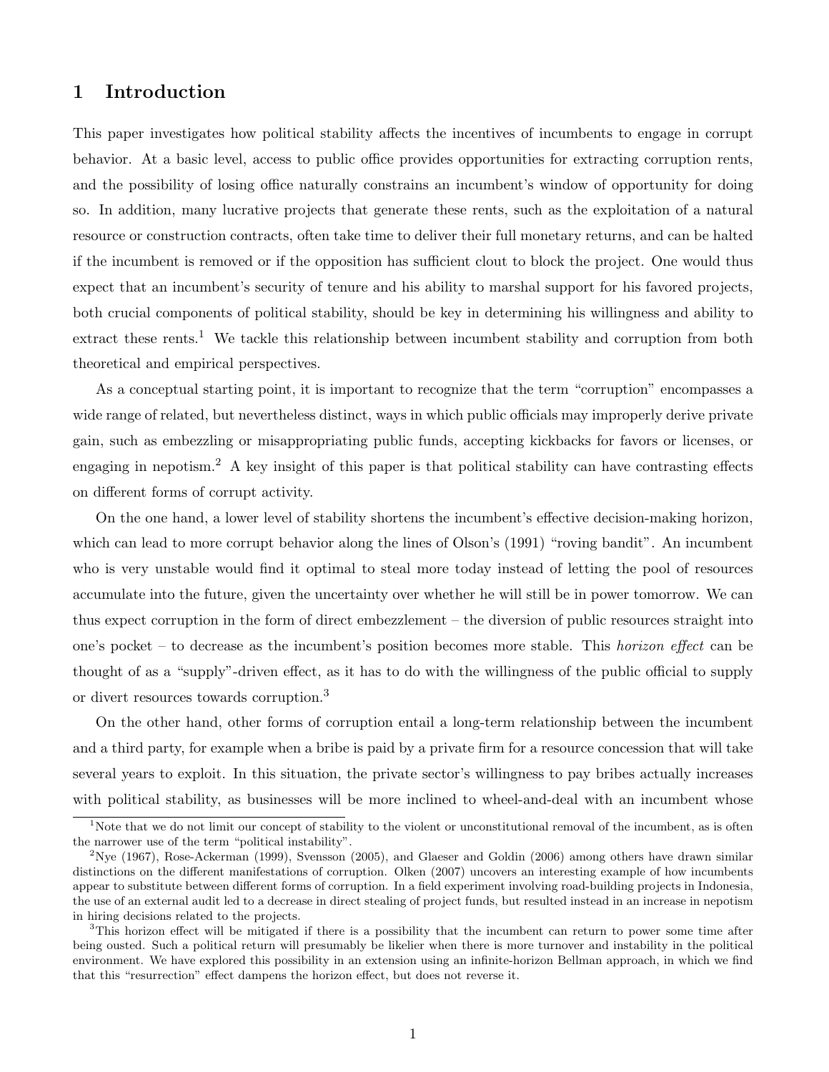# 1 Introduction

This paper investigates how political stability affects the incentives of incumbents to engage in corrupt behavior. At a basic level, access to public office provides opportunities for extracting corruption rents, and the possibility of losing office naturally constrains an incumbent's window of opportunity for doing so. In addition, many lucrative projects that generate these rents, such as the exploitation of a natural resource or construction contracts, often take time to deliver their full monetary returns, and can be halted if the incumbent is removed or if the opposition has sufficient clout to block the project. One would thus expect that an incumbent's security of tenure and his ability to marshal support for his favored projects, both crucial components of political stability, should be key in determining his willingness and ability to extract these rents.[1] We tackle this relationship between incumbent stability and corruption from both theoretical and empirical perspectives.

As a conceptual starting point, it is important to recognize that the term "corruption" encompasses a wide range of related, but nevertheless distinct, ways in which public officials may improperly derive private gain, such as embezzling or misappropriating public funds, accepting kickbacks for favors or licenses, or engaging in nepotism.[2] A key insight of this paper is that political stability can have contrasting effects on different forms of corrupt activity.

On the one hand, a lower level of stability shortens the incumbent's effective decision-making horizon, which can lead to more corrupt behavior along the lines of Olson's (1991) "roving bandit". An incumbent who is very unstable would find it optimal to steal more today instead of letting the pool of resources accumulate into the future, given the uncertainty over whether he will still be in power tomorrow. We can thus expect corruption in the form of direct embezzlement – the diversion of public resources straight into one's pocket – to decrease as the incumbent's position becomes more stable. This *horizon effect* can be thought of as a "supply"-driven effect, as it has to do with the willingness of the public official to supply or divert resources towards corruption.[3]

On the other hand, other forms of corruption entail a long-term relationship between the incumbent and a third party, for example when a bribe is paid by a private firm for a resource concession that will take several years to exploit. In this situation, the private sector's willingness to pay bribes actually increases with political stability, as businesses will be more inclined to wheel-and-deal with an incumbent whose

[1] Note that we do not limit our concept of stability to the violent or unconstitutional removal of the incumbent, as is often the narrower use of the term "political instability".

[2] Nye (1967), Rose-Ackerman (1999), Svensson (2005), and Glaeser and Goldin (2006) among others have drawn similar distinctions on the different manifestations of corruption. Olken (2007) uncovers an interesting example of how incumbents appear to substitute between different forms of corruption. In a field experiment involving road-building projects in Indonesia, the use of an external audit led to a decrease in direct stealing of project funds, but resulted instead in an increase in nepotism in hiring decisions related to the projects.

[3] This horizon effect will be mitigated if there is a possibility that the incumbent can return to power some time after being ousted. Such a political return will presumably be likelier when there is more turnover and instability in the political environment. We have explored this possibility in an extension using an infinite-horizon Bellman approach, in which we find that this "resurrection" effect dampens the horizon effect, but does not reverse it.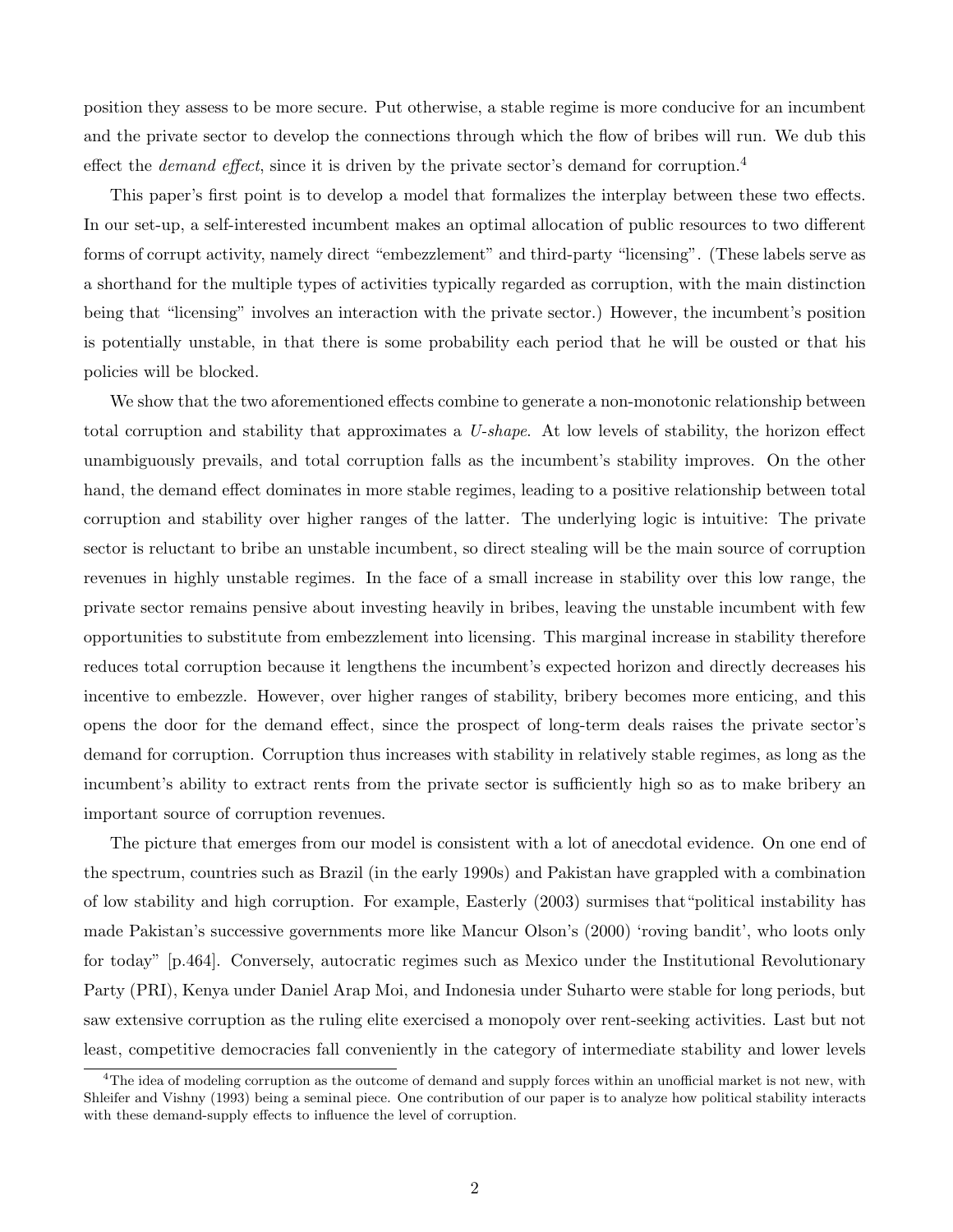position they assess to be more secure. Put otherwise, a stable regime is more conducive for an incumbent and the private sector to develop the connections through which the flow of bribes will run. We dub this effect the *demand effect*, since it is driven by the private sector's demand for corruption.[4]

This paper's first point is to develop a model that formalizes the interplay between these two effects. In our set-up, a self-interested incumbent makes an optimal allocation of public resources to two different forms of corrupt activity, namely direct "embezzlement" and third-party "licensing". (These labels serve as a shorthand for the multiple types of activities typically regarded as corruption, with the main distinction being that "licensing" involves an interaction with the private sector.) However, the incumbent's position is potentially unstable, in that there is some probability each period that he will be ousted or that his policies will be blocked.

We show that the two aforementioned effects combine to generate a non-monotonic relationship between total corruption and stability that approximates a *U-shape*. At low levels of stability, the horizon effect unambiguously prevails, and total corruption falls as the incumbent's stability improves. On the other hand, the demand effect dominates in more stable regimes, leading to a positive relationship between total corruption and stability over higher ranges of the latter. The underlying logic is intuitive: The private sector is reluctant to bribe an unstable incumbent, so direct stealing will be the main source of corruption revenues in highly unstable regimes. In the face of a small increase in stability over this low range, the private sector remains pensive about investing heavily in bribes, leaving the unstable incumbent with few opportunities to substitute from embezzlement into licensing. This marginal increase in stability therefore reduces total corruption because it lengthens the incumbent's expected horizon and directly decreases his incentive to embezzle. However, over higher ranges of stability, bribery becomes more enticing, and this opens the door for the demand effect, since the prospect of long-term deals raises the private sector's demand for corruption. Corruption thus increases with stability in relatively stable regimes, as long as the incumbent's ability to extract rents from the private sector is sufficiently high so as to make bribery an important source of corruption revenues.

The picture that emerges from our model is consistent with a lot of anecdotal evidence. On one end of the spectrum, countries such as Brazil (in the early 1990s) and Pakistan have grappled with a combination of low stability and high corruption. For example, Easterly (2003) surmises that "political instability has made Pakistan's successive governments more like Mancur Olson's (2000) 'roving bandit', who loots only for today" [p.464]. Conversely, autocratic regimes such as Mexico under the Institutional Revolutionary Party (PRI), Kenya under Daniel Arap Moi, and Indonesia under Suharto were stable for long periods, but saw extensive corruption as the ruling elite exercised a monopoly over rent-seeking activities. Last but not least, competitive democracies fall conveniently in the category of intermediate stability and lower levels

[4]The idea of modeling corruption as the outcome of demand and supply forces within an unofficial market is not new, with Shleifer and Vishny (1993) being a seminal piece. One contribution of our paper is to analyze how political stability interacts with these demand-supply effects to influence the level of corruption.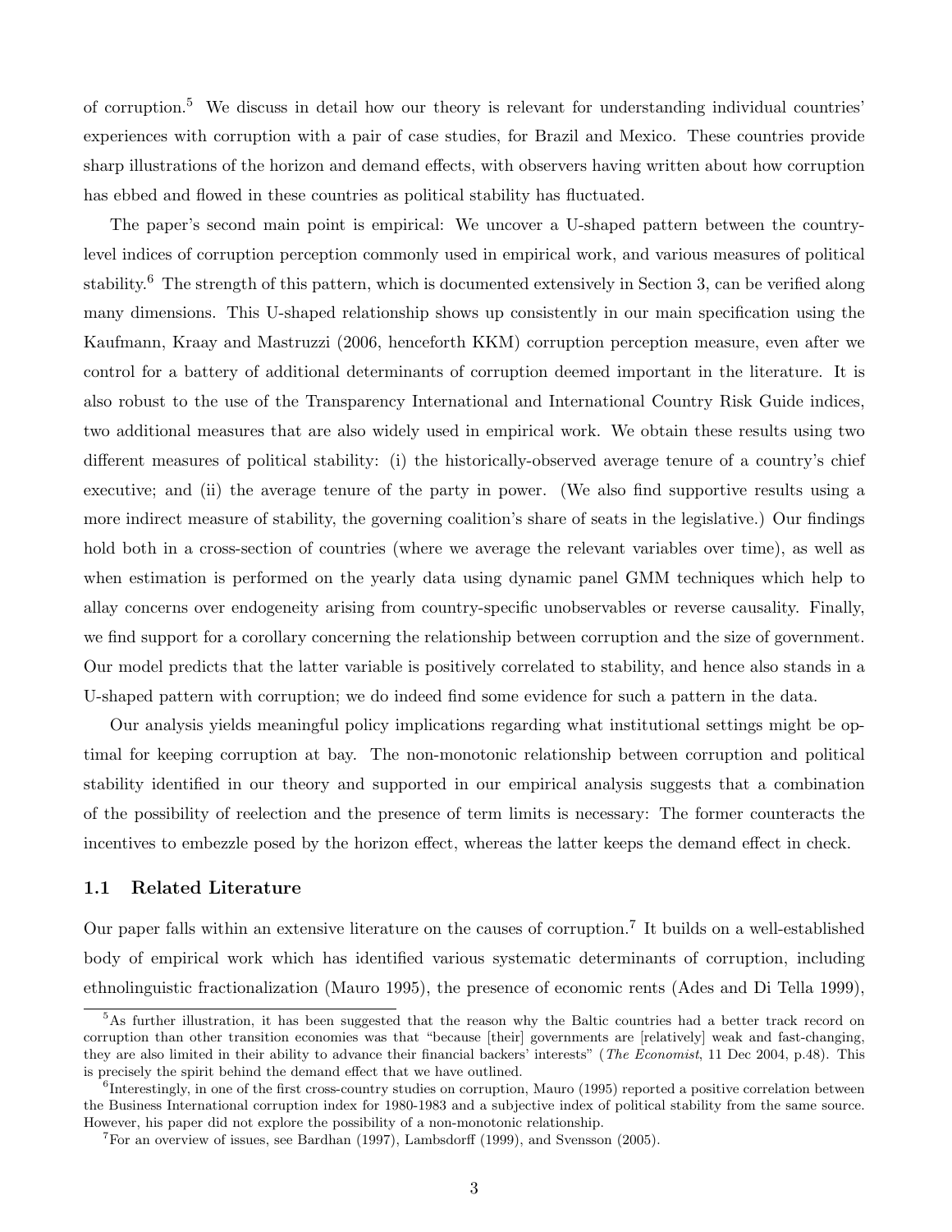of corruption.[5] We discuss in detail how our theory is relevant for understanding individual countries' experiences with corruption with a pair of case studies, for Brazil and Mexico. These countries provide sharp illustrations of the horizon and demand effects, with observers having written about how corruption has ebbed and flowed in these countries as political stability has fluctuated.

The paper's second main point is empirical: We uncover a U-shaped pattern between the country-level indices of corruption perception commonly used in empirical work, and various measures of political stability.[6] The strength of this pattern, which is documented extensively in Section 3, can be verified along many dimensions. This U-shaped relationship shows up consistently in our main specification using the Kaufmann, Kraay and Mastruzzi (2006, henceforth KKM) corruption perception measure, even after we control for a battery of additional determinants of corruption deemed important in the literature. It is also robust to the use of the Transparency International and International Country Risk Guide indices, two additional measures that are also widely used in empirical work. We obtain these results using two different measures of political stability: (i) the historically-observed average tenure of a country's chief executive; and (ii) the average tenure of the party in power. (We also find supportive results using a more indirect measure of stability, the governing coalition's share of seats in the legislative.) Our findings hold both in a cross-section of countries (where we average the relevant variables over time), as well as when estimation is performed on the yearly data using dynamic panel GMM techniques which help to allay concerns over endogeneity arising from country-specific unobservables or reverse causality. Finally, we find support for a corollary concerning the relationship between corruption and the size of government. Our model predicts that the latter variable is positively correlated to stability, and hence also stands in a U-shaped pattern with corruption; we do indeed find some evidence for such a pattern in the data.

Our analysis yields meaningful policy implications regarding what institutional settings might be optimal for keeping corruption at bay. The non-monotonic relationship between corruption and political stability identified in our theory and supported in our empirical analysis suggests that a combination of the possibility of reelection and the presence of term limits is necessary: The former counteracts the incentives to embezzle posed by the horizon effect, whereas the latter keeps the demand effect in check.

### 1.1 Related Literature

Our paper falls within an extensive literature on the causes of corruption.[7] It builds on a well-established body of empirical work which has identified various systematic determinants of corruption, including ethnolinguistic fractionalization (Mauro 1995), the presence of economic rents (Ades and Di Tella 1999),

---

[5] As further illustration, it has been suggested that the reason why the Baltic countries had a better track record on corruption than other transition economies was that "because [their] governments are [relatively] weak and fast-changing, they are also limited in their ability to advance their financial backers' interests" (*The Economist*, 11 Dec 2004, p.48). This is precisely the spirit behind the demand effect that we have outlined.

[6] Interestingly, in one of the first cross-country studies on corruption, Mauro (1995) reported a positive correlation between the Business International corruption index for 1980-1983 and a subjective index of political stability from the same source. However, his paper did not explore the possibility of a non-monotonic relationship.

[7] For an overview of issues, see Bardhan (1997), Lambsdorff (1999), and Svensson (2005).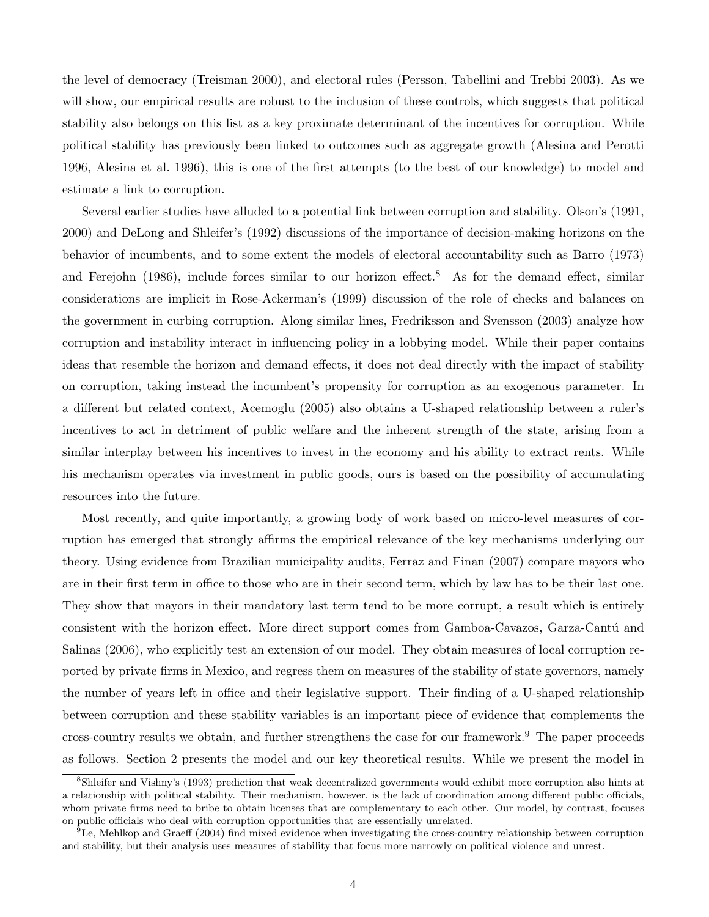the level of democracy (Treisman 2000), and electoral rules (Persson, Tabellini and Trebbi 2003). As we will show, our empirical results are robust to the inclusion of these controls, which suggests that political stability also belongs on this list as a key proximate determinant of the incentives for corruption. While political stability has previously been linked to outcomes such as aggregate growth (Alesina and Perotti 1996, Alesina et al. 1996), this is one of the first attempts (to the best of our knowledge) to model and estimate a link to corruption.

Several earlier studies have alluded to a potential link between corruption and stability. Olson's (1991, 2000) and DeLong and Shleifer's (1992) discussions of the importance of decision-making horizons on the behavior of incumbents, and to some extent the models of electoral accountability such as Barro (1973) and Ferejohn (1986), include forces similar to our horizon effect.[8] As for the demand effect, similar considerations are implicit in Rose-Ackerman's (1999) discussion of the role of checks and balances on the government in curbing corruption. Along similar lines, Fredriksson and Svensson (2003) analyze how corruption and instability interact in influencing policy in a lobbying model. While their paper contains ideas that resemble the horizon and demand effects, it does not deal directly with the impact of stability on corruption, taking instead the incumbent's propensity for corruption as an exogenous parameter. In a different but related context, Acemoglu (2005) also obtains a U-shaped relationship between a ruler's incentives to act in detriment of public welfare and the inherent strength of the state, arising from a similar interplay between his incentives to invest in the economy and his ability to extract rents. While his mechanism operates via investment in public goods, ours is based on the possibility of accumulating resources into the future.

Most recently, and quite importantly, a growing body of work based on micro-level measures of corruption has emerged that strongly affirms the empirical relevance of the key mechanisms underlying our theory. Using evidence from Brazilian municipality audits, Ferraz and Finan (2007) compare mayors who are in their first term in office to those who are in their second term, which by law has to be their last one. They show that mayors in their mandatory last term tend to be more corrupt, a result which is entirely consistent with the horizon effect. More direct support comes from Gamboa-Cavazos, Garza-Cantú and Salinas (2006), who explicitly test an extension of our model. They obtain measures of local corruption reported by private firms in Mexico, and regress them on measures of the stability of state governors, namely the number of years left in office and their legislative support. Their finding of a U-shaped relationship between corruption and these stability variables is an important piece of evidence that complements the cross-country results we obtain, and further strengthens the case for our framework.[9] The paper proceeds as follows. Section 2 presents the model and our key theoretical results. While we present the model in

[8] Shleifer and Vishny's (1993) prediction that weak decentralized governments would exhibit more corruption also hints at a relationship with political stability. Their mechanism, however, is the lack of coordination among different public officials, whom private firms need to bribe to obtain licenses that are complementary to each other. Our model, by contrast, focuses on public officials who deal with corruption opportunities that are essentially unrelated.

[9] Le, Mehlkop and Graeff (2004) find mixed evidence when investigating the cross-country relationship between corruption and stability, but their analysis uses measures of stability that focus more narrowly on political violence and unrest.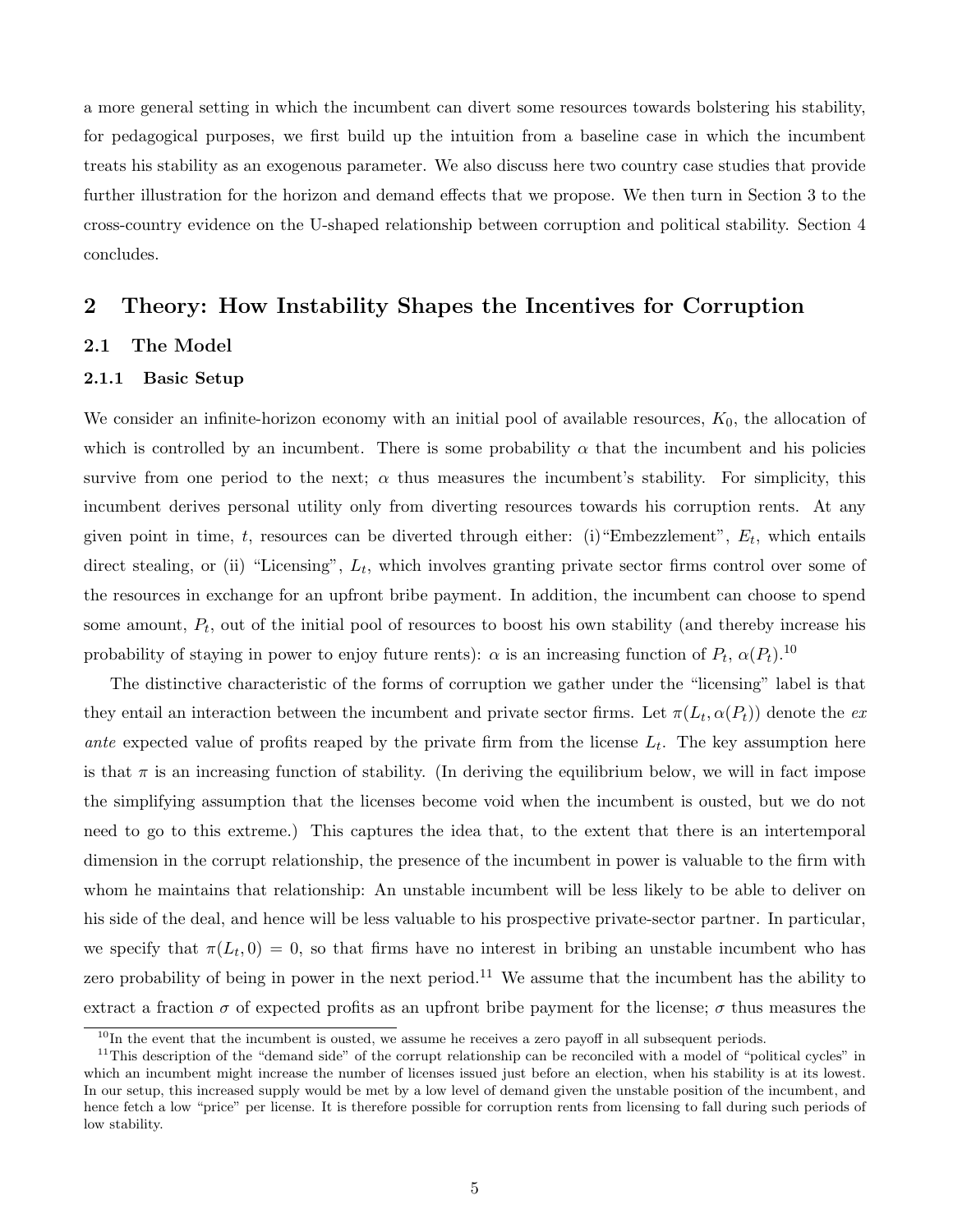a more general setting in which the incumbent can divert some resources towards bolstering his stability, for pedagogical purposes, we first build up the intuition from a baseline case in which the incumbent treats his stability as an exogenous parameter. We also discuss here two country case studies that provide further illustration for the horizon and demand effects that we propose. We then turn in Section 3 to the cross-country evidence on the U-shaped relationship between corruption and political stability. Section 4 concludes.

## 2 Theory: How Instability Shapes the Incentives for Corruption

### 2.1 The Model

#### 2.1.1 Basic Setup

We consider an infinite-horizon economy with an initial pool of available resources, $K_0$, the allocation of which is controlled by an incumbent. There is some probability $\alpha$ that the incumbent and his policies survive from one period to the next; $\alpha$ thus measures the incumbent's stability. For simplicity, this incumbent derives personal utility only from diverting resources towards his corruption rents. At any given point in time, $t$, resources can be diverted through either: (i) "Embezzlement", $E_t$, which entails direct stealing, or (ii) "Licensing", $L_t$, which involves granting private sector firms control over some of the resources in exchange for an upfront bribe payment. In addition, the incumbent can choose to spend some amount, $P_t$, out of the initial pool of resources to boost his own stability (and thereby increase his probability of staying in power to enjoy future rents): $\alpha$ is an increasing function of $P_t$, $\alpha(P_t)$.[10]

The distinctive characteristic of the forms of corruption we gather under the "licensing" label is that they entail an interaction between the incumbent and private sector firms. Let $\pi(L_t, \alpha(P_t))$ denote the *ex ante* expected value of profits reaped by the private firm from the license $L_t$. The key assumption here is that $\pi$ is an increasing function of stability. (In deriving the equilibrium below, we will in fact impose the simplifying assumption that the licenses become void when the incumbent is ousted, but we do not need to go to this extreme.) This captures the idea that, to the extent that there is an intertemporal dimension in the corrupt relationship, the presence of the incumbent in power is valuable to the firm with whom he maintains that relationship: An unstable incumbent will be less likely to be able to deliver on his side of the deal, and hence will be less valuable to his prospective private-sector partner. In particular, we specify that $\pi(L_t, 0) = 0$, so that firms have no interest in bribing an unstable incumbent who has zero probability of being in power in the next period.[11] We assume that the incumbent has the ability to extract a fraction $\sigma$ of expected profits as an upfront bribe payment for the license; $\sigma$ thus measures the

[10] In the event that the incumbent is ousted, we assume he receives a zero payoff in all subsequent periods.

[11] This description of the "demand side" of the corrupt relationship can be reconciled with a model of "political cycles" in which an incumbent might increase the number of licenses issued just before an election, when his stability is at its lowest. In our setup, this increased supply would be met by a low level of demand given the unstable position of the incumbent, and hence fetch a low "price" per license. It is therefore possible for corruption rents from licensing to fall during such periods of low stability.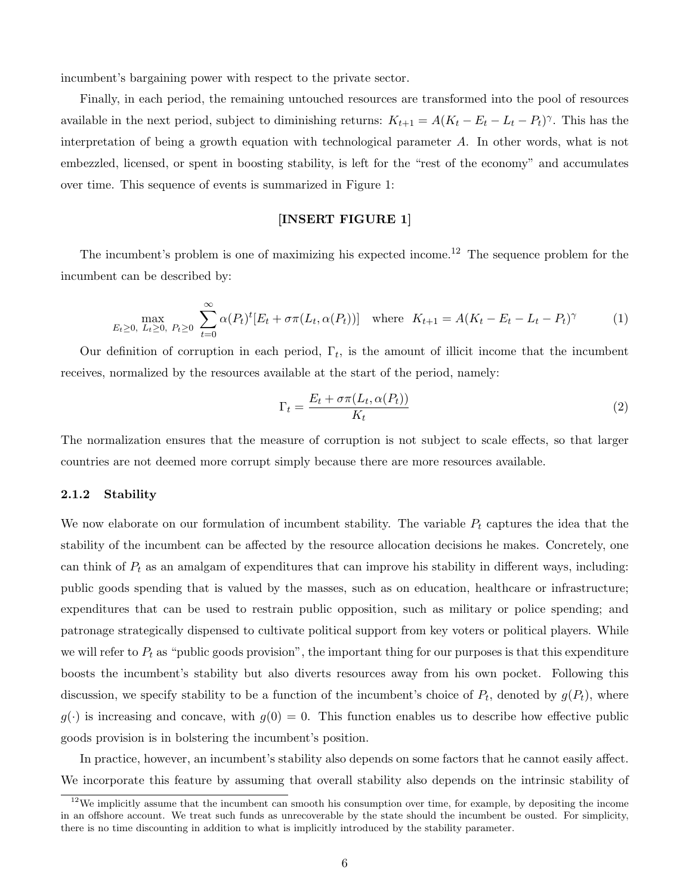incumbent's bargaining power with respect to the private sector.

Finally, in each period, the remaining untouched resources are transformed into the pool of resources available in the next period, subject to diminishing returns: $K_{t+1} = A(K_t - E_t - L_t - P_t)^\gamma$. This has the interpretation of being a growth equation with technological parameter $A$. In other words, what is not embezzled, licensed, or spent in boosting stability, is left for the "rest of the economy" and accumulates over time. This sequence of events is summarized in Figure 1:

**[INSERT FIGURE 1]**

The incumbent's problem is one of maximizing his expected income.[12] The sequence problem for the incumbent can be described by:

$$\max_{E_t \geq 0,\ L_t \geq 0,\ P_t \geq 0} \sum_{t=0}^{\infty} \alpha(P_t)^t [E_t + \sigma\pi(L_t, \alpha(P_t))] \quad \text{where} \quad K_{t+1} = A(K_t - E_t - L_t - P_t)^\gamma \tag{1}$$

Our definition of corruption in each period, $\Gamma_t$, is the amount of illicit income that the incumbent receives, normalized by the resources available at the start of the period, namely:

$$\Gamma_t = \frac{E_t + \sigma\pi(L_t, \alpha(P_t))}{K_t} \tag{2}$$

The normalization ensures that the measure of corruption is not subject to scale effects, so that larger countries are not deemed more corrupt simply because there are more resources available.

### 2.1.2 Stability

We now elaborate on our formulation of incumbent stability. The variable $P_t$ captures the idea that the stability of the incumbent can be affected by the resource allocation decisions he makes. Concretely, one can think of $P_t$ as an amalgam of expenditures that can improve his stability in different ways, including: public goods spending that is valued by the masses, such as on education, healthcare or infrastructure; expenditures that can be used to restrain public opposition, such as military or police spending; and patronage strategically dispensed to cultivate political support from key voters or political players. While we will refer to $P_t$ as "public goods provision", the important thing for our purposes is that this expenditure boosts the incumbent's stability but also diverts resources away from his own pocket. Following this discussion, we specify stability to be a function of the incumbent's choice of $P_t$, denoted by $g(P_t)$, where $g(\cdot)$ is increasing and concave, with $g(0) = 0$. This function enables us to describe how effective public goods provision is in bolstering the incumbent's position.

In practice, however, an incumbent's stability also depends on some factors that he cannot easily affect. We incorporate this feature by assuming that overall stability also depends on the intrinsic stability of

[12] We implicitly assume that the incumbent can smooth his consumption over time, for example, by depositing the income in an offshore account. We treat such funds as unrecoverable by the state should the incumbent be ousted. For simplicity, there is no time discounting in addition to what is implicitly introduced by the stability parameter.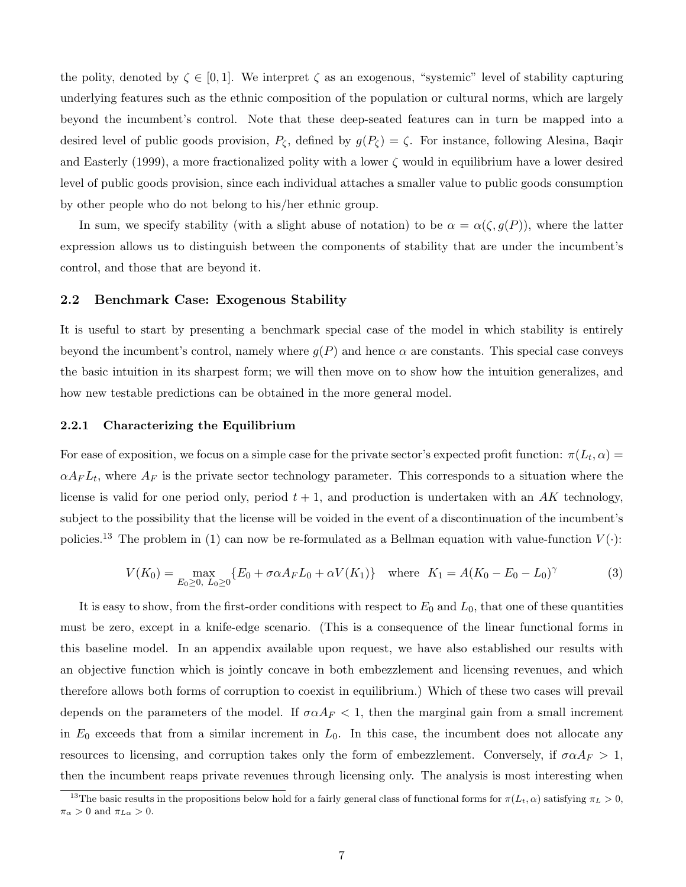the polity, denoted by $\zeta \in [0, 1]$. We interpret $\zeta$ as an exogenous, "systemic" level of stability capturing underlying features such as the ethnic composition of the population or cultural norms, which are largely beyond the incumbent's control. Note that these deep-seated features can in turn be mapped into a desired level of public goods provision, $P_\zeta$, defined by $g(P_\zeta) = \zeta$. For instance, following Alesina, Baqir and Easterly (1999), a more fractionalized polity with a lower $\zeta$ would in equilibrium have a lower desired level of public goods provision, since each individual attaches a smaller value to public goods consumption by other people who do not belong to his/her ethnic group.

In sum, we specify stability (with a slight abuse of notation) to be $\alpha = \alpha(\zeta, g(P))$, where the latter expression allows us to distinguish between the components of stability that are under the incumbent's control, and those that are beyond it.

### 2.2 Benchmark Case: Exogenous Stability

It is useful to start by presenting a benchmark special case of the model in which stability is entirely beyond the incumbent's control, namely where $g(P)$ and hence $\alpha$ are constants. This special case conveys the basic intuition in its sharpest form; we will then move on to show how the intuition generalizes, and how new testable predictions can be obtained in the more general model.

#### 2.2.1 Characterizing the Equilibrium

For ease of exposition, we focus on a simple case for the private sector's expected profit function: $\pi(L_t, \alpha) = \alpha A_F L_t$, where $A_F$ is the private sector technology parameter. This corresponds to a situation where the license is valid for one period only, period $t + 1$, and production is undertaken with an $AK$ technology, subject to the possibility that the license will be voided in the event of a discontinuation of the incumbent's policies.[13] The problem in (1) can now be re-formulated as a Bellman equation with value-function $V(\cdot)$:

$$V(K_0) = \max_{E_0 \geq 0,\ L_0 \geq 0} \{E_0 + \sigma\alpha A_F L_0 + \alpha V(K_1)\} \quad \text{where} \quad K_1 = A(K_0 - E_0 - L_0)^\gamma \tag{3}$$

It is easy to show, from the first-order conditions with respect to $E_0$ and $L_0$, that one of these quantities must be zero, except in a knife-edge scenario. (This is a consequence of the linear functional forms in this baseline model. In an appendix available upon request, we have also established our results with an objective function which is jointly concave in both embezzlement and licensing revenues, and which therefore allows both forms of corruption to coexist in equilibrium.) Which of these two cases will prevail depends on the parameters of the model. If $\sigma\alpha A_F < 1$, then the marginal gain from a small increment in $E_0$ exceeds that from a similar increment in $L_0$. In this case, the incumbent does not allocate any resources to licensing, and corruption takes only the form of embezzlement. Conversely, if $\sigma\alpha A_F > 1$, then the incumbent reaps private revenues through licensing only. The analysis is most interesting when

[13] The basic results in the propositions below hold for a fairly general class of functional forms for $\pi(L_t, \alpha)$ satisfying $\pi_L > 0$, $\pi_\alpha > 0$ and $\pi_{L\alpha} > 0$.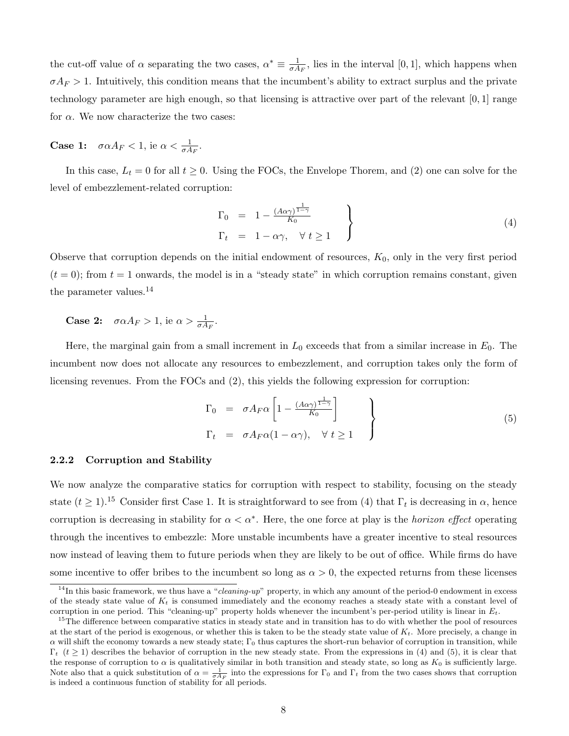the cut-off value of $\alpha$ separating the two cases, $\alpha^* \equiv \frac{1}{\sigma A_F}$, lies in the interval $[0, 1]$, which happens when $\sigma A_F > 1$. Intuitively, this condition means that the incumbent's ability to extract surplus and the private technology parameter are high enough, so that licensing is attractive over part of the relevant $[0, 1]$ range for $\alpha$. We now characterize the two cases:

**Case 1:** $\sigma \alpha A_F < 1$, ie $\alpha < \frac{1}{\sigma A_F}$.

In this case, $L_t = 0$ for all $t \geq 0$. Using the FOCs, the Envelope Thorem, and (2) one can solve for the level of embezzlement-related corruption:

$$\left.\begin{array}{rcl} \Gamma_0 &=& 1 - \frac{(A\alpha\gamma)^{\frac{1}{1-\gamma}}}{K_0} \\ \Gamma_t &=& 1 - \alpha\gamma, \quad \forall\, t \geq 1 \end{array}\right\} \tag{4}$$

Observe that corruption depends on the initial endowment of resources, $K_0$, only in the very first period ($t = 0$); from $t = 1$ onwards, the model is in a "steady state" in which corruption remains constant, given the parameter values.[14]

**Case 2:** $\sigma \alpha A_F > 1$, ie $\alpha > \frac{1}{\sigma A_F}$.

Here, the marginal gain from a small increment in $L_0$ exceeds that from a similar increase in $E_0$. The incumbent now does not allocate any resources to embezzlement, and corruption takes only the form of licensing revenues. From the FOCs and (2), this yields the following expression for corruption:

$$\left.\begin{array}{rcl} \Gamma_0 &=& \sigma A_F \alpha \left[1 - \frac{(A\alpha\gamma)^{\frac{1}{1-\gamma}}}{K_0}\right] \\ \Gamma_t &=& \sigma A_F \alpha (1 - \alpha\gamma), \quad \forall\, t \geq 1 \end{array}\right\} \tag{5}$$

### 2.2.2 Corruption and Stability

We now analyze the comparative statics for corruption with respect to stability, focusing on the steady state ($t \geq 1$).[15] Consider first Case 1. It is straightforward to see from (4) that $\Gamma_t$ is decreasing in $\alpha$, hence corruption is decreasing in stability for $\alpha < \alpha^*$. Here, the one force at play is the *horizon effect* operating through the incentives to embezzle: More unstable incumbents have a greater incentive to steal resources now instead of leaving them to future periods when they are likely to be out of office. While firms do have some incentive to offer bribes to the incumbent so long as $\alpha > 0$, the expected returns from these licenses

---

[14] In this basic framework, we thus have a "*cleaning-up*" property, in which any amount of the period-0 endowment in excess of the steady state value of $K_t$ is consumed immediately and the economy reaches a steady state with a constant level of corruption in one period. This "cleaning-up" property holds whenever the incumbent's per-period utility is linear in $E_t$.

[15] The difference between comparative statics in steady state and in transition has to do with whether the pool of resources at the start of the period is exogenous, or whether this is taken to be the steady state value of $K_t$. More precisely, a change in $\alpha$ will shift the economy towards a new steady state; $\Gamma_0$ thus captures the short-run behavior of corruption in transition, while $\Gamma_t$ ($t \geq 1$) describes the behavior of corruption in the new steady state. From the expressions in (4) and (5), it is clear that the response of corruption to $\alpha$ is qualitatively similar in both transition and steady state, so long as $K_0$ is sufficiently large. Note also that a quick substitution of $\alpha = \frac{1}{\sigma A_F}$ into the expressions for $\Gamma_0$ and $\Gamma_t$ from the two cases shows that corruption is indeed a continuous function of stability for all periods.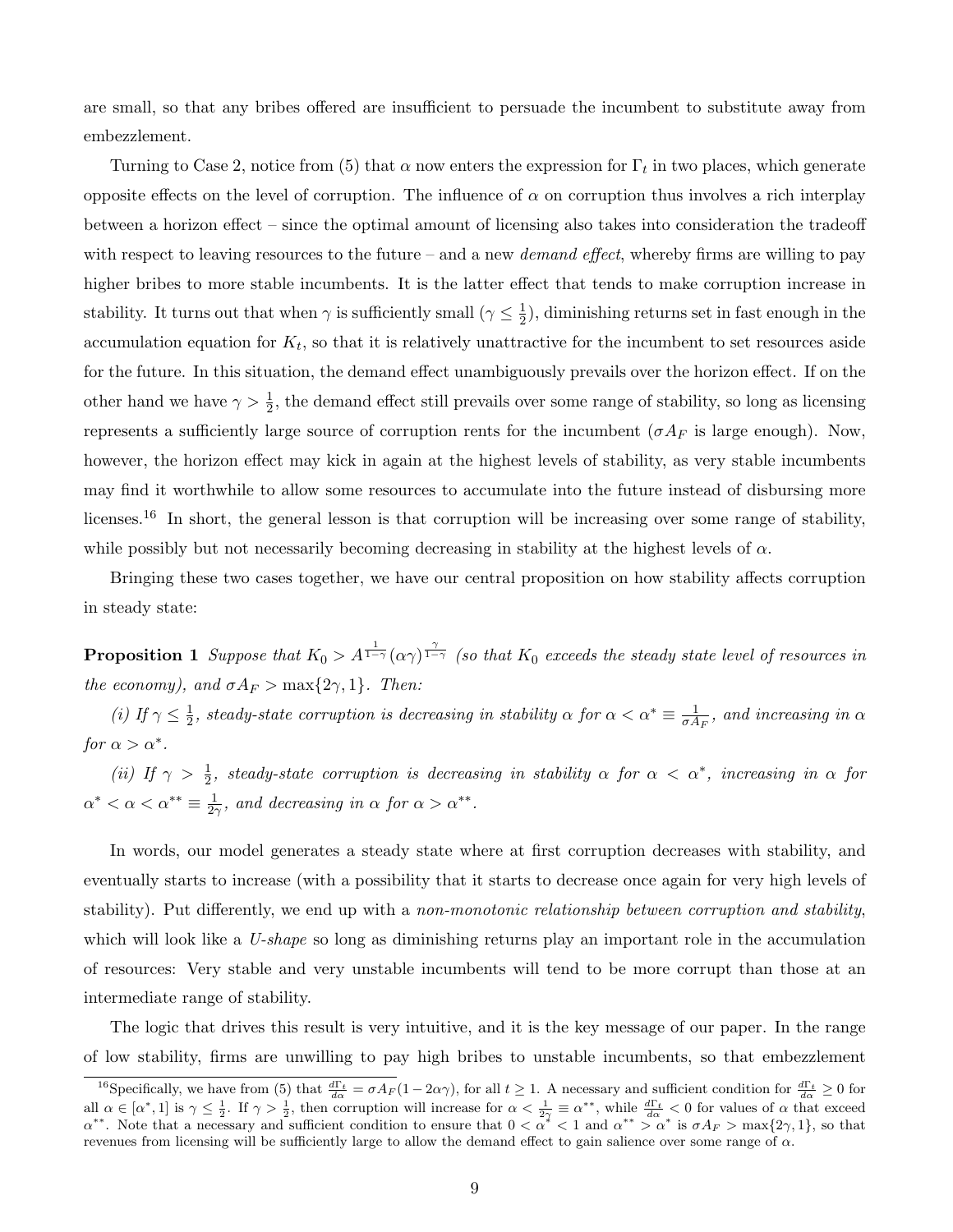are small, so that any bribes offered are insufficient to persuade the incumbent to substitute away from embezzlement.

Turning to Case 2, notice from (5) that $\alpha$ now enters the expression for $\Gamma_t$ in two places, which generate opposite effects on the level of corruption. The influence of $\alpha$ on corruption thus involves a rich interplay between a horizon effect – since the optimal amount of licensing also takes into consideration the tradeoff with respect to leaving resources to the future – and a new *demand effect*, whereby firms are willing to pay higher bribes to more stable incumbents. It is the latter effect that tends to make corruption increase in stability. It turns out that when $\gamma$ is sufficiently small ($\gamma \leq \frac{1}{2}$), diminishing returns set in fast enough in the accumulation equation for $K_t$, so that it is relatively unattractive for the incumbent to set resources aside for the future. In this situation, the demand effect unambiguously prevails over the horizon effect. If on the other hand we have $\gamma > \frac{1}{2}$, the demand effect still prevails over some range of stability, so long as licensing represents a sufficiently large source of corruption rents for the incumbent ($\sigma A_F$ is large enough). Now, however, the horizon effect may kick in again at the highest levels of stability, as very stable incumbents may find it worthwhile to allow some resources to accumulate into the future instead of disbursing more licenses.[16] In short, the general lesson is that corruption will be increasing over some range of stability, while possibly but not necessarily becoming decreasing in stability at the highest levels of $\alpha$.

Bringing these two cases together, we have our central proposition on how stability affects corruption in steady state:

**Proposition 1** *Suppose that $K_0 > A^{\frac{1}{1-\gamma}}(\alpha\gamma)^{\frac{\gamma}{1-\gamma}}$ (so that $K_0$ exceeds the steady state level of resources in the economy), and $\sigma A_F > \max\{2\gamma, 1\}$. Then:*

*(i) If $\gamma \leq \frac{1}{2}$, steady-state corruption is decreasing in stability $\alpha$ for $\alpha < \alpha^* \equiv \frac{1}{\sigma A_F}$, and increasing in $\alpha$ for $\alpha > \alpha^*$.*

*(ii) If $\gamma > \frac{1}{2}$, steady-state corruption is decreasing in stability $\alpha$ for $\alpha < \alpha^*$, increasing in $\alpha$ for $\alpha^* < \alpha < \alpha^{**} \equiv \frac{1}{2\gamma}$, and decreasing in $\alpha$ for $\alpha > \alpha^{**}$.*

In words, our model generates a steady state where at first corruption decreases with stability, and eventually starts to increase (with a possibility that it starts to decrease once again for very high levels of stability). Put differently, we end up with a *non-monotonic relationship between corruption and stability*, which will look like a *U-shape* so long as diminishing returns play an important role in the accumulation of resources: Very stable and very unstable incumbents will tend to be more corrupt than those at an intermediate range of stability.

The logic that drives this result is very intuitive, and it is the key message of our paper. In the range of low stability, firms are unwilling to pay high bribes to unstable incumbents, so that embezzlement

[16] Specifically, we have from (5) that $\frac{d\Gamma_t}{d\alpha} = \sigma A_F(1 - 2\alpha\gamma)$, for all $t \geq 1$. A necessary and sufficient condition for $\frac{d\Gamma_t}{d\alpha} \geq 0$ for all $\alpha \in [\alpha^*, 1]$ is $\gamma \leq \frac{1}{2}$. If $\gamma > \frac{1}{2}$, then corruption will increase for $\alpha < \frac{1}{2\gamma} \equiv \alpha^{**}$, while $\frac{d\Gamma_t}{d\alpha} < 0$ for values of $\alpha$ that exceed $\alpha^{**}$. Note that a necessary and sufficient condition to ensure that $0 < \alpha^* < 1$ and $\alpha^{**} > \alpha^*$ is $\sigma A_F > \max\{2\gamma, 1\}$, so that revenues from licensing will be sufficiently large to allow the demand effect to gain salience over some range of $\alpha$.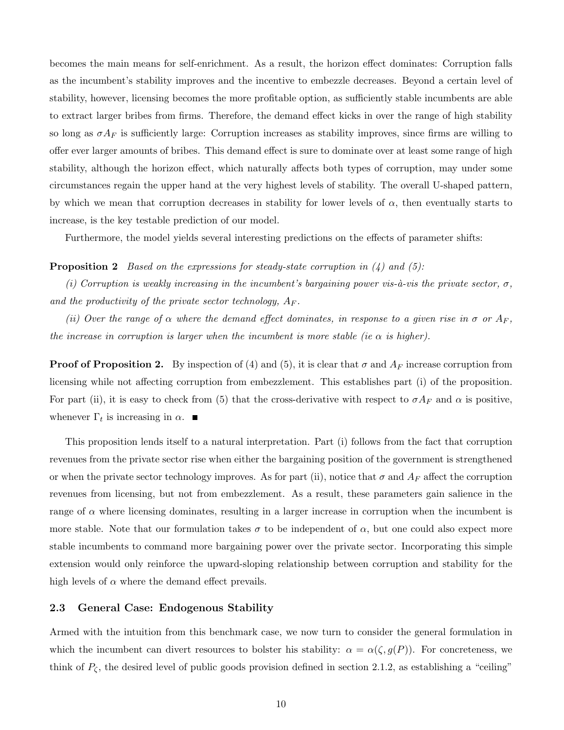becomes the main means for self-enrichment. As a result, the horizon effect dominates: Corruption falls as the incumbent's stability improves and the incentive to embezzle decreases. Beyond a certain level of stability, however, licensing becomes the more profitable option, as sufficiently stable incumbents are able to extract larger bribes from firms. Therefore, the demand effect kicks in over the range of high stability so long as $\sigma A_F$ is sufficiently large: Corruption increases as stability improves, since firms are willing to offer ever larger amounts of bribes. This demand effect is sure to dominate over at least some range of high stability, although the horizon effect, which naturally affects both types of corruption, may under some circumstances regain the upper hand at the very highest levels of stability. The overall U-shaped pattern, by which we mean that corruption decreases in stability for lower levels of $\alpha$, then eventually starts to increase, is the key testable prediction of our model.

Furthermore, the model yields several interesting predictions on the effects of parameter shifts:

**Proposition 2** *Based on the expressions for steady-state corruption in (4) and (5):*

*(i) Corruption is weakly increasing in the incumbent's bargaining power vis-à-vis the private sector, $\sigma$, and the productivity of the private sector technology, $A_F$.*

*(ii) Over the range of $\alpha$ where the demand effect dominates, in response to a given rise in $\sigma$ or $A_F$, the increase in corruption is larger when the incumbent is more stable (ie $\alpha$ is higher).*

**Proof of Proposition 2.** By inspection of (4) and (5), it is clear that $\sigma$ and $A_F$ increase corruption from licensing while not affecting corruption from embezzlement. This establishes part (i) of the proposition. For part (ii), it is easy to check from (5) that the cross-derivative with respect to $\sigma A_F$ and $\alpha$ is positive, whenever $\Gamma_t$ is increasing in $\alpha$. ■

This proposition lends itself to a natural interpretation. Part (i) follows from the fact that corruption revenues from the private sector rise when either the bargaining position of the government is strengthened or when the private sector technology improves. As for part (ii), notice that $\sigma$ and $A_F$ affect the corruption revenues from licensing, but not from embezzlement. As a result, these parameters gain salience in the range of $\alpha$ where licensing dominates, resulting in a larger increase in corruption when the incumbent is more stable. Note that our formulation takes $\sigma$ to be independent of $\alpha$, but one could also expect more stable incumbents to command more bargaining power over the private sector. Incorporating this simple extension would only reinforce the upward-sloping relationship between corruption and stability for the high levels of $\alpha$ where the demand effect prevails.

### 2.3 General Case: Endogenous Stability

Armed with the intuition from this benchmark case, we now turn to consider the general formulation in which the incumbent can divert resources to bolster his stability: $\alpha = \alpha(\zeta, g(P))$. For concreteness, we think of $P_\zeta$, the desired level of public goods provision defined in section 2.1.2, as establishing a "ceiling"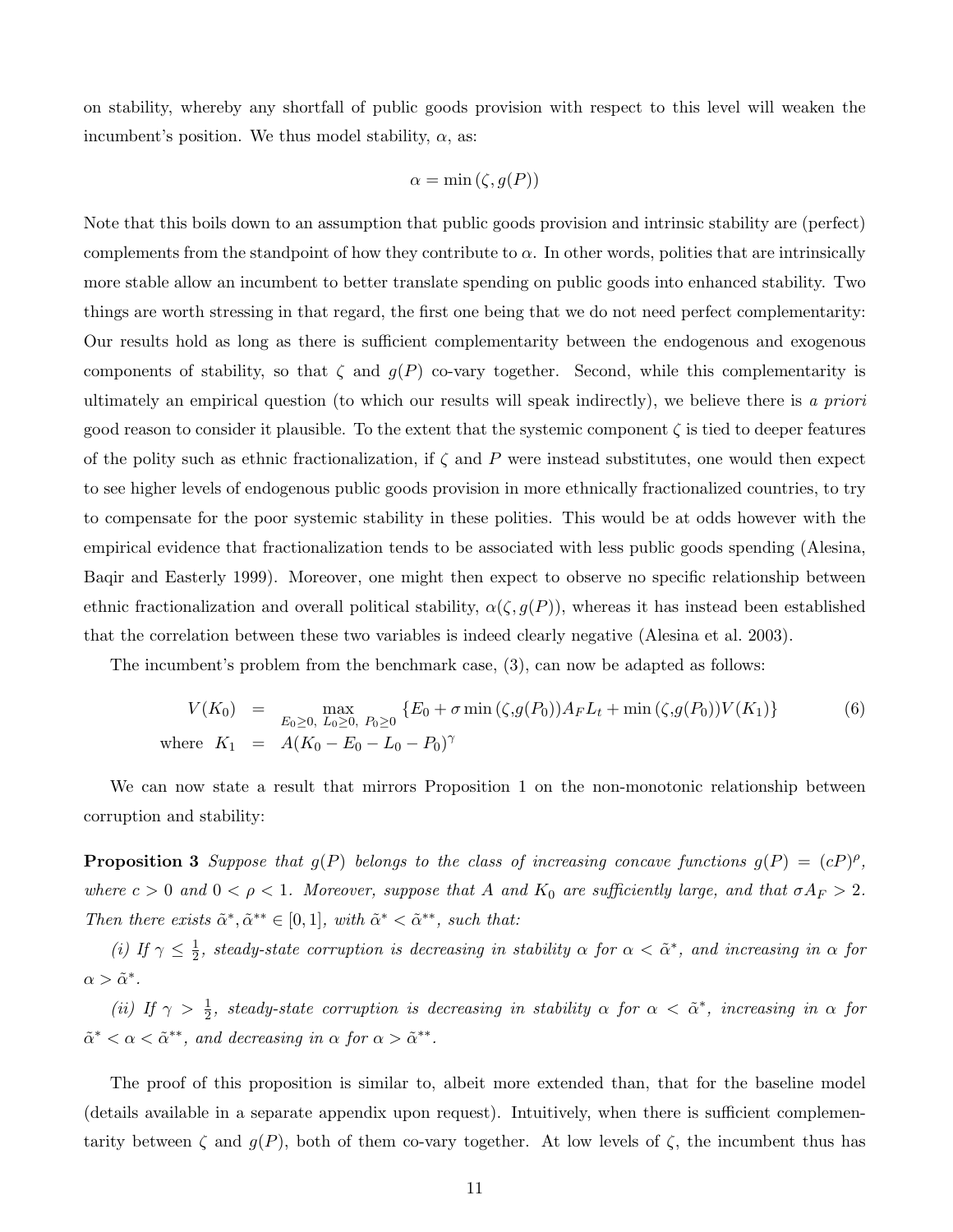on stability, whereby any shortfall of public goods provision with respect to this level will weaken the incumbent's position. We thus model stability, $\alpha$, as:

$$\alpha = \min\left(\zeta, g(P)\right)$$

Note that this boils down to an assumption that public goods provision and intrinsic stability are (perfect) complements from the standpoint of how they contribute to $\alpha$. In other words, polities that are intrinsically more stable allow an incumbent to better translate spending on public goods into enhanced stability. Two things are worth stressing in that regard, the first one being that we do not need perfect complementarity: Our results hold as long as there is sufficient complementarity between the endogenous and exogenous components of stability, so that $\zeta$ and $g(P)$ co-vary together. Second, while this complementarity is ultimately an empirical question (to which our results will speak indirectly), we believe there is *a priori* good reason to consider it plausible. To the extent that the systemic component $\zeta$ is tied to deeper features of the polity such as ethnic fractionalization, if $\zeta$ and $P$ were instead substitutes, one would then expect to see higher levels of endogenous public goods provision in more ethnically fractionalized countries, to try to compensate for the poor systemic stability in these polities. This would be at odds however with the empirical evidence that fractionalization tends to be associated with less public goods spending (Alesina, Baqir and Easterly 1999). Moreover, one might then expect to observe no specific relationship between ethnic fractionalization and overall political stability, $\alpha(\zeta, g(P))$, whereas it has instead been established that the correlation between these two variables is indeed clearly negative (Alesina et al. 2003).

The incumbent's problem from the benchmark case, (3), can now be adapted as follows:

$$\begin{aligned} V(K_0) &= \max_{E_0 \geq 0,\ L_0 \geq 0,\ P_0 \geq 0} \left\{E_0 + \sigma \min\left(\zeta, g(P_0)\right) A_F L_t + \min\left(\zeta, g(P_0)\right) V(K_1)\right\} \qquad (6) \\ \text{where} \ \ K_1 &= A(K_0 - E_0 - L_0 - P_0)^{\gamma} \end{aligned}$$

We can now state a result that mirrors Proposition 1 on the non-monotonic relationship between corruption and stability:

**Proposition 3** *Suppose that $g(P)$ belongs to the class of increasing concave functions $g(P) = (cP)^{\rho}$, where $c > 0$ and $0 < \rho < 1$. Moreover, suppose that $A$ and $K_0$ are sufficiently large, and that $\sigma A_F > 2$. Then there exists $\tilde{\alpha}^{*}, \tilde{\alpha}^{**} \in [0, 1]$, with $\tilde{\alpha}^{*} < \tilde{\alpha}^{**}$, such that:*

*(i) If $\gamma \leq \frac{1}{2}$, steady-state corruption is decreasing in stability $\alpha$ for $\alpha < \tilde{\alpha}^{*}$, and increasing in $\alpha$ for $\alpha > \tilde{\alpha}^{*}$.*

*(ii) If $\gamma > \frac{1}{2}$, steady-state corruption is decreasing in stability $\alpha$ for $\alpha < \tilde{\alpha}^{*}$, increasing in $\alpha$ for $\tilde{\alpha}^{*} < \alpha < \tilde{\alpha}^{**}$, and decreasing in $\alpha$ for $\alpha > \tilde{\alpha}^{**}$.*

The proof of this proposition is similar to, albeit more extended than, that for the baseline model (details available in a separate appendix upon request). Intuitively, when there is sufficient complementarity between $\zeta$ and $g(P)$, both of them co-vary together. At low levels of $\zeta$, the incumbent thus has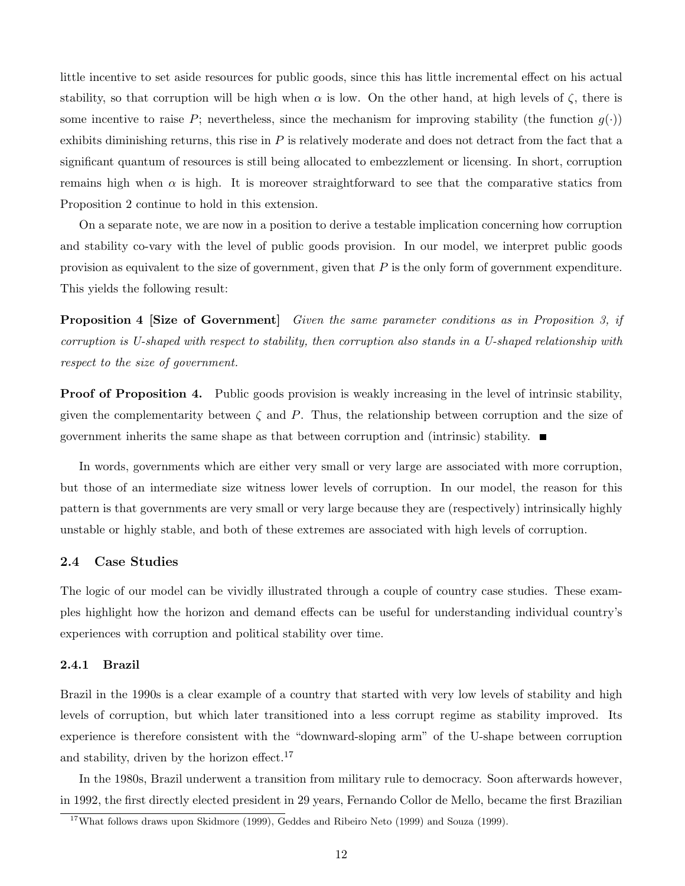little incentive to set aside resources for public goods, since this has little incremental effect on his actual stability, so that corruption will be high when $\alpha$ is low. On the other hand, at high levels of $\zeta$, there is some incentive to raise $P$; nevertheless, since the mechanism for improving stability (the function $g(\cdot)$) exhibits diminishing returns, this rise in $P$ is relatively moderate and does not detract from the fact that a significant quantum of resources is still being allocated to embezzlement or licensing. In short, corruption remains high when $\alpha$ is high. It is moreover straightforward to see that the comparative statics from Proposition 2 continue to hold in this extension.

On a separate note, we are now in a position to derive a testable implication concerning how corruption and stability co-vary with the level of public goods provision. In our model, we interpret public goods provision as equivalent to the size of government, given that $P$ is the only form of government expenditure. This yields the following result:

**Proposition 4 [Size of Government]** *Given the same parameter conditions as in Proposition 3, if corruption is U-shaped with respect to stability, then corruption also stands in a U-shaped relationship with respect to the size of government.*

**Proof of Proposition 4.** Public goods provision is weakly increasing in the level of intrinsic stability, given the complementarity between $\zeta$ and $P$. Thus, the relationship between corruption and the size of government inherits the same shape as that between corruption and (intrinsic) stability. ■

In words, governments which are either very small or very large are associated with more corruption, but those of an intermediate size witness lower levels of corruption. In our model, the reason for this pattern is that governments are very small or very large because they are (respectively) intrinsically highly unstable or highly stable, and both of these extremes are associated with high levels of corruption.

### 2.4 Case Studies

The logic of our model can be vividly illustrated through a couple of country case studies. These examples highlight how the horizon and demand effects can be useful for understanding individual country's experiences with corruption and political stability over time.

#### 2.4.1 Brazil

Brazil in the 1990s is a clear example of a country that started with very low levels of stability and high levels of corruption, but which later transitioned into a less corrupt regime as stability improved. Its experience is therefore consistent with the "downward-sloping arm" of the U-shape between corruption and stability, driven by the horizon effect.[17]

In the 1980s, Brazil underwent a transition from military rule to democracy. Soon afterwards however, in 1992, the first directly elected president in 29 years, Fernando Collor de Mello, became the first Brazilian

[17] What follows draws upon Skidmore (1999), Geddes and Ribeiro Neto (1999) and Souza (1999).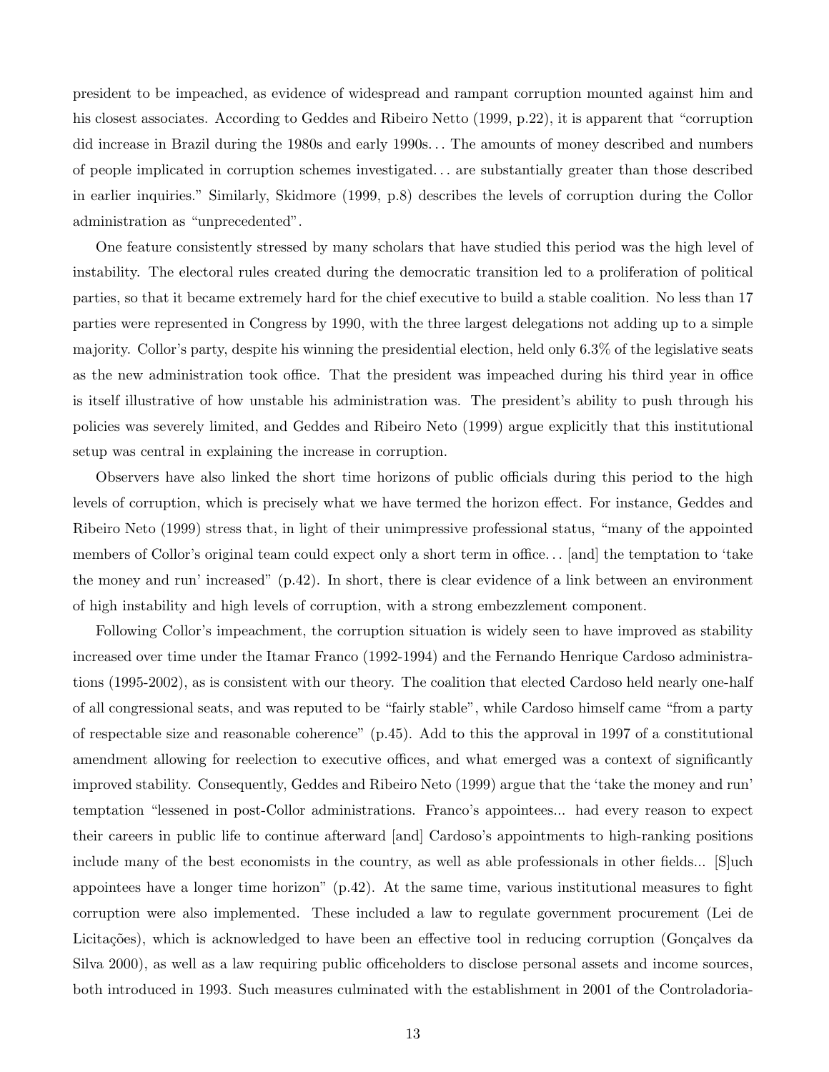president to be impeached, as evidence of widespread and rampant corruption mounted against him and his closest associates. According to Geddes and Ribeiro Netto (1999, p.22), it is apparent that "corruption did increase in Brazil during the 1980s and early 1990s. . . The amounts of money described and numbers of people implicated in corruption schemes investigated. . . are substantially greater than those described in earlier inquiries." Similarly, Skidmore (1999, p.8) describes the levels of corruption during the Collor administration as "unprecedented".

One feature consistently stressed by many scholars that have studied this period was the high level of instability. The electoral rules created during the democratic transition led to a proliferation of political parties, so that it became extremely hard for the chief executive to build a stable coalition. No less than 17 parties were represented in Congress by 1990, with the three largest delegations not adding up to a simple majority. Collor's party, despite his winning the presidential election, held only 6.3% of the legislative seats as the new administration took office. That the president was impeached during his third year in office is itself illustrative of how unstable his administration was. The president's ability to push through his policies was severely limited, and Geddes and Ribeiro Neto (1999) argue explicitly that this institutional setup was central in explaining the increase in corruption.

Observers have also linked the short time horizons of public officials during this period to the high levels of corruption, which is precisely what we have termed the horizon effect. For instance, Geddes and Ribeiro Neto (1999) stress that, in light of their unimpressive professional status, "many of the appointed members of Collor's original team could expect only a short term in office. . . [and] the temptation to 'take the money and run' increased" (p.42). In short, there is clear evidence of a link between an environment of high instability and high levels of corruption, with a strong embezzlement component.

Following Collor's impeachment, the corruption situation is widely seen to have improved as stability increased over time under the Itamar Franco (1992-1994) and the Fernando Henrique Cardoso administrations (1995-2002), as is consistent with our theory. The coalition that elected Cardoso held nearly one-half of all congressional seats, and was reputed to be "fairly stable", while Cardoso himself came "from a party of respectable size and reasonable coherence" (p.45). Add to this the approval in 1997 of a constitutional amendment allowing for reelection to executive offices, and what emerged was a context of significantly improved stability. Consequently, Geddes and Ribeiro Neto (1999) argue that the 'take the money and run' temptation "lessened in post-Collor administrations. Franco's appointees... had every reason to expect their careers in public life to continue afterward [and] Cardoso's appointments to high-ranking positions include many of the best economists in the country, as well as able professionals in other fields... [S]uch appointees have a longer time horizon" (p.42). At the same time, various institutional measures to fight corruption were also implemented. These included a law to regulate government procurement (Lei de Licitações), which is acknowledged to have been an effective tool in reducing corruption (Gonçalves da Silva 2000), as well as a law requiring public officeholders to disclose personal assets and income sources, both introduced in 1993. Such measures culminated with the establishment in 2001 of the Controladoria-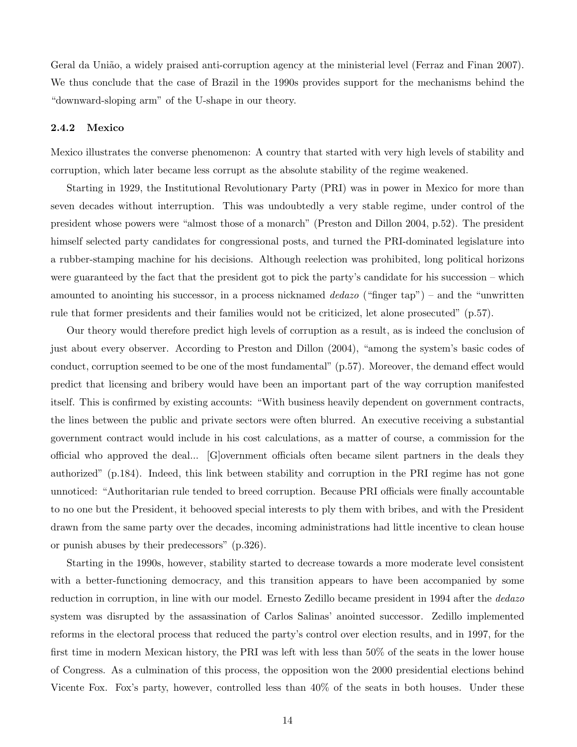Geral da União, a widely praised anti-corruption agency at the ministerial level (Ferraz and Finan 2007). We thus conclude that the case of Brazil in the 1990s provides support for the mechanisms behind the "downward-sloping arm" of the U-shape in our theory.

### 2.4.2 Mexico

Mexico illustrates the converse phenomenon: A country that started with very high levels of stability and corruption, which later became less corrupt as the absolute stability of the regime weakened.

Starting in 1929, the Institutional Revolutionary Party (PRI) was in power in Mexico for more than seven decades without interruption. This was undoubtedly a very stable regime, under control of the president whose powers were "almost those of a monarch" (Preston and Dillon 2004, p.52). The president himself selected party candidates for congressional posts, and turned the PRI-dominated legislature into a rubber-stamping machine for his decisions. Although reelection was prohibited, long political horizons were guaranteed by the fact that the president got to pick the party's candidate for his succession – which amounted to anointing his successor, in a process nicknamed *dedazo* ("finger tap") – and the "unwritten rule that former presidents and their families would not be criticized, let alone prosecuted" (p.57).

Our theory would therefore predict high levels of corruption as a result, as is indeed the conclusion of just about every observer. According to Preston and Dillon (2004), "among the system's basic codes of conduct, corruption seemed to be one of the most fundamental" (p.57). Moreover, the demand effect would predict that licensing and bribery would have been an important part of the way corruption manifested itself. This is confirmed by existing accounts: "With business heavily dependent on government contracts, the lines between the public and private sectors were often blurred. An executive receiving a substantial government contract would include in his cost calculations, as a matter of course, a commission for the official who approved the deal... [G]overnment officials often became silent partners in the deals they authorized" (p.184). Indeed, this link between stability and corruption in the PRI regime has not gone unnoticed: "Authoritarian rule tended to breed corruption. Because PRI officials were finally accountable to no one but the President, it behooved special interests to ply them with bribes, and with the President drawn from the same party over the decades, incoming administrations had little incentive to clean house or punish abuses by their predecessors" (p.326).

Starting in the 1990s, however, stability started to decrease towards a more moderate level consistent with a better-functioning democracy, and this transition appears to have been accompanied by some reduction in corruption, in line with our model. Ernesto Zedillo became president in 1994 after the *dedazo* system was disrupted by the assassination of Carlos Salinas' anointed successor. Zedillo implemented reforms in the electoral process that reduced the party's control over election results, and in 1997, for the first time in modern Mexican history, the PRI was left with less than 50% of the seats in the lower house of Congress. As a culmination of this process, the opposition won the 2000 presidential elections behind Vicente Fox. Fox's party, however, controlled less than 40% of the seats in both houses. Under these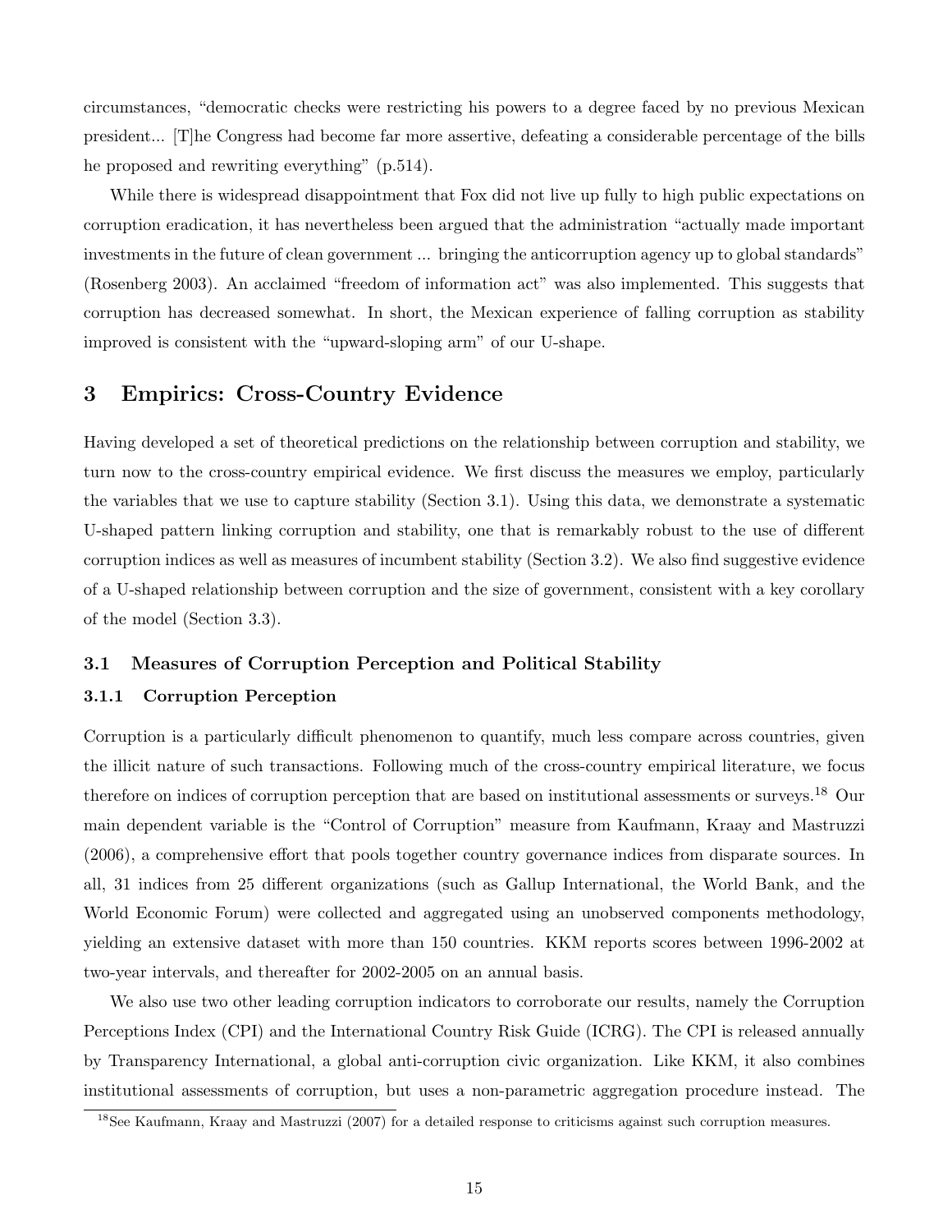circumstances, "democratic checks were restricting his powers to a degree faced by no previous Mexican president... [T]he Congress had become far more assertive, defeating a considerable percentage of the bills he proposed and rewriting everything" (p.514).

While there is widespread disappointment that Fox did not live up fully to high public expectations on corruption eradication, it has nevertheless been argued that the administration "actually made important investments in the future of clean government ... bringing the anticorruption agency up to global standards" (Rosenberg 2003). An acclaimed "freedom of information act" was also implemented. This suggests that corruption has decreased somewhat. In short, the Mexican experience of falling corruption as stability improved is consistent with the "upward-sloping arm" of our U-shape.

## 3 Empirics: Cross-Country Evidence

Having developed a set of theoretical predictions on the relationship between corruption and stability, we turn now to the cross-country empirical evidence. We first discuss the measures we employ, particularly the variables that we use to capture stability (Section 3.1). Using this data, we demonstrate a systematic U-shaped pattern linking corruption and stability, one that is remarkably robust to the use of different corruption indices as well as measures of incumbent stability (Section 3.2). We also find suggestive evidence of a U-shaped relationship between corruption and the size of government, consistent with a key corollary of the model (Section 3.3).

### 3.1 Measures of Corruption Perception and Political Stability

#### 3.1.1 Corruption Perception

Corruption is a particularly difficult phenomenon to quantify, much less compare across countries, given the illicit nature of such transactions. Following much of the cross-country empirical literature, we focus therefore on indices of corruption perception that are based on institutional assessments or surveys.[18] Our main dependent variable is the "Control of Corruption" measure from Kaufmann, Kraay and Mastruzzi (2006), a comprehensive effort that pools together country governance indices from disparate sources. In all, 31 indices from 25 different organizations (such as Gallup International, the World Bank, and the World Economic Forum) were collected and aggregated using an unobserved components methodology, yielding an extensive dataset with more than 150 countries. KKM reports scores between 1996-2002 at two-year intervals, and thereafter for 2002-2005 on an annual basis.

We also use two other leading corruption indicators to corroborate our results, namely the Corruption Perceptions Index (CPI) and the International Country Risk Guide (ICRG). The CPI is released annually by Transparency International, a global anti-corruption civic organization. Like KKM, it also combines institutional assessments of corruption, but uses a non-parametric aggregation procedure instead. The

[18] See Kaufmann, Kraay and Mastruzzi (2007) for a detailed response to criticisms against such corruption measures.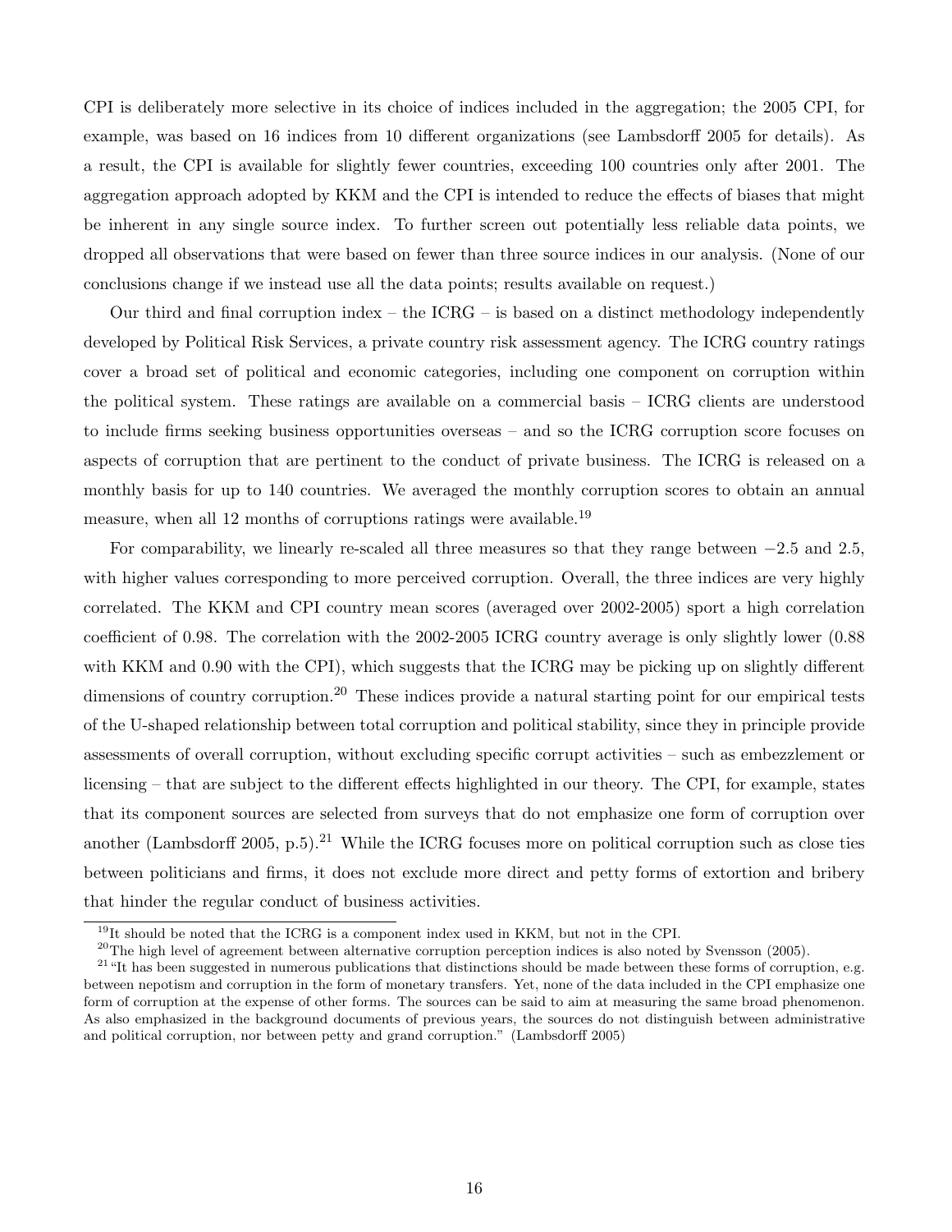CPI is deliberately more selective in its choice of indices included in the aggregation; the 2005 CPI, for example, was based on 16 indices from 10 different organizations (see Lambsdorff 2005 for details). As a result, the CPI is available for slightly fewer countries, exceeding 100 countries only after 2001. The aggregation approach adopted by KKM and the CPI is intended to reduce the effects of biases that might be inherent in any single source index. To further screen out potentially less reliable data points, we dropped all observations that were based on fewer than three source indices in our analysis. (None of our conclusions change if we instead use all the data points; results available on request.)

Our third and final corruption index – the ICRG – is based on a distinct methodology independently developed by Political Risk Services, a private country risk assessment agency. The ICRG country ratings cover a broad set of political and economic categories, including one component on corruption within the political system. These ratings are available on a commercial basis – ICRG clients are understood to include firms seeking business opportunities overseas – and so the ICRG corruption score focuses on aspects of corruption that are pertinent to the conduct of private business. The ICRG is released on a monthly basis for up to 140 countries. We averaged the monthly corruption scores to obtain an annual measure, when all 12 months of corruptions ratings were available.[19]

For comparability, we linearly re-scaled all three measures so that they range between $-2.5$ and 2.5, with higher values corresponding to more perceived corruption. Overall, the three indices are very highly correlated. The KKM and CPI country mean scores (averaged over 2002-2005) sport a high correlation coefficient of 0.98. The correlation with the 2002-2005 ICRG country average is only slightly lower (0.88 with KKM and 0.90 with the CPI), which suggests that the ICRG may be picking up on slightly different dimensions of country corruption.[20] These indices provide a natural starting point for our empirical tests of the U-shaped relationship between total corruption and political stability, since they in principle provide assessments of overall corruption, without excluding specific corrupt activities – such as embezzlement or licensing – that are subject to the different effects highlighted in our theory. The CPI, for example, states that its component sources are selected from surveys that do not emphasize one form of corruption over another (Lambsdorff 2005, p.5).[21] While the ICRG focuses more on political corruption such as close ties between politicians and firms, it does not exclude more direct and petty forms of extortion and bribery that hinder the regular conduct of business activities.

[19] It should be noted that the ICRG is a component index used in KKM, but not in the CPI.

[20] The high level of agreement between alternative corruption perception indices is also noted by Svensson (2005).

[21] "It has been suggested in numerous publications that distinctions should be made between these forms of corruption, e.g. between nepotism and corruption in the form of monetary transfers. Yet, none of the data included in the CPI emphasize one form of corruption at the expense of other forms. The sources can be said to aim at measuring the same broad phenomenon. As also emphasized in the background documents of previous years, the sources do not distinguish between administrative and political corruption, nor between petty and grand corruption." (Lambsdorff 2005)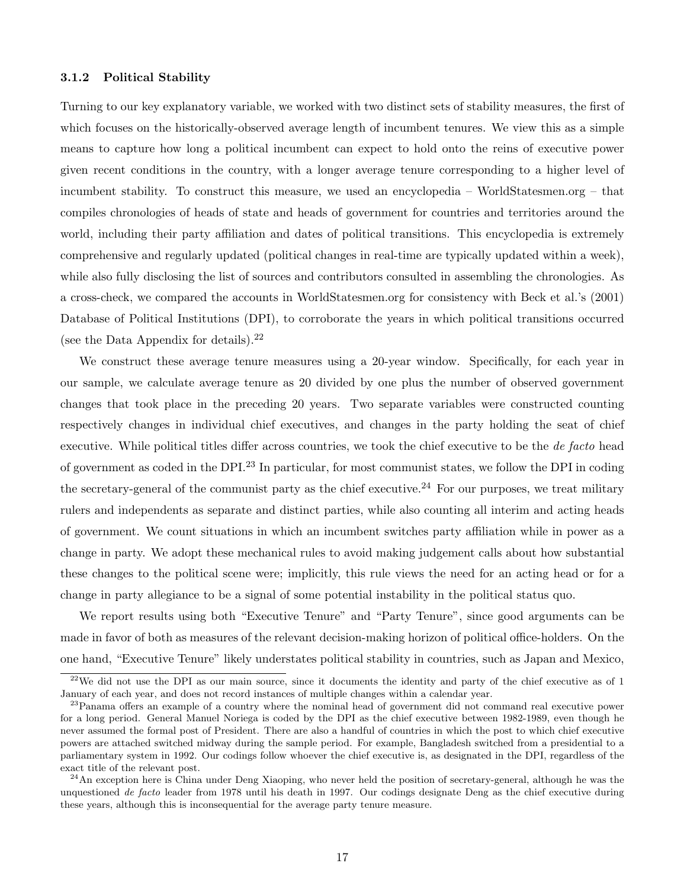### 3.1.2 Political Stability

Turning to our key explanatory variable, we worked with two distinct sets of stability measures, the first of which focuses on the historically-observed average length of incumbent tenures. We view this as a simple means to capture how long a political incumbent can expect to hold onto the reins of executive power given recent conditions in the country, with a longer average tenure corresponding to a higher level of incumbent stability. To construct this measure, we used an encyclopedia – WorldStatesmen.org – that compiles chronologies of heads of state and heads of government for countries and territories around the world, including their party affiliation and dates of political transitions. This encyclopedia is extremely comprehensive and regularly updated (political changes in real-time are typically updated within a week), while also fully disclosing the list of sources and contributors consulted in assembling the chronologies. As a cross-check, we compared the accounts in WorldStatesmen.org for consistency with Beck et al.'s (2001) Database of Political Institutions (DPI), to corroborate the years in which political transitions occurred (see the Data Appendix for details).[22]

We construct these average tenure measures using a 20-year window. Specifically, for each year in our sample, we calculate average tenure as 20 divided by one plus the number of observed government changes that took place in the preceding 20 years. Two separate variables were constructed counting respectively changes in individual chief executives, and changes in the party holding the seat of chief executive. While political titles differ across countries, we took the chief executive to be the *de facto* head of government as coded in the DPI.[23] In particular, for most communist states, we follow the DPI in coding the secretary-general of the communist party as the chief executive.[24] For our purposes, we treat military rulers and independents as separate and distinct parties, while also counting all interim and acting heads of government. We count situations in which an incumbent switches party affiliation while in power as a change in party. We adopt these mechanical rules to avoid making judgement calls about how substantial these changes to the political scene were; implicitly, this rule views the need for an acting head or for a change in party allegiance to be a signal of some potential instability in the political status quo.

We report results using both "Executive Tenure" and "Party Tenure", since good arguments can be made in favor of both as measures of the relevant decision-making horizon of political office-holders. On the one hand, "Executive Tenure" likely understates political stability in countries, such as Japan and Mexico,

---

[22] We did not use the DPI as our main source, since it documents the identity and party of the chief executive as of 1 January of each year, and does not record instances of multiple changes within a calendar year.

[23] Panama offers an example of a country where the nominal head of government did not command real executive power for a long period. General Manuel Noriega is coded by the DPI as the chief executive between 1982-1989, even though he never assumed the formal post of President. There are also a handful of countries in which the post to which chief executive powers are attached switched midway during the sample period. For example, Bangladesh switched from a presidential to a parliamentary system in 1992. Our codings follow whoever the chief executive is, as designated in the DPI, regardless of the exact title of the relevant post.

[24] An exception here is China under Deng Xiaoping, who never held the position of secretary-general, although he was the unquestioned *de facto* leader from 1978 until his death in 1997. Our codings designate Deng as the chief executive during these years, although this is inconsequential for the average party tenure measure.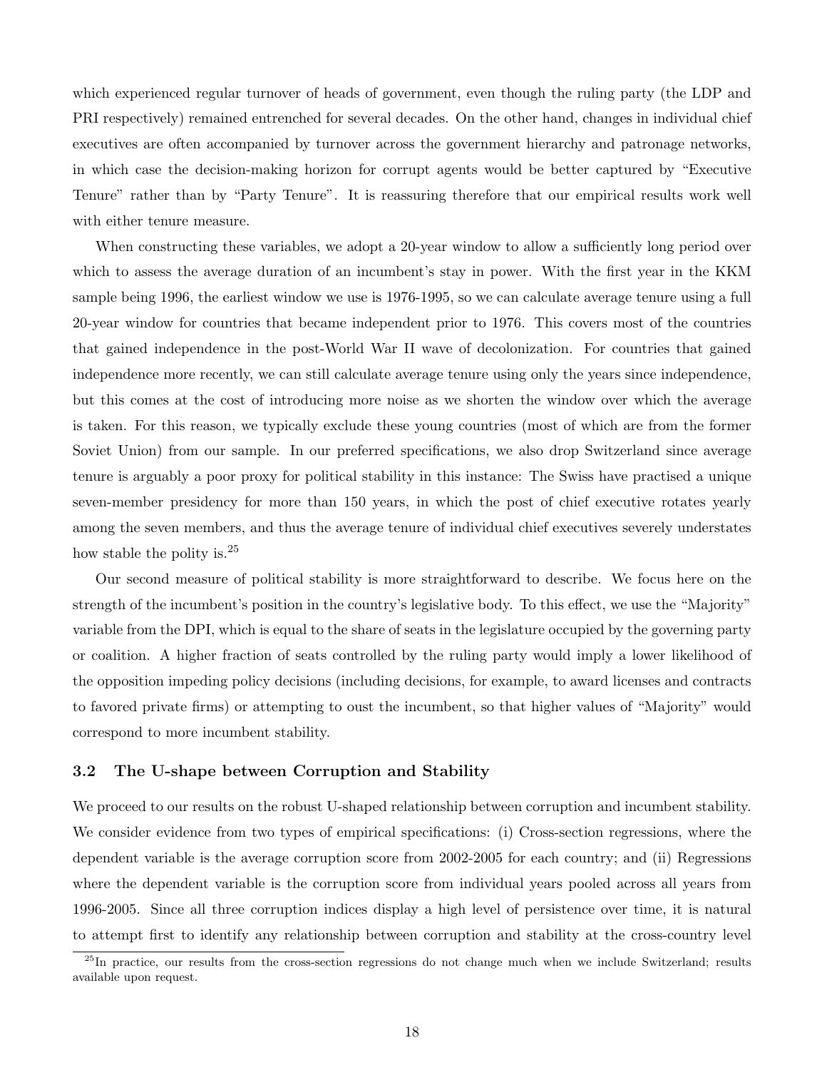which experienced regular turnover of heads of government, even though the ruling party (the LDP and PRI respectively) remained entrenched for several decades. On the other hand, changes in individual chief executives are often accompanied by turnover across the government hierarchy and patronage networks, in which case the decision-making horizon for corrupt agents would be better captured by "Executive Tenure" rather than by "Party Tenure". It is reassuring therefore that our empirical results work well with either tenure measure.

When constructing these variables, we adopt a 20-year window to allow a sufficiently long period over which to assess the average duration of an incumbent's stay in power. With the first year in the KKM sample being 1996, the earliest window we use is 1976-1995, so we can calculate average tenure using a full 20-year window for countries that became independent prior to 1976. This covers most of the countries that gained independence in the post-World War II wave of decolonization. For countries that gained independence more recently, we can still calculate average tenure using only the years since independence, but this comes at the cost of introducing more noise as we shorten the window over which the average is taken. For this reason, we typically exclude these young countries (most of which are from the former Soviet Union) from our sample. In our preferred specifications, we also drop Switzerland since average tenure is arguably a poor proxy for political stability in this instance: The Swiss have practised a unique seven-member presidency for more than 150 years, in which the post of chief executive rotates yearly among the seven members, and thus the average tenure of individual chief executives severely understates how stable the polity is.[25]

Our second measure of political stability is more straightforward to describe. We focus here on the strength of the incumbent's position in the country's legislative body. To this effect, we use the "Majority" variable from the DPI, which is equal to the share of seats in the legislature occupied by the governing party or coalition. A higher fraction of seats controlled by the ruling party would imply a lower likelihood of the opposition impeding policy decisions (including decisions, for example, to award licenses and contracts to favored private firms) or attempting to oust the incumbent, so that higher values of "Majority" would correspond to more incumbent stability.

### 3.2 The U-shape between Corruption and Stability

We proceed to our results on the robust U-shaped relationship between corruption and incumbent stability. We consider evidence from two types of empirical specifications: (i) Cross-section regressions, where the dependent variable is the average corruption score from 2002-2005 for each country; and (ii) Regressions where the dependent variable is the corruption score from individual years pooled across all years from 1996-2005. Since all three corruption indices display a high level of persistence over time, it is natural to attempt first to identify any relationship between corruption and stability at the cross-country level

[25]In practice, our results from the cross-section regressions do not change much when we include Switzerland; results available upon request.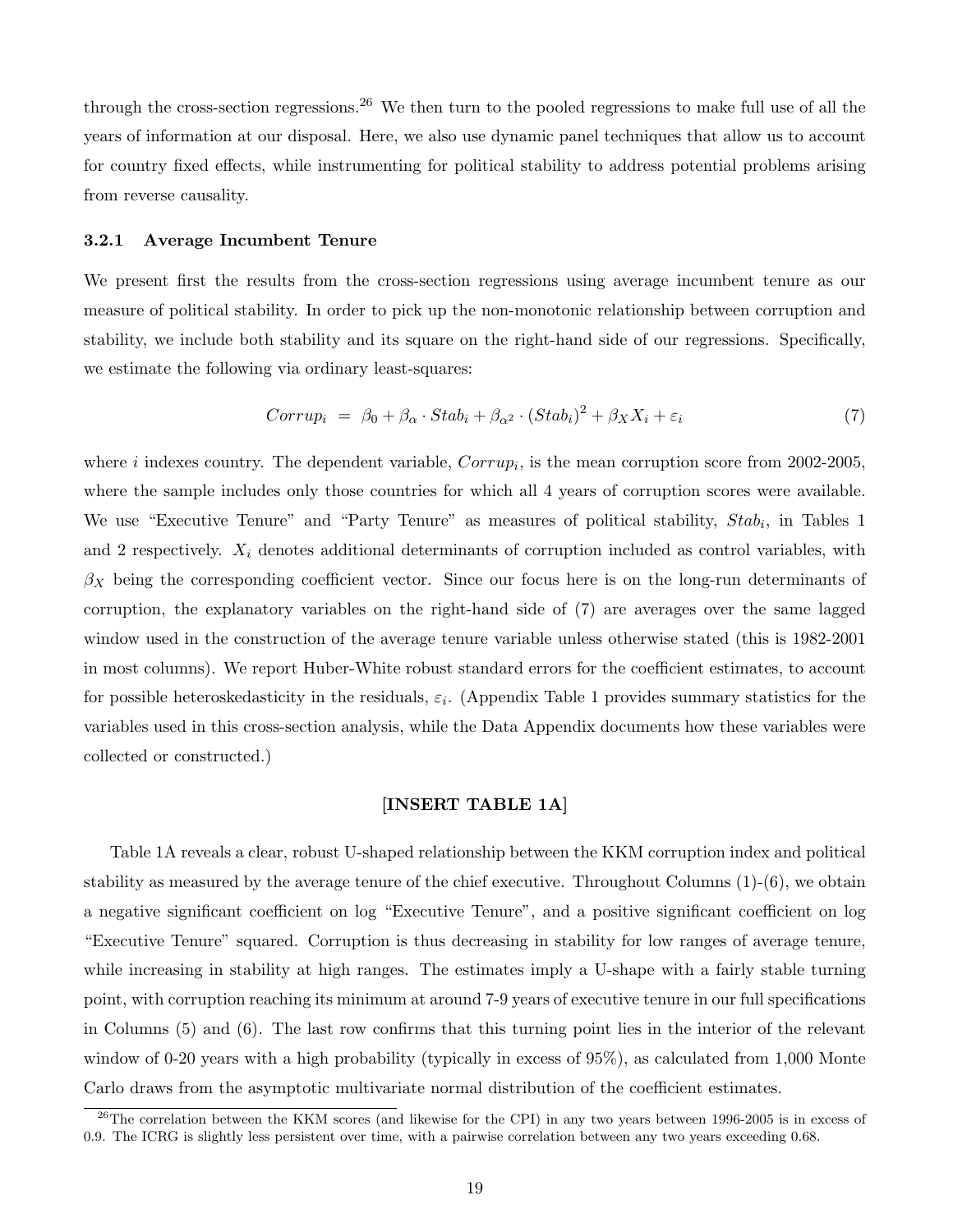through the cross-section regressions.[26] We then turn to the pooled regressions to make full use of all the years of information at our disposal. Here, we also use dynamic panel techniques that allow us to account for country fixed effects, while instrumenting for political stability to address potential problems arising from reverse causality.

### 3.2.1 Average Incumbent Tenure

We present first the results from the cross-section regressions using average incumbent tenure as our measure of political stability. In order to pick up the non-monotonic relationship between corruption and stability, we include both stability and its square on the right-hand side of our regressions. Specifically, we estimate the following via ordinary least-squares:

$$Corrup_i \ = \ \beta_0 + \beta_\alpha \cdot Stab_i + \beta_{\alpha^2} \cdot (Stab_i)^2 + \beta_X X_i + \varepsilon_i \tag{7}$$

where $i$ indexes country. The dependent variable, $Corrup_i$, is the mean corruption score from 2002-2005, where the sample includes only those countries for which all 4 years of corruption scores were available. We use "Executive Tenure" and "Party Tenure" as measures of political stability, $Stab_i$, in Tables 1 and 2 respectively. $X_i$ denotes additional determinants of corruption included as control variables, with $\beta_X$ being the corresponding coefficient vector. Since our focus here is on the long-run determinants of corruption, the explanatory variables on the right-hand side of (7) are averages over the same lagged window used in the construction of the average tenure variable unless otherwise stated (this is 1982-2001 in most columns). We report Huber-White robust standard errors for the coefficient estimates, to account for possible heteroskedasticity in the residuals, $\varepsilon_i$. (Appendix Table 1 provides summary statistics for the variables used in this cross-section analysis, while the Data Appendix documents how these variables were collected or constructed.)

**[INSERT TABLE 1A]**

Table 1A reveals a clear, robust U-shaped relationship between the KKM corruption index and political stability as measured by the average tenure of the chief executive. Throughout Columns (1)-(6), we obtain a negative significant coefficient on log "Executive Tenure", and a positive significant coefficient on log "Executive Tenure" squared. Corruption is thus decreasing in stability for low ranges of average tenure, while increasing in stability at high ranges. The estimates imply a U-shape with a fairly stable turning point, with corruption reaching its minimum at around 7-9 years of executive tenure in our full specifications in Columns (5) and (6). The last row confirms that this turning point lies in the interior of the relevant window of 0-20 years with a high probability (typically in excess of 95%), as calculated from 1,000 Monte Carlo draws from the asymptotic multivariate normal distribution of the coefficient estimates.

[26] The correlation between the KKM scores (and likewise for the CPI) in any two years between 1996-2005 is in excess of 0.9. The ICRG is slightly less persistent over time, with a pairwise correlation between any two years exceeding 0.68.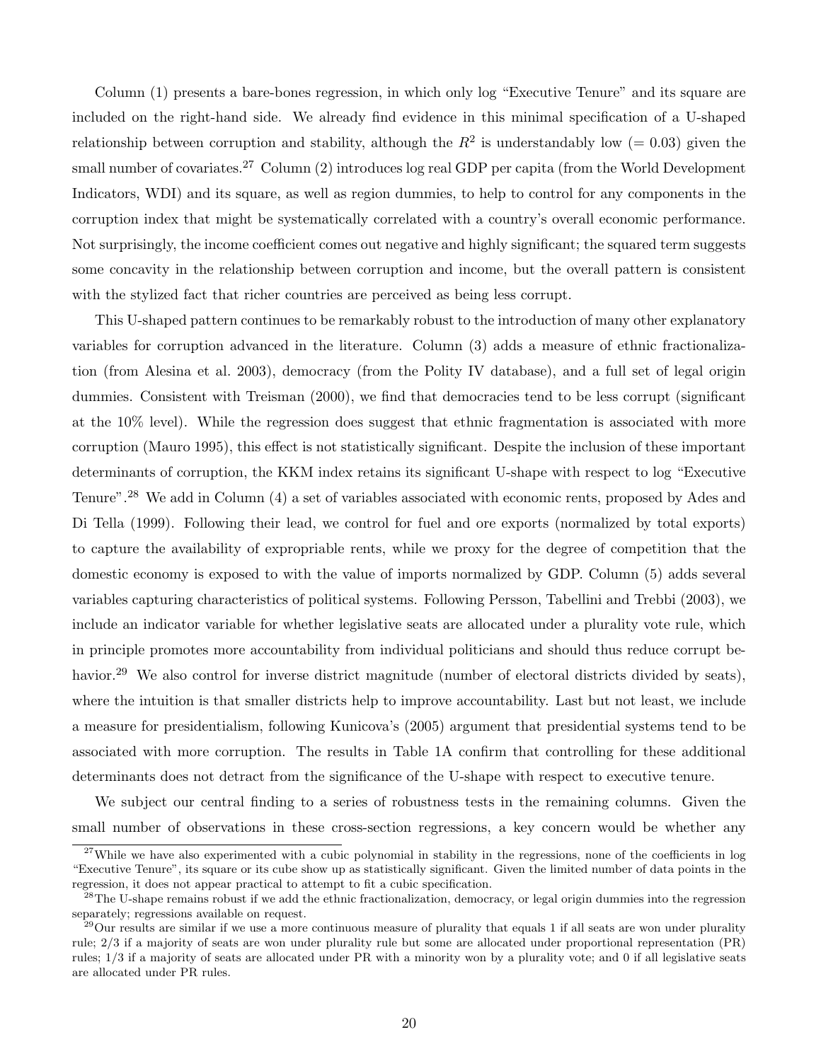Column (1) presents a bare-bones regression, in which only log "Executive Tenure" and its square are included on the right-hand side. We already find evidence in this minimal specification of a U-shaped relationship between corruption and stability, although the $R^2$ is understandably low ($= 0.03$) given the small number of covariates.[27] Column (2) introduces log real GDP per capita (from the World Development Indicators, WDI) and its square, as well as region dummies, to help to control for any components in the corruption index that might be systematically correlated with a country's overall economic performance. Not surprisingly, the income coefficient comes out negative and highly significant; the squared term suggests some concavity in the relationship between corruption and income, but the overall pattern is consistent with the stylized fact that richer countries are perceived as being less corrupt.

This U-shaped pattern continues to be remarkably robust to the introduction of many other explanatory variables for corruption advanced in the literature. Column (3) adds a measure of ethnic fractionalization (from Alesina et al. 2003), democracy (from the Polity IV database), and a full set of legal origin dummies. Consistent with Treisman (2000), we find that democracies tend to be less corrupt (significant at the 10% level). While the regression does suggest that ethnic fragmentation is associated with more corruption (Mauro 1995), this effect is not statistically significant. Despite the inclusion of these important determinants of corruption, the KKM index retains its significant U-shape with respect to log "Executive Tenure".[28] We add in Column (4) a set of variables associated with economic rents, proposed by Ades and Di Tella (1999). Following their lead, we control for fuel and ore exports (normalized by total exports) to capture the availability of expropriable rents, while we proxy for the degree of competition that the domestic economy is exposed to with the value of imports normalized by GDP. Column (5) adds several variables capturing characteristics of political systems. Following Persson, Tabellini and Trebbi (2003), we include an indicator variable for whether legislative seats are allocated under a plurality vote rule, which in principle promotes more accountability from individual politicians and should thus reduce corrupt behavior.[29] We also control for inverse district magnitude (number of electoral districts divided by seats), where the intuition is that smaller districts help to improve accountability. Last but not least, we include a measure for presidentialism, following Kunicova's (2005) argument that presidential systems tend to be associated with more corruption. The results in Table 1A confirm that controlling for these additional determinants does not detract from the significance of the U-shape with respect to executive tenure.

We subject our central finding to a series of robustness tests in the remaining columns. Given the small number of observations in these cross-section regressions, a key concern would be whether any

[27] While we have also experimented with a cubic polynomial in stability in the regressions, none of the coefficients in log "Executive Tenure", its square or its cube show up as statistically significant. Given the limited number of data points in the regression, it does not appear practical to attempt to fit a cubic specification.

[28] The U-shape remains robust if we add the ethnic fractionalization, democracy, or legal origin dummies into the regression separately; regressions available on request.

[29] Our results are similar if we use a more continuous measure of plurality that equals 1 if all seats are won under plurality rule; 2/3 if a majority of seats are won under plurality rule but some are allocated under proportional representation (PR) rules; 1/3 if a majority of seats are allocated under PR with a minority won by a plurality vote; and 0 if all legislative seats are allocated under PR rules.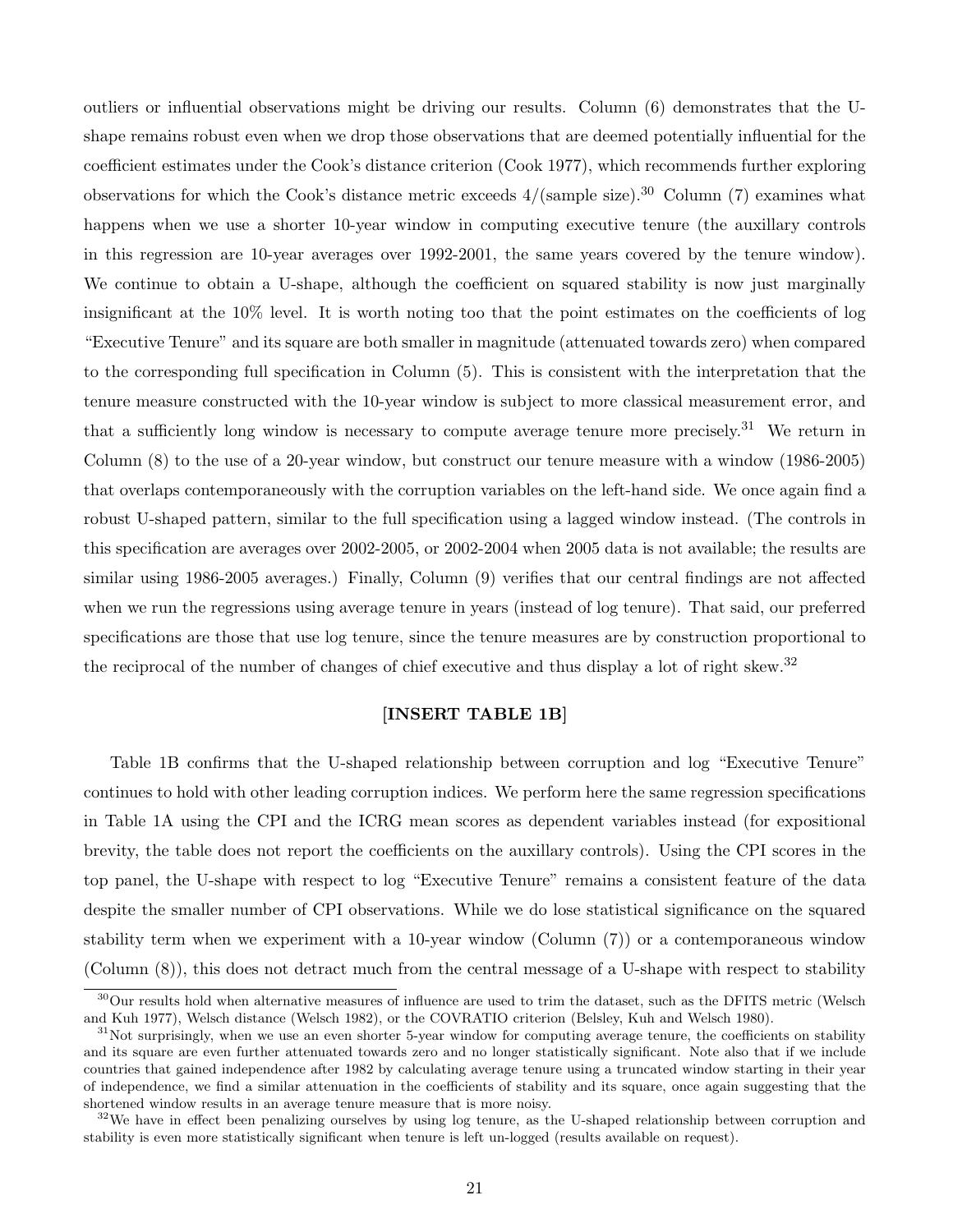outliers or influential observations might be driving our results. Column (6) demonstrates that the U-shape remains robust even when we drop those observations that are deemed potentially influential for the coefficient estimates under the Cook's distance criterion (Cook 1977), which recommends further exploring observations for which the Cook's distance metric exceeds 4/(sample size).[30] Column (7) examines what happens when we use a shorter 10-year window in computing executive tenure (the auxillary controls in this regression are 10-year averages over 1992-2001, the same years covered by the tenure window). We continue to obtain a U-shape, although the coefficient on squared stability is now just marginally insignificant at the 10% level. It is worth noting too that the point estimates on the coefficients of log "Executive Tenure" and its square are both smaller in magnitude (attenuated towards zero) when compared to the corresponding full specification in Column (5). This is consistent with the interpretation that the tenure measure constructed with the 10-year window is subject to more classical measurement error, and that a sufficiently long window is necessary to compute average tenure more precisely.[31] We return in Column (8) to the use of a 20-year window, but construct our tenure measure with a window (1986-2005) that overlaps contemporaneously with the corruption variables on the left-hand side. We once again find a robust U-shaped pattern, similar to the full specification using a lagged window instead. (The controls in this specification are averages over 2002-2005, or 2002-2004 when 2005 data is not available; the results are similar using 1986-2005 averages.) Finally, Column (9) verifies that our central findings are not affected when we run the regressions using average tenure in years (instead of log tenure). That said, our preferred specifications are those that use log tenure, since the tenure measures are by construction proportional to the reciprocal of the number of changes of chief executive and thus display a lot of right skew.[32]

**[INSERT TABLE 1B]**

Table 1B confirms that the U-shaped relationship between corruption and log "Executive Tenure" continues to hold with other leading corruption indices. We perform here the same regression specifications in Table 1A using the CPI and the ICRG mean scores as dependent variables instead (for expositional brevity, the table does not report the coefficients on the auxillary controls). Using the CPI scores in the top panel, the U-shape with respect to log "Executive Tenure" remains a consistent feature of the data despite the smaller number of CPI observations. While we do lose statistical significance on the squared stability term when we experiment with a 10-year window (Column (7)) or a contemporaneous window (Column (8)), this does not detract much from the central message of a U-shape with respect to stability

[30] Our results hold when alternative measures of influence are used to trim the dataset, such as the DFITS metric (Welsch and Kuh 1977), Welsch distance (Welsch 1982), or the COVRATIO criterion (Belsley, Kuh and Welsch 1980).

[31] Not surprisingly, when we use an even shorter 5-year window for computing average tenure, the coefficients on stability and its square are even further attenuated towards zero and no longer statistically significant. Note also that if we include countries that gained independence after 1982 by calculating average tenure using a truncated window starting in their year of independence, we find a similar attenuation in the coefficients of stability and its square, once again suggesting that the shortened window results in an average tenure measure that is more noisy.

[32] We have in effect been penalizing ourselves by using log tenure, as the U-shaped relationship between corruption and stability is even more statistically significant when tenure is left un-logged (results available on request).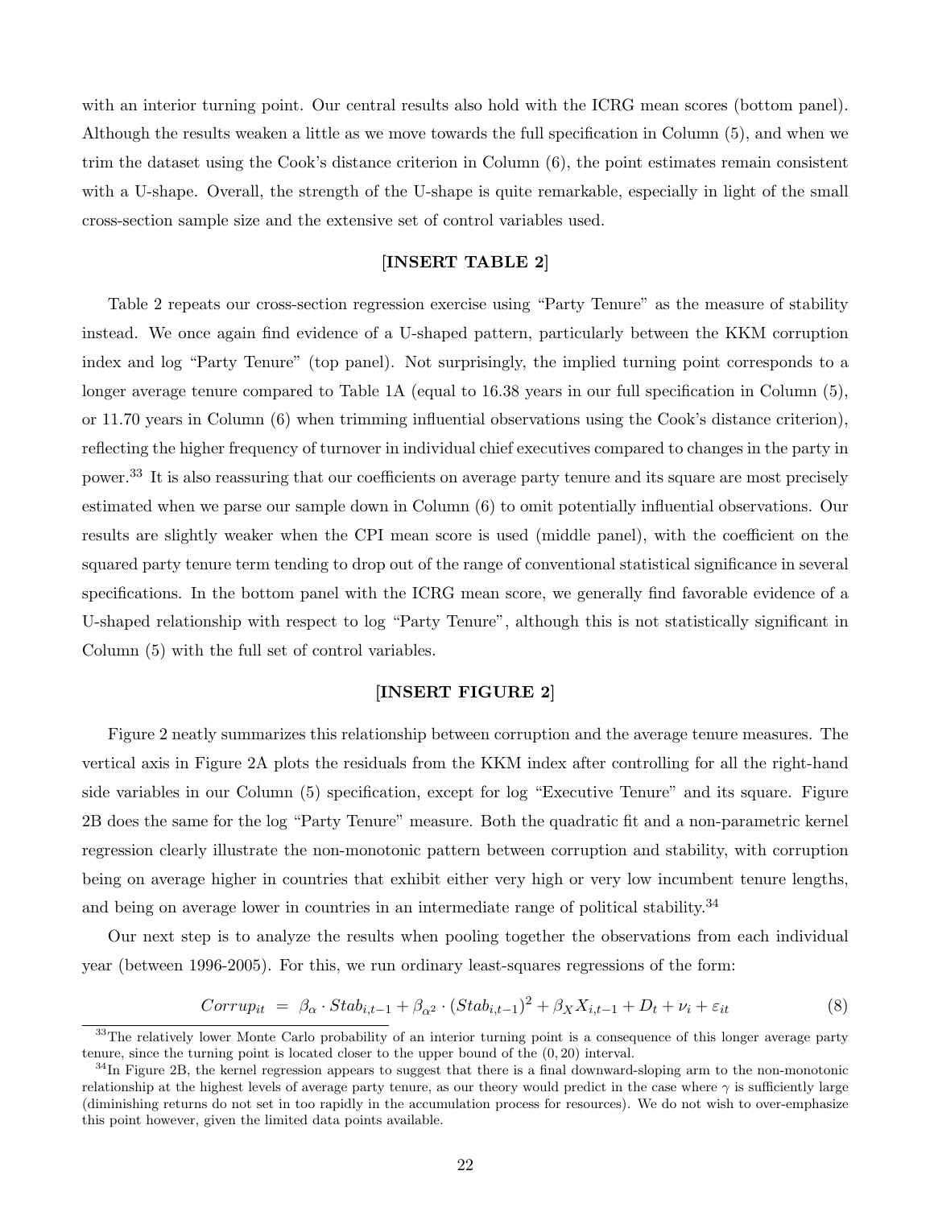with an interior turning point. Our central results also hold with the ICRG mean scores (bottom panel). Although the results weaken a little as we move towards the full specification in Column (5), and when we trim the dataset using the Cook's distance criterion in Column (6), the point estimates remain consistent with a U-shape. Overall, the strength of the U-shape is quite remarkable, especially in light of the small cross-section sample size and the extensive set of control variables used.

**[INSERT TABLE 2]**

Table 2 repeats our cross-section regression exercise using "Party Tenure" as the measure of stability instead. We once again find evidence of a U-shaped pattern, particularly between the KKM corruption index and log "Party Tenure" (top panel). Not surprisingly, the implied turning point corresponds to a longer average tenure compared to Table 1A (equal to 16.38 years in our full specification in Column (5), or 11.70 years in Column (6) when trimming influential observations using the Cook's distance criterion), reflecting the higher frequency of turnover in individual chief executives compared to changes in the party in power.[33] It is also reassuring that our coefficients on average party tenure and its square are most precisely estimated when we parse our sample down in Column (6) to omit potentially influential observations. Our results are slightly weaker when the CPI mean score is used (middle panel), with the coefficient on the squared party tenure term tending to drop out of the range of conventional statistical significance in several specifications. In the bottom panel with the ICRG mean score, we generally find favorable evidence of a U-shaped relationship with respect to log "Party Tenure", although this is not statistically significant in Column (5) with the full set of control variables.

**[INSERT FIGURE 2]**

Figure 2 neatly summarizes this relationship between corruption and the average tenure measures. The vertical axis in Figure 2A plots the residuals from the KKM index after controlling for all the right-hand side variables in our Column (5) specification, except for log "Executive Tenure" and its square. Figure 2B does the same for the log "Party Tenure" measure. Both the quadratic fit and a non-parametric kernel regression clearly illustrate the non-monotonic pattern between corruption and stability, with corruption being on average higher in countries that exhibit either very high or very low incumbent tenure lengths, and being on average lower in countries in an intermediate range of political stability.[34]

Our next step is to analyze the results when pooling together the observations from each individual year (between 1996-2005). For this, we run ordinary least-squares regressions of the form:

$$Corrup_{it} \;=\; \beta_{\alpha} \cdot Stab_{i,t-1} + \beta_{\alpha^2} \cdot (Stab_{i,t-1})^2 + \beta_X X_{i,t-1} + D_t + \nu_i + \varepsilon_{it} \tag{8}$$

[33] The relatively lower Monte Carlo probability of an interior turning point is a consequence of this longer average party tenure, since the turning point is located closer to the upper bound of the $(0, 20)$ interval.

[34] In Figure 2B, the kernel regression appears to suggest that there is a final downward-sloping arm to the non-monotonic relationship at the highest levels of average party tenure, as our theory would predict in the case where $\gamma$ is sufficiently large (diminishing returns do not set in too rapidly in the accumulation process for resources). We do not wish to over-emphasize this point however, given the limited data points available.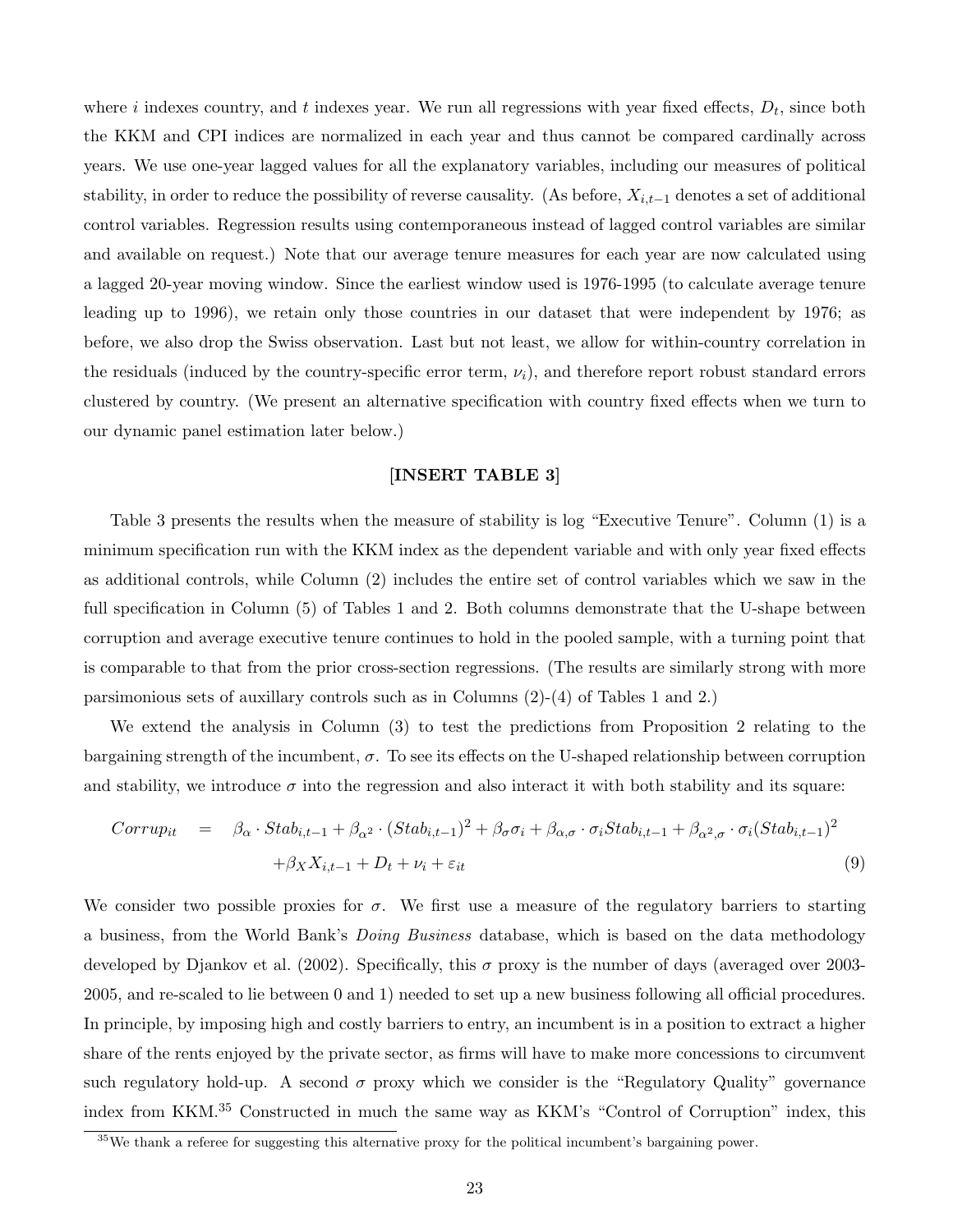where $i$ indexes country, and $t$ indexes year. We run all regressions with year fixed effects, $D_t$, since both the KKM and CPI indices are normalized in each year and thus cannot be compared cardinally across years. We use one-year lagged values for all the explanatory variables, including our measures of political stability, in order to reduce the possibility of reverse causality. (As before, $X_{i,t-1}$ denotes a set of additional control variables. Regression results using contemporaneous instead of lagged control variables are similar and available on request.) Note that our average tenure measures for each year are now calculated using a lagged 20-year moving window. Since the earliest window used is 1976-1995 (to calculate average tenure leading up to 1996), we retain only those countries in our dataset that were independent by 1976; as before, we also drop the Swiss observation. Last but not least, we allow for within-country correlation in the residuals (induced by the country-specific error term, $\nu_i$), and therefore report robust standard errors clustered by country. (We present an alternative specification with country fixed effects when we turn to our dynamic panel estimation later below.)

**[INSERT TABLE 3]**

Table 3 presents the results when the measure of stability is log "Executive Tenure". Column (1) is a minimum specification run with the KKM index as the dependent variable and with only year fixed effects as additional controls, while Column (2) includes the entire set of control variables which we saw in the full specification in Column (5) of Tables 1 and 2. Both columns demonstrate that the U-shape between corruption and average executive tenure continues to hold in the pooled sample, with a turning point that is comparable to that from the prior cross-section regressions. (The results are similarly strong with more parsimonious sets of auxillary controls such as in Columns (2)-(4) of Tables 1 and 2.)

We extend the analysis in Column (3) to test the predictions from Proposition 2 relating to the bargaining strength of the incumbent, $\sigma$. To see its effects on the U-shaped relationship between corruption and stability, we introduce $\sigma$ into the regression and also interact it with both stability and its square:

$$\begin{aligned} Corrup_{it} \quad = \quad & \beta_\alpha \cdot Stab_{i,t-1} + \beta_{\alpha^2} \cdot (Stab_{i,t-1})^2 + \beta_\sigma \sigma_i + \beta_{\alpha,\sigma} \cdot \sigma_i Stab_{i,t-1} + \beta_{\alpha^2,\sigma} \cdot \sigma_i (Stab_{i,t-1})^2 \\ & + \beta_X X_{i,t-1} + D_t + \nu_i + \varepsilon_{it} \end{aligned} \tag{9}$$

We consider two possible proxies for $\sigma$. We first use a measure of the regulatory barriers to starting a business, from the World Bank's *Doing Business* database, which is based on the data methodology developed by Djankov et al. (2002). Specifically, this $\sigma$ proxy is the number of days (averaged over 2003-2005, and re-scaled to lie between 0 and 1) needed to set up a new business following all official procedures. In principle, by imposing high and costly barriers to entry, an incumbent is in a position to extract a higher share of the rents enjoyed by the private sector, as firms will have to make more concessions to circumvent such regulatory hold-up. A second $\sigma$ proxy which we consider is the "Regulatory Quality" governance index from KKM.[35] Constructed in much the same way as KKM's "Control of Corruption" index, this

[35] We thank a referee for suggesting this alternative proxy for the political incumbent's bargaining power.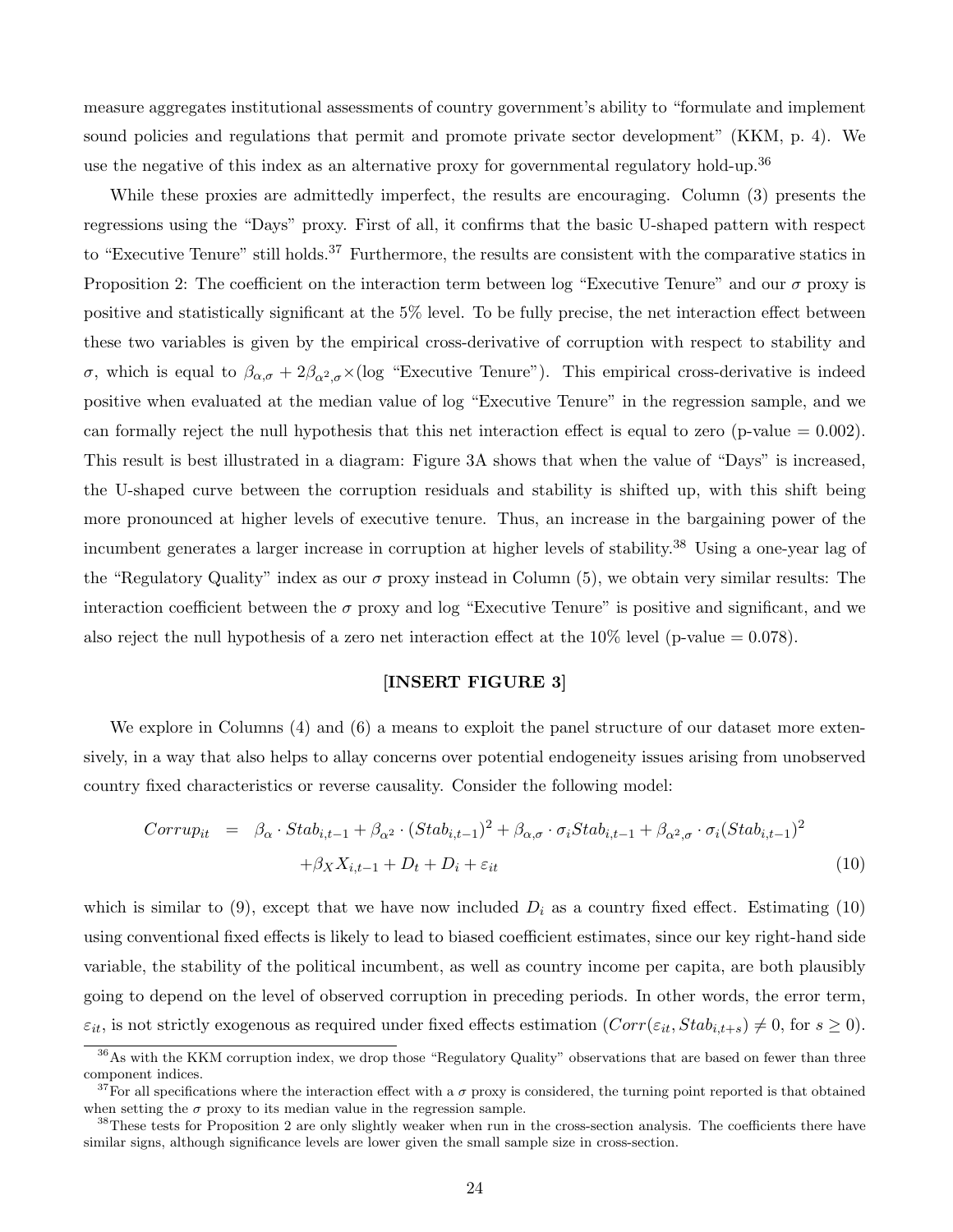measure aggregates institutional assessments of country government's ability to "formulate and implement sound policies and regulations that permit and promote private sector development" (KKM, p. 4). We use the negative of this index as an alternative proxy for governmental regulatory hold-up.[36]

While these proxies are admittedly imperfect, the results are encouraging. Column (3) presents the regressions using the "Days" proxy. First of all, it confirms that the basic U-shaped pattern with respect to "Executive Tenure" still holds.[37] Furthermore, the results are consistent with the comparative statics in Proposition 2: The coefficient on the interaction term between log "Executive Tenure" and our $\sigma$ proxy is positive and statistically significant at the 5% level. To be fully precise, the net interaction effect between these two variables is given by the empirical cross-derivative of corruption with respect to stability and $\sigma$, which is equal to $\beta_{\alpha,\sigma} + 2\beta_{\alpha^2,\sigma} \times$(log "Executive Tenure"). This empirical cross-derivative is indeed positive when evaluated at the median value of log "Executive Tenure" in the regression sample, and we can formally reject the null hypothesis that this net interaction effect is equal to zero (p-value = 0.002). This result is best illustrated in a diagram: Figure 3A shows that when the value of "Days" is increased, the U-shaped curve between the corruption residuals and stability is shifted up, with this shift being more pronounced at higher levels of executive tenure. Thus, an increase in the bargaining power of the incumbent generates a larger increase in corruption at higher levels of stability.[38] Using a one-year lag of the "Regulatory Quality" index as our $\sigma$ proxy instead in Column (5), we obtain very similar results: The interaction coefficient between the $\sigma$ proxy and log "Executive Tenure" is positive and significant, and we also reject the null hypothesis of a zero net interaction effect at the 10% level (p-value = 0.078).

**[INSERT FIGURE 3]**

We explore in Columns (4) and (6) a means to exploit the panel structure of our dataset more extensively, in a way that also helps to allay concerns over potential endogeneity issues arising from unobserved country fixed characteristics or reverse causality. Consider the following model:

$$
\begin{aligned}
Corrup_{it} &= \beta_{\alpha} \cdot Stab_{i,t-1} + \beta_{\alpha^2} \cdot (Stab_{i,t-1})^2 + \beta_{\alpha,\sigma} \cdot \sigma_i Stab_{i,t-1} + \beta_{\alpha^2,\sigma} \cdot \sigma_i (Stab_{i,t-1})^2 \\
&\quad + \beta_X X_{i,t-1} + D_t + D_i + \varepsilon_{it} \qquad (10)
\end{aligned}
$$

which is similar to (9), except that we have now included $D_i$ as a country fixed effect. Estimating (10) using conventional fixed effects is likely to lead to biased coefficient estimates, since our key right-hand side variable, the stability of the political incumbent, as well as country income per capita, are both plausibly going to depend on the level of observed corruption in preceding periods. In other words, the error term, $\varepsilon_{it}$, is not strictly exogenous as required under fixed effects estimation ($Corr(\varepsilon_{it}, Stab_{i,t+s}) \neq 0$, for $s \geq 0$).

[36] As with the KKM corruption index, we drop those "Regulatory Quality" observations that are based on fewer than three component indices.

[37] For all specifications where the interaction effect with a $\sigma$ proxy is considered, the turning point reported is that obtained when setting the $\sigma$ proxy to its median value in the regression sample.

[38] These tests for Proposition 2 are only slightly weaker when run in the cross-section analysis. The coefficients there have similar signs, although significance levels are lower given the small sample size in cross-section.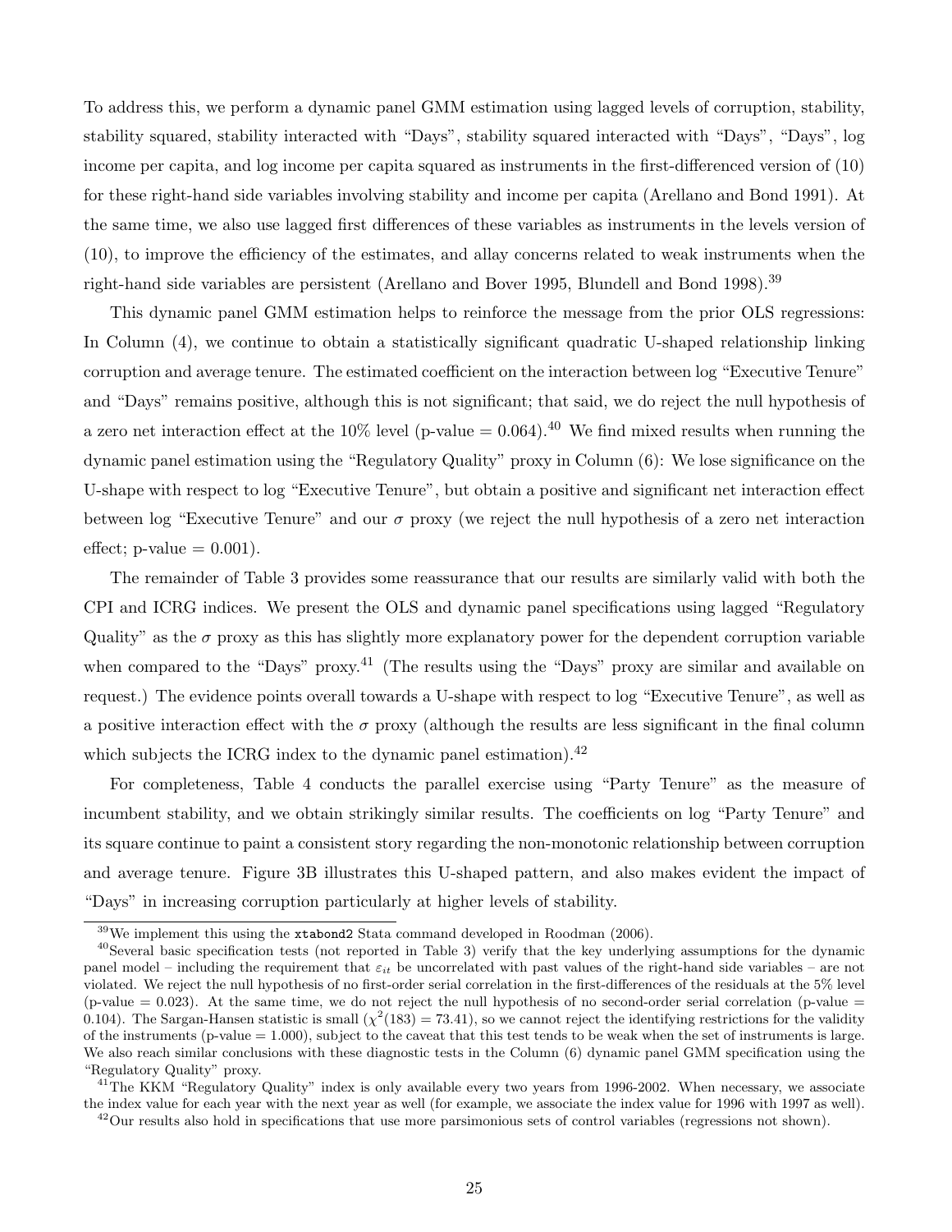To address this, we perform a dynamic panel GMM estimation using lagged levels of corruption, stability, stability squared, stability interacted with "Days", stability squared interacted with "Days", "Days", log income per capita, and log income per capita squared as instruments in the first-differenced version of (10) for these right-hand side variables involving stability and income per capita (Arellano and Bond 1991). At the same time, we also use lagged first differences of these variables as instruments in the levels version of (10), to improve the efficiency of the estimates, and allay concerns related to weak instruments when the right-hand side variables are persistent (Arellano and Bover 1995, Blundell and Bond 1998).[39]

This dynamic panel GMM estimation helps to reinforce the message from the prior OLS regressions: In Column (4), we continue to obtain a statistically significant quadratic U-shaped relationship linking corruption and average tenure. The estimated coefficient on the interaction between log "Executive Tenure" and "Days" remains positive, although this is not significant; that said, we do reject the null hypothesis of a zero net interaction effect at the 10% level (p-value = 0.064).[40] We find mixed results when running the dynamic panel estimation using the "Regulatory Quality" proxy in Column (6): We lose significance on the U-shape with respect to log "Executive Tenure", but obtain a positive and significant net interaction effect between log "Executive Tenure" and our $\sigma$ proxy (we reject the null hypothesis of a zero net interaction effect; p-value = 0.001).

The remainder of Table 3 provides some reassurance that our results are similarly valid with both the CPI and ICRG indices. We present the OLS and dynamic panel specifications using lagged "Regulatory Quality" as the $\sigma$ proxy as this has slightly more explanatory power for the dependent corruption variable when compared to the "Days" proxy.[41] (The results using the "Days" proxy are similar and available on request.) The evidence points overall towards a U-shape with respect to log "Executive Tenure", as well as a positive interaction effect with the $\sigma$ proxy (although the results are less significant in the final column which subjects the ICRG index to the dynamic panel estimation).[42]

For completeness, Table 4 conducts the parallel exercise using "Party Tenure" as the measure of incumbent stability, and we obtain strikingly similar results. The coefficients on log "Party Tenure" and its square continue to paint a consistent story regarding the non-monotonic relationship between corruption and average tenure. Figure 3B illustrates this U-shaped pattern, and also makes evident the impact of "Days" in increasing corruption particularly at higher levels of stability.

---

[39] We implement this using the `xtabond2` Stata command developed in Roodman (2006).

[40] Several basic specification tests (not reported in Table 3) verify that the key underlying assumptions for the dynamic panel model – including the requirement that $\varepsilon_{it}$ be uncorrelated with past values of the right-hand side variables – are not violated. We reject the null hypothesis of no first-order serial correlation in the first-differences of the residuals at the 5% level (p-value = 0.023). At the same time, we do not reject the null hypothesis of no second-order serial correlation (p-value = 0.104). The Sargan-Hansen statistic is small ($\chi^2(183) = 73.41$), so we cannot reject the identifying restrictions for the validity of the instruments (p-value = 1.000), subject to the caveat that this test tends to be weak when the set of instruments is large. We also reach similar conclusions with these diagnostic tests in the Column (6) dynamic panel GMM specification using the "Regulatory Quality" proxy.

[41] The KKM "Regulatory Quality" index is only available every two years from 1996-2002. When necessary, we associate the index value for each year with the next year as well (for example, we associate the index value for 1996 with 1997 as well).

[42] Our results also hold in specifications that use more parsimonious sets of control variables (regressions not shown).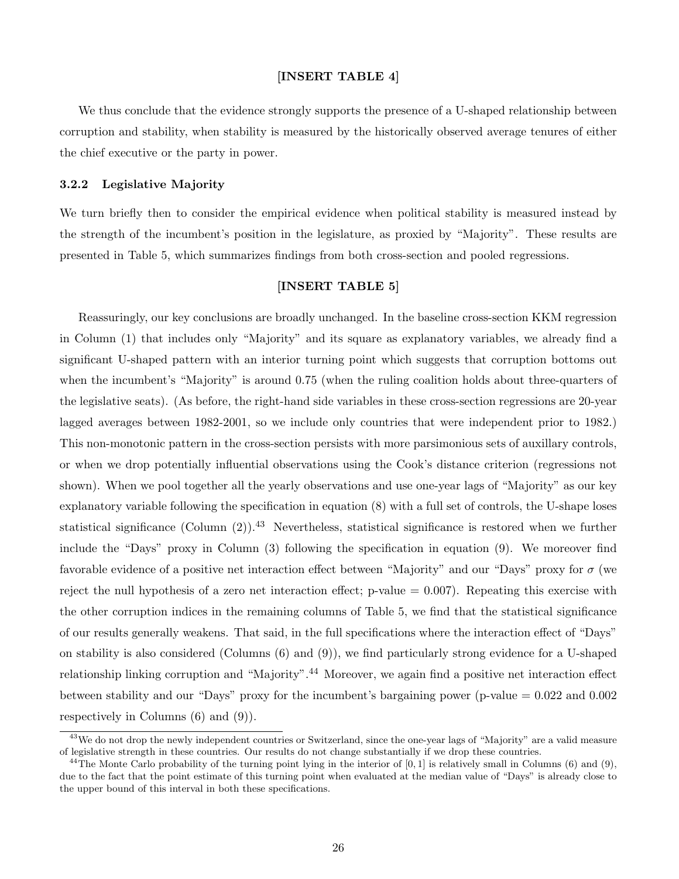**[INSERT TABLE 4]**

We thus conclude that the evidence strongly supports the presence of a U-shaped relationship between corruption and stability, when stability is measured by the historically observed average tenures of either the chief executive or the party in power.

### 3.2.2 Legislative Majority

We turn briefly then to consider the empirical evidence when political stability is measured instead by the strength of the incumbent's position in the legislature, as proxied by "Majority". These results are presented in Table 5, which summarizes findings from both cross-section and pooled regressions.

**[INSERT TABLE 5]**

Reassuringly, our key conclusions are broadly unchanged. In the baseline cross-section KKM regression in Column (1) that includes only "Majority" and its square as explanatory variables, we already find a significant U-shaped pattern with an interior turning point which suggests that corruption bottoms out when the incumbent's "Majority" is around 0.75 (when the ruling coalition holds about three-quarters of the legislative seats). (As before, the right-hand side variables in these cross-section regressions are 20-year lagged averages between 1982-2001, so we include only countries that were independent prior to 1982.) This non-monotonic pattern in the cross-section persists with more parsimonious sets of auxillary controls, or when we drop potentially influential observations using the Cook's distance criterion (regressions not shown). When we pool together all the yearly observations and use one-year lags of "Majority" as our key explanatory variable following the specification in equation (8) with a full set of controls, the U-shape loses statistical significance (Column (2)).[43] Nevertheless, statistical significance is restored when we further include the "Days" proxy in Column (3) following the specification in equation (9). We moreover find favorable evidence of a positive net interaction effect between "Majority" and our "Days" proxy for $\sigma$ (we reject the null hypothesis of a zero net interaction effect; p-value = 0.007). Repeating this exercise with the other corruption indices in the remaining columns of Table 5, we find that the statistical significance of our results generally weakens. That said, in the full specifications where the interaction effect of "Days" on stability is also considered (Columns (6) and (9)), we find particularly strong evidence for a U-shaped relationship linking corruption and "Majority".[44] Moreover, we again find a positive net interaction effect between stability and our "Days" proxy for the incumbent's bargaining power (p-value = 0.022 and 0.002 respectively in Columns (6) and (9)).

[43] We do not drop the newly independent countries or Switzerland, since the one-year lags of "Majority" are a valid measure of legislative strength in these countries. Our results do not change substantially if we drop these countries.

[44] The Monte Carlo probability of the turning point lying in the interior of $[0, 1]$ is relatively small in Columns (6) and (9), due to the fact that the point estimate of this turning point when evaluated at the median value of "Days" is already close to the upper bound of this interval in both these specifications.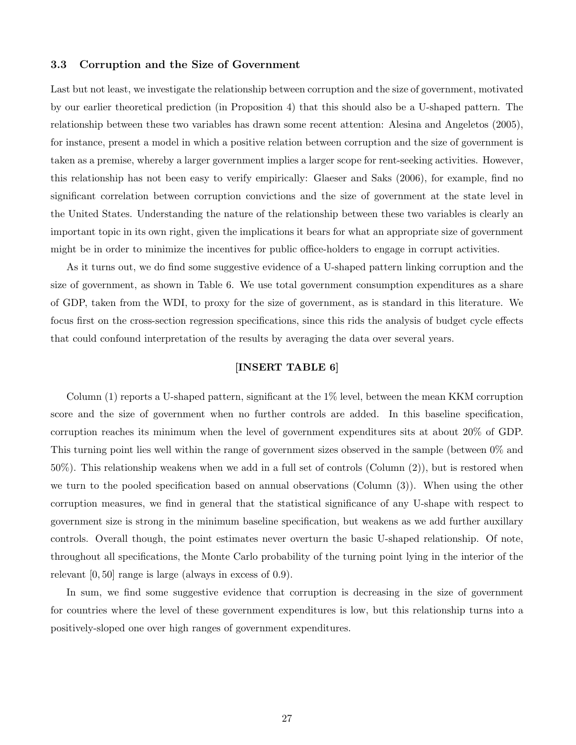### 3.3 Corruption and the Size of Government

Last but not least, we investigate the relationship between corruption and the size of government, motivated by our earlier theoretical prediction (in Proposition 4) that this should also be a U-shaped pattern. The relationship between these two variables has drawn some recent attention: Alesina and Angeletos (2005), for instance, present a model in which a positive relation between corruption and the size of government is taken as a premise, whereby a larger government implies a larger scope for rent-seeking activities. However, this relationship has not been easy to verify empirically: Glaeser and Saks (2006), for example, find no significant correlation between corruption convictions and the size of government at the state level in the United States. Understanding the nature of the relationship between these two variables is clearly an important topic in its own right, given the implications it bears for what an appropriate size of government might be in order to minimize the incentives for public office-holders to engage in corrupt activities.

As it turns out, we do find some suggestive evidence of a U-shaped pattern linking corruption and the size of government, as shown in Table 6. We use total government consumption expenditures as a share of GDP, taken from the WDI, to proxy for the size of government, as is standard in this literature. We focus first on the cross-section regression specifications, since this rids the analysis of budget cycle effects that could confound interpretation of the results by averaging the data over several years.

**[INSERT TABLE 6]**

Column (1) reports a U-shaped pattern, significant at the 1% level, between the mean KKM corruption score and the size of government when no further controls are added. In this baseline specification, corruption reaches its minimum when the level of government expenditures sits at about 20% of GDP. This turning point lies well within the range of government sizes observed in the sample (between 0% and 50%). This relationship weakens when we add in a full set of controls (Column (2)), but is restored when we turn to the pooled specification based on annual observations (Column (3)). When using the other corruption measures, we find in general that the statistical significance of any U-shape with respect to government size is strong in the minimum baseline specification, but weakens as we add further auxillary controls. Overall though, the point estimates never overturn the basic U-shaped relationship. Of note, throughout all specifications, the Monte Carlo probability of the turning point lying in the interior of the relevant $[0, 50]$ range is large (always in excess of 0.9).

In sum, we find some suggestive evidence that corruption is decreasing in the size of government for countries where the level of these government expenditures is low, but this relationship turns into a positively-sloped one over high ranges of government expenditures.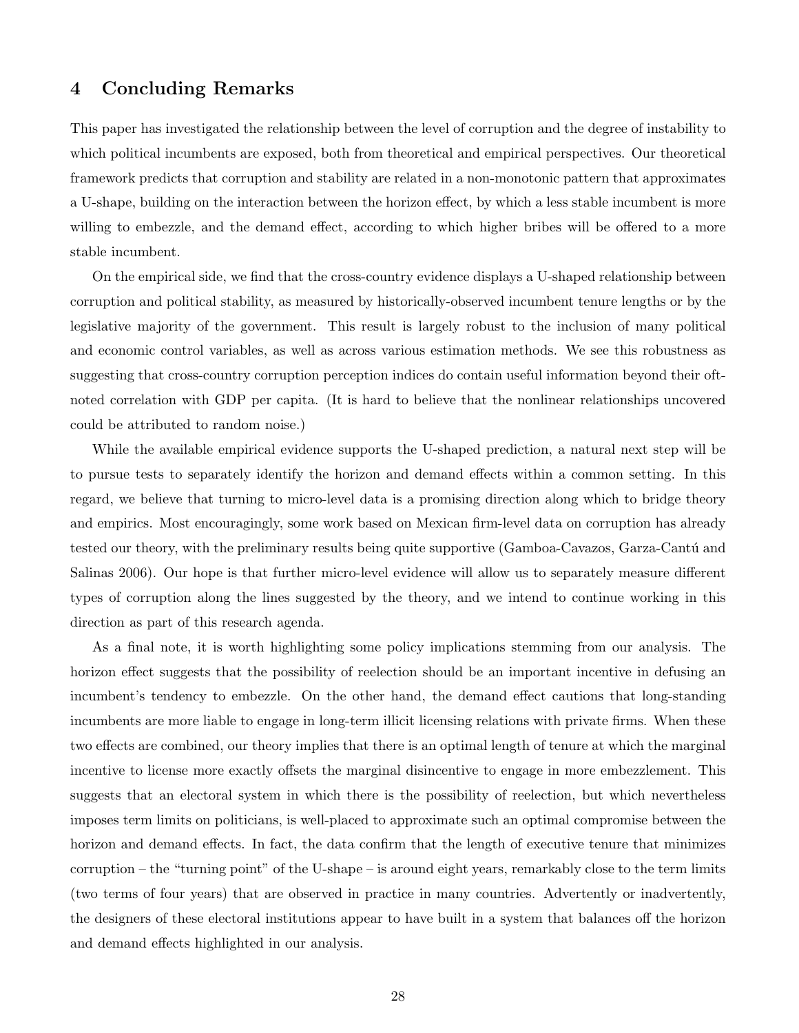# 4 Concluding Remarks

This paper has investigated the relationship between the level of corruption and the degree of instability to which political incumbents are exposed, both from theoretical and empirical perspectives. Our theoretical framework predicts that corruption and stability are related in a non-monotonic pattern that approximates a U-shape, building on the interaction between the horizon effect, by which a less stable incumbent is more willing to embezzle, and the demand effect, according to which higher bribes will be offered to a more stable incumbent.

On the empirical side, we find that the cross-country evidence displays a U-shaped relationship between corruption and political stability, as measured by historically-observed incumbent tenure lengths or by the legislative majority of the government. This result is largely robust to the inclusion of many political and economic control variables, as well as across various estimation methods. We see this robustness as suggesting that cross-country corruption perception indices do contain useful information beyond their oft-noted correlation with GDP per capita. (It is hard to believe that the nonlinear relationships uncovered could be attributed to random noise.)

While the available empirical evidence supports the U-shaped prediction, a natural next step will be to pursue tests to separately identify the horizon and demand effects within a common setting. In this regard, we believe that turning to micro-level data is a promising direction along which to bridge theory and empirics. Most encouragingly, some work based on Mexican firm-level data on corruption has already tested our theory, with the preliminary results being quite supportive (Gamboa-Cavazos, Garza-Cantú and Salinas 2006). Our hope is that further micro-level evidence will allow us to separately measure different types of corruption along the lines suggested by the theory, and we intend to continue working in this direction as part of this research agenda.

As a final note, it is worth highlighting some policy implications stemming from our analysis. The horizon effect suggests that the possibility of reelection should be an important incentive in defusing an incumbent's tendency to embezzle. On the other hand, the demand effect cautions that long-standing incumbents are more liable to engage in long-term illicit licensing relations with private firms. When these two effects are combined, our theory implies that there is an optimal length of tenure at which the marginal incentive to license more exactly offsets the marginal disincentive to engage in more embezzlement. This suggests that an electoral system in which there is the possibility of reelection, but which nevertheless imposes term limits on politicians, is well-placed to approximate such an optimal compromise between the horizon and demand effects. In fact, the data confirm that the length of executive tenure that minimizes corruption – the "turning point" of the U-shape – is around eight years, remarkably close to the term limits (two terms of four years) that are observed in practice in many countries. Advertently or inadvertently, the designers of these electoral institutions appear to have built in a system that balances off the horizon and demand effects highlighted in our analysis.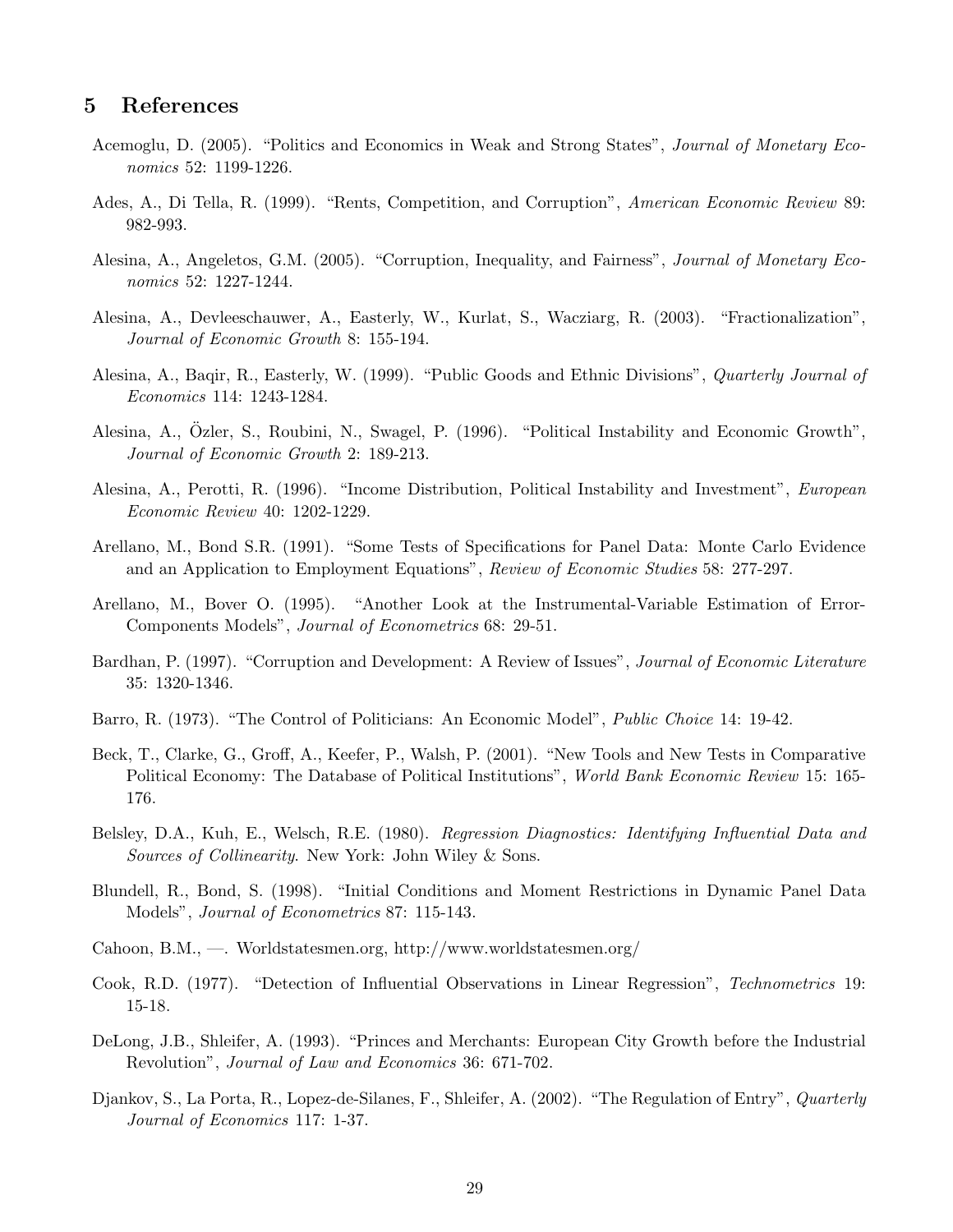## 5 References

Acemoglu, D. (2005). "Politics and Economics in Weak and Strong States", *Journal of Monetary Economics* 52: 1199-1226.

Ades, A., Di Tella, R. (1999). "Rents, Competition, and Corruption", *American Economic Review* 89: 982-993.

Alesina, A., Angeletos, G.M. (2005). "Corruption, Inequality, and Fairness", *Journal of Monetary Economics* 52: 1227-1244.

Alesina, A., Devleeschauwer, A., Easterly, W., Kurlat, S., Wacziarg, R. (2003). "Fractionalization", *Journal of Economic Growth* 8: 155-194.

Alesina, A., Baqir, R., Easterly, W. (1999). "Public Goods and Ethnic Divisions", *Quarterly Journal of Economics* 114: 1243-1284.

Alesina, A., Özler, S., Roubini, N., Swagel, P. (1996). "Political Instability and Economic Growth", *Journal of Economic Growth* 2: 189-213.

Alesina, A., Perotti, R. (1996). "Income Distribution, Political Instability and Investment", *European Economic Review* 40: 1202-1229.

Arellano, M., Bond S.R. (1991). "Some Tests of Specifications for Panel Data: Monte Carlo Evidence and an Application to Employment Equations", *Review of Economic Studies* 58: 277-297.

Arellano, M., Bover O. (1995). "Another Look at the Instrumental-Variable Estimation of Error-Components Models", *Journal of Econometrics* 68: 29-51.

Bardhan, P. (1997). "Corruption and Development: A Review of Issues", *Journal of Economic Literature* 35: 1320-1346.

Barro, R. (1973). "The Control of Politicians: An Economic Model", *Public Choice* 14: 19-42.

Beck, T., Clarke, G., Groff, A., Keefer, P., Walsh, P. (2001). "New Tools and New Tests in Comparative Political Economy: The Database of Political Institutions", *World Bank Economic Review* 15: 165-176.

Belsley, D.A., Kuh, E., Welsch, R.E. (1980). *Regression Diagnostics: Identifying Influential Data and Sources of Collinearity*. New York: John Wiley & Sons.

Blundell, R., Bond, S. (1998). "Initial Conditions and Moment Restrictions in Dynamic Panel Data Models", *Journal of Econometrics* 87: 115-143.

Cahoon, B.M., —. Worldstatesmen.org, http://www.worldstatesmen.org/

Cook, R.D. (1977). "Detection of Influential Observations in Linear Regression", *Technometrics* 19: 15-18.

DeLong, J.B., Shleifer, A. (1993). "Princes and Merchants: European City Growth before the Industrial Revolution", *Journal of Law and Economics* 36: 671-702.

Djankov, S., La Porta, R., Lopez-de-Silanes, F., Shleifer, A. (2002). "The Regulation of Entry", *Quarterly Journal of Economics* 117: 1-37.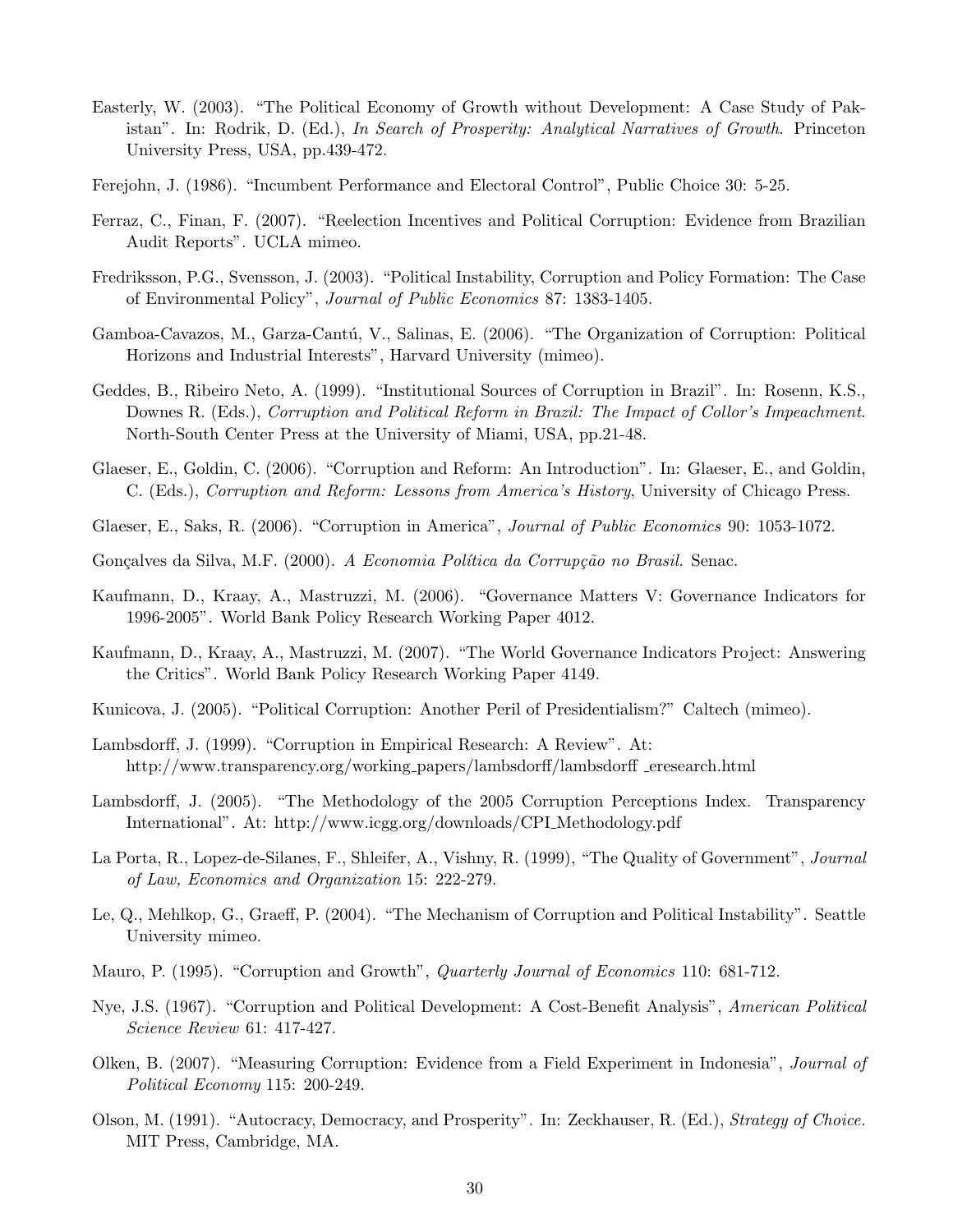Easterly, W. (2003). "The Political Economy of Growth without Development: A Case Study of Pakistan". In: Rodrik, D. (Ed.), *In Search of Prosperity: Analytical Narratives of Growth.* Princeton University Press, USA, pp.439-472.

Ferejohn, J. (1986). "Incumbent Performance and Electoral Control", Public Choice 30: 5-25.

Ferraz, C., Finan, F. (2007). "Reelection Incentives and Political Corruption: Evidence from Brazilian Audit Reports". UCLA mimeo.

Fredriksson, P.G., Svensson, J. (2003). "Political Instability, Corruption and Policy Formation: The Case of Environmental Policy", *Journal of Public Economics* 87: 1383-1405.

Gamboa-Cavazos, M., Garza-Cantú, V., Salinas, E. (2006). "The Organization of Corruption: Political Horizons and Industrial Interests", Harvard University (mimeo).

Geddes, B., Ribeiro Neto, A. (1999). "Institutional Sources of Corruption in Brazil". In: Rosenn, K.S., Downes R. (Eds.), *Corruption and Political Reform in Brazil: The Impact of Collor's Impeachment.* North-South Center Press at the University of Miami, USA, pp.21-48.

Glaeser, E., Goldin, C. (2006). "Corruption and Reform: An Introduction". In: Glaeser, E., and Goldin, C. (Eds.), *Corruption and Reform: Lessons from America's History*, University of Chicago Press.

Glaeser, E., Saks, R. (2006). "Corruption in America", *Journal of Public Economics* 90: 1053-1072.

Gonçalves da Silva, M.F. (2000). *A Economia Política da Corrupção no Brasil.* Senac.

Kaufmann, D., Kraay, A., Mastruzzi, M. (2006). "Governance Matters V: Governance Indicators for 1996-2005". World Bank Policy Research Working Paper 4012.

Kaufmann, D., Kraay, A., Mastruzzi, M. (2007). "The World Governance Indicators Project: Answering the Critics". World Bank Policy Research Working Paper 4149.

Kunicova, J. (2005). "Political Corruption: Another Peril of Presidentialism?" Caltech (mimeo).

Lambsdorff, J. (1999). "Corruption in Empirical Research: A Review". At: http://www.transparency.org/working_papers/lambsdorff/lambsdorff_eresearch.html

Lambsdorff, J. (2005). "The Methodology of the 2005 Corruption Perceptions Index. Transparency International". At: http://www.icgg.org/downloads/CPI_Methodology.pdf

La Porta, R., Lopez-de-Silanes, F., Shleifer, A., Vishny, R. (1999), "The Quality of Government", *Journal of Law, Economics and Organization* 15: 222-279.

Le, Q., Mehlkop, G., Graeff, P. (2004). "The Mechanism of Corruption and Political Instability". Seattle University mimeo.

Mauro, P. (1995). "Corruption and Growth", *Quarterly Journal of Economics* 110: 681-712.

Nye, J.S. (1967). "Corruption and Political Development: A Cost-Benefit Analysis", *American Political Science Review* 61: 417-427.

Olken, B. (2007). "Measuring Corruption: Evidence from a Field Experiment in Indonesia", *Journal of Political Economy* 115: 200-249.

Olson, M. (1991). "Autocracy, Democracy, and Prosperity". In: Zeckhauser, R. (Ed.), *Strategy of Choice.* MIT Press, Cambridge, MA.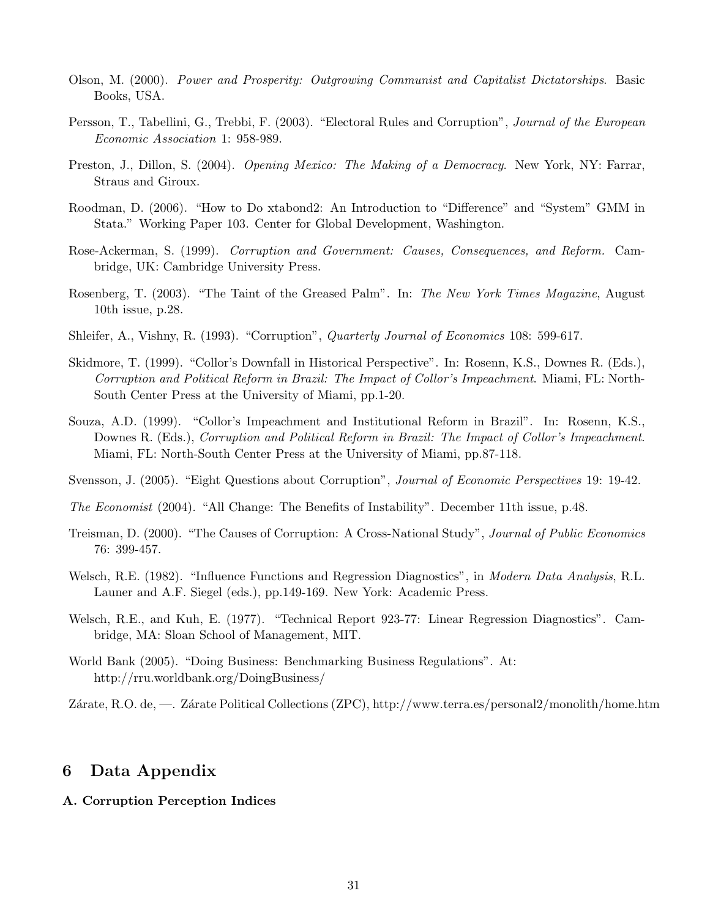Olson, M. (2000). *Power and Prosperity: Outgrowing Communist and Capitalist Dictatorships*. Basic Books, USA.

Persson, T., Tabellini, G., Trebbi, F. (2003). "Electoral Rules and Corruption", *Journal of the European Economic Association* 1: 958-989.

Preston, J., Dillon, S. (2004). *Opening Mexico: The Making of a Democracy*. New York, NY: Farrar, Straus and Giroux.

Roodman, D. (2006). "How to Do xtabond2: An Introduction to "Difference" and "System" GMM in Stata." Working Paper 103. Center for Global Development, Washington.

Rose-Ackerman, S. (1999). *Corruption and Government: Causes, Consequences, and Reform*. Cambridge, UK: Cambridge University Press.

Rosenberg, T. (2003). "The Taint of the Greased Palm". In: *The New York Times Magazine*, August 10th issue, p.28.

Shleifer, A., Vishny, R. (1993). "Corruption", *Quarterly Journal of Economics* 108: 599-617.

Skidmore, T. (1999). "Collor's Downfall in Historical Perspective". In: Rosenn, K.S., Downes R. (Eds.), *Corruption and Political Reform in Brazil: The Impact of Collor's Impeachment*. Miami, FL: North-South Center Press at the University of Miami, pp.1-20.

Souza, A.D. (1999). "Collor's Impeachment and Institutional Reform in Brazil". In: Rosenn, K.S., Downes R. (Eds.), *Corruption and Political Reform in Brazil: The Impact of Collor's Impeachment*. Miami, FL: North-South Center Press at the University of Miami, pp.87-118.

Svensson, J. (2005). "Eight Questions about Corruption", *Journal of Economic Perspectives* 19: 19-42.

*The Economist* (2004). "All Change: The Benefits of Instability". December 11th issue, p.48.

Treisman, D. (2000). "The Causes of Corruption: A Cross-National Study", *Journal of Public Economics* 76: 399-457.

Welsch, R.E. (1982). "Influence Functions and Regression Diagnostics", in *Modern Data Analysis*, R.L. Launer and A.F. Siegel (eds.), pp.149-169. New York: Academic Press.

Welsch, R.E., and Kuh, E. (1977). "Technical Report 923-77: Linear Regression Diagnostics". Cambridge, MA: Sloan School of Management, MIT.

World Bank (2005). "Doing Business: Benchmarking Business Regulations". At: http://rru.worldbank.org/DoingBusiness/

Zárate, R.O. de, —. Zárate Political Collections (ZPC), http://www.terra.es/personal2/monolith/home.htm

## 6 Data Appendix

**A. Corruption Perception Indices**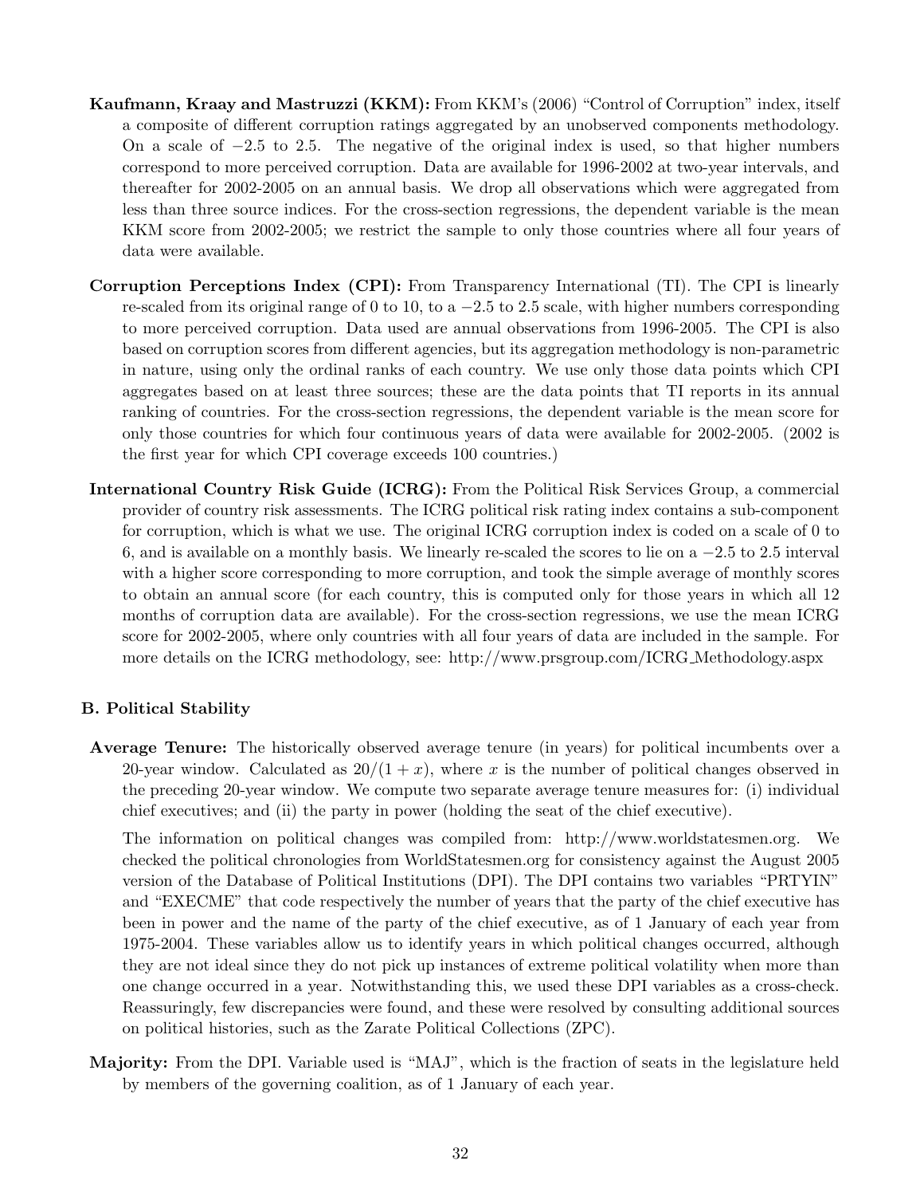**Kaufmann, Kraay and Mastruzzi (KKM):** From KKM's (2006) "Control of Corruption" index, itself a composite of different corruption ratings aggregated by an unobserved components methodology. On a scale of $-2.5$ to 2.5. The negative of the original index is used, so that higher numbers correspond to more perceived corruption. Data are available for 1996-2002 at two-year intervals, and thereafter for 2002-2005 on an annual basis. We drop all observations which were aggregated from less than three source indices. For the cross-section regressions, the dependent variable is the mean KKM score from 2002-2005; we restrict the sample to only those countries where all four years of data were available.

**Corruption Perceptions Index (CPI):** From Transparency International (TI). The CPI is linearly re-scaled from its original range of 0 to 10, to a $-2.5$ to 2.5 scale, with higher numbers corresponding to more perceived corruption. Data used are annual observations from 1996-2005. The CPI is also based on corruption scores from different agencies, but its aggregation methodology is non-parametric in nature, using only the ordinal ranks of each country. We use only those data points which CPI aggregates based on at least three sources; these are the data points that TI reports in its annual ranking of countries. For the cross-section regressions, the dependent variable is the mean score for only those countries for which four continuous years of data were available for 2002-2005. (2002 is the first year for which CPI coverage exceeds 100 countries.)

**International Country Risk Guide (ICRG):** From the Political Risk Services Group, a commercial provider of country risk assessments. The ICRG political risk rating index contains a sub-component for corruption, which is what we use. The original ICRG corruption index is coded on a scale of 0 to 6, and is available on a monthly basis. We linearly re-scaled the scores to lie on a $-2.5$ to 2.5 interval with a higher score corresponding to more corruption, and took the simple average of monthly scores to obtain an annual score (for each country, this is computed only for those years in which all 12 months of corruption data are available). For the cross-section regressions, we use the mean ICRG score for 2002-2005, where only countries with all four years of data are included in the sample. For more details on the ICRG methodology, see: http://www.prsgroup.com/ICRG_Methodology.aspx

### B. Political Stability

**Average Tenure:** The historically observed average tenure (in years) for political incumbents over a 20-year window. Calculated as $20/(1+x)$, where $x$ is the number of political changes observed in the preceding 20-year window. We compute two separate average tenure measures for: (i) individual chief executives; and (ii) the party in power (holding the seat of the chief executive).

The information on political changes was compiled from: http://www.worldstatesmen.org. We checked the political chronologies from WorldStatesmen.org for consistency against the August 2005 version of the Database of Political Institutions (DPI). The DPI contains two variables "PRTYIN" and "EXECME" that code respectively the number of years that the party of the chief executive has been in power and the name of the party of the chief executive, as of 1 January of each year from 1975-2004. These variables allow us to identify years in which political changes occurred, although they are not ideal since they do not pick up instances of extreme political volatility when more than one change occurred in a year. Notwithstanding this, we used these DPI variables as a cross-check. Reassuringly, few discrepancies were found, and these were resolved by consulting additional sources on political histories, such as the Zarate Political Collections (ZPC).

**Majority:** From the DPI. Variable used is "MAJ", which is the fraction of seats in the legislature held by members of the governing coalition, as of 1 January of each year.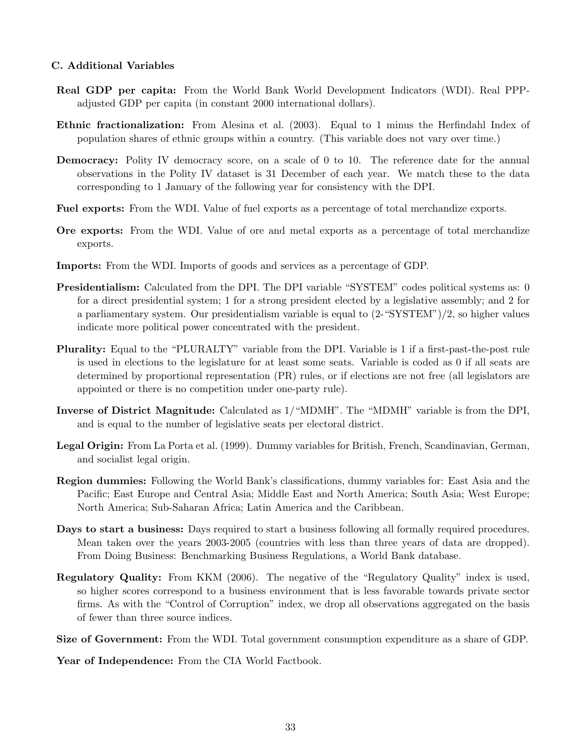### C. Additional Variables

**Real GDP per capita:** From the World Bank World Development Indicators (WDI). Real PPP-adjusted GDP per capita (in constant 2000 international dollars).

**Ethnic fractionalization:** From Alesina et al. (2003). Equal to 1 minus the Herfindahl Index of population shares of ethnic groups within a country. (This variable does not vary over time.)

**Democracy:** Polity IV democracy score, on a scale of 0 to 10. The reference date for the annual observations in the Polity IV dataset is 31 December of each year. We match these to the data corresponding to 1 January of the following year for consistency with the DPI.

**Fuel exports:** From the WDI. Value of fuel exports as a percentage of total merchandize exports.

**Ore exports:** From the WDI. Value of ore and metal exports as a percentage of total merchandize exports.

**Imports:** From the WDI. Imports of goods and services as a percentage of GDP.

**Presidentialism:** Calculated from the DPI. The DPI variable "SYSTEM" codes political systems as: 0 for a direct presidential system; 1 for a strong president elected by a legislative assembly; and 2 for a parliamentary system. Our presidentialism variable is equal to (2-"SYSTEM")/2, so higher values indicate more political power concentrated with the president.

**Plurality:** Equal to the "PLURALTY" variable from the DPI. Variable is 1 if a first-past-the-post rule is used in elections to the legislature for at least some seats. Variable is coded as 0 if all seats are determined by proportional representation (PR) rules, or if elections are not free (all legislators are appointed or there is no competition under one-party rule).

**Inverse of District Magnitude:** Calculated as 1/"MDMH". The "MDMH" variable is from the DPI, and is equal to the number of legislative seats per electoral district.

**Legal Origin:** From La Porta et al. (1999). Dummy variables for British, French, Scandinavian, German, and socialist legal origin.

**Region dummies:** Following the World Bank's classifications, dummy variables for: East Asia and the Pacific; East Europe and Central Asia; Middle East and North America; South Asia; West Europe; North America; Sub-Saharan Africa; Latin America and the Caribbean.

**Days to start a business:** Days required to start a business following all formally required procedures. Mean taken over the years 2003-2005 (countries with less than three years of data are dropped). From Doing Business: Benchmarking Business Regulations, a World Bank database.

**Regulatory Quality:** From KKM (2006). The negative of the "Regulatory Quality" index is used, so higher scores correspond to a business environment that is less favorable towards private sector firms. As with the "Control of Corruption" index, we drop all observations aggregated on the basis of fewer than three source indices.

**Size of Government:** From the WDI. Total government consumption expenditure as a share of GDP.

**Year of Independence:** From the CIA World Factbook.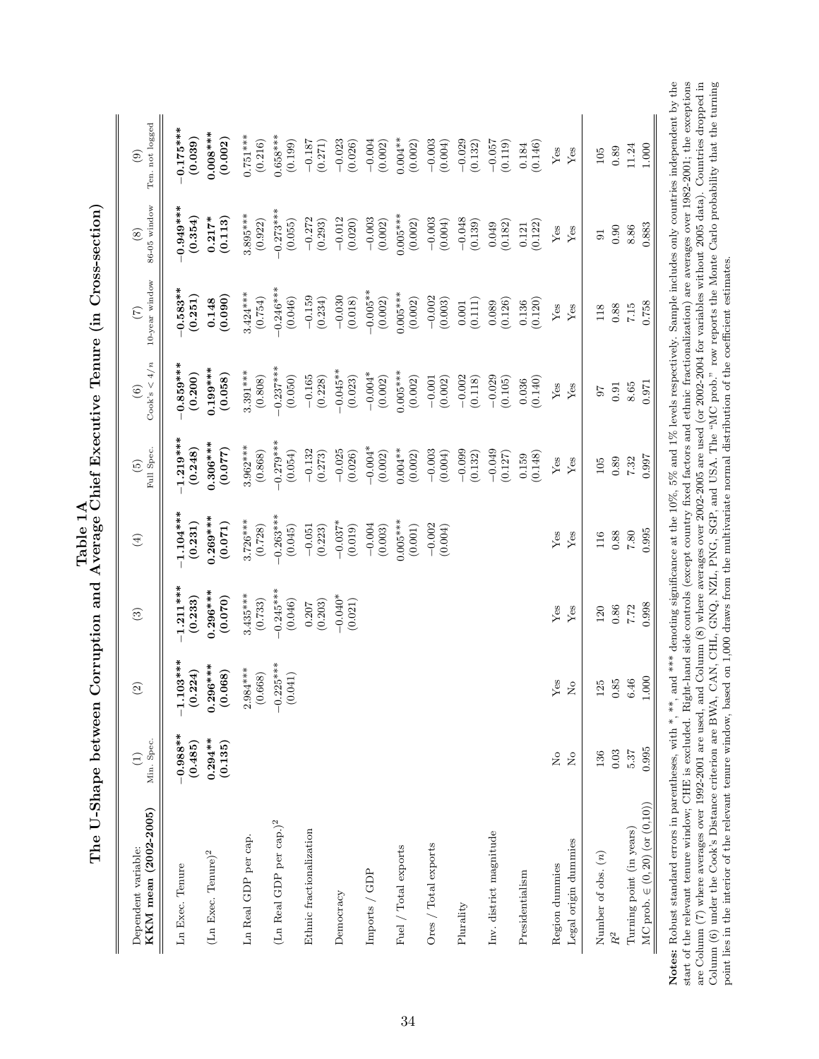# Table 1A

## The U-Shape between Corruption and Average Chief Executive Tenure (in Cross-section)

| Dependent variable: **KKM mean (2002-2005)** | (1) Min. Spec. | (2) | (3) | (4) | (5) Full Spec. | (6) Cook's < 4/n | (7) 10-year window | (8) 86-05 window | (9) Ten. not logged |
|---|---|---|---|---|---|---|---|---|---|
| Ln Exec. Tenure | **−0.988\*\*** | **−1.103\*\*\*** | **−1.211\*\*\*** | **−1.104\*\*\*** | **−1.219\*\*\*** | **−0.859\*\*\*** | **−0.583\*\*** | **−0.949\*\*\*** | **−0.175\*\*\*** |
| | **(0.485)** | **(0.224)** | **(0.233)** | **(0.231)** | **(0.248)** | **(0.200)** | **(0.251)** | **(0.354)** | **(0.039)** |
| (Ln Exec. Tenure)$^2$ | **0.294\*\*** | **0.296\*\*\*** | **0.296\*\*\*** | **0.269\*\*\*** | **0.306\*\*\*** | **0.199\*\*\*** | **0.148** | **0.217\*** | **0.008\*\*\*** |
| | **(0.135)** | **(0.068)** | **(0.070)** | **(0.071)** | **(0.077)** | **(0.058)** | **(0.090)** | **(0.113)** | **(0.002)** |
| Ln Real GDP per cap. | | 2.984\*\*\* | 3.435\*\*\* | 3.726\*\*\* | 3.962\*\*\* | 3.391\*\*\* | 3.424\*\*\* | 3.895\*\*\* | 0.751\*\*\* |
| | | (0.668) | (0.733) | (0.728) | (0.868) | (0.808) | (0.754) | (0.922) | (0.216) |
| (Ln Real GDP per cap.)$^2$ | | −0.225\*\*\* | −0.245\*\*\* | −0.263\*\*\* | −0.279\*\*\* | −0.237\*\*\* | −0.246\*\*\* | −0.273\*\*\* | 0.658\*\*\* |
| | | (0.041) | (0.046) | (0.045) | (0.054) | (0.050) | (0.046) | (0.055) | (0.199) |
| Ethnic fractionalization | | | 0.207 | −0.051 | −0.132 | −0.165 | −0.159 | −0.272 | −0.187 |
| | | | (0.203) | (0.223) | (0.273) | (0.228) | (0.234) | (0.293) | (0.271) |
| Democracy | | | −0.040\* | −0.037\* | −0.025 | −0.045\*\* | −0.030 | −0.012 | −0.023 |
| | | | (0.021) | (0.019) | (0.026) | (0.023) | (0.018) | (0.020) | (0.026) |
| Imports / GDP | | | | −0.004 | −0.004\* | −0.004\* | −0.005\*\* | −0.003 | −0.004 |
| | | | | (0.003) | (0.002) | (0.002) | (0.002) | (0.002) | (0.002) |
| Fuel / Total exports | | | | 0.005\*\*\* | 0.004\*\* | 0.005\*\*\* | 0.005\*\*\* | 0.005\*\*\* | 0.004\*\* |
| | | | | (0.001) | (0.002) | (0.002) | (0.002) | (0.002) | (0.002) |
| Ores / Total exports | | | | −0.002 | −0.003 | −0.001 | −0.002 | −0.003 | −0.003 |
| | | | | (0.004) | (0.004) | (0.002) | (0.003) | (0.004) | (0.004) |
| Plurality | | | | | −0.099 | −0.002 | 0.001 | −0.048 | −0.029 |
| | | | | | (0.132) | (0.118) | (0.111) | (0.139) | (0.132) |
| Inv. district magnitude | | | | | −0.049 | −0.029 | 0.089 | 0.049 | −0.057 |
| | | | | | (0.127) | (0.105) | (0.126) | (0.182) | (0.119) |
| Presidentialism | | | | | 0.159 | 0.036 | 0.136 | 0.121 | 0.184 |
| | | | | | (0.148) | (0.140) | (0.120) | (0.122) | (0.146) |
| Region dummies | No | Yes | Yes | Yes | Yes | Yes | Yes | Yes | Yes |
| Legal origin dummies | No | No | Yes | Yes | Yes | Yes | Yes | Yes | Yes |
| Number of obs. ($n$) | 136 | 125 | 120 | 116 | 105 | 97 | 118 | 91 | 105 |
| $R^2$ | 0.03 | 0.85 | 0.86 | 0.88 | 0.89 | 0.91 | 0.88 | 0.90 | 0.89 |
| Turning point (in years) | 5.37 | 6.46 | 7.72 | 7.80 | 7.32 | 8.65 | 7.15 | 8.86 | 11.24 |
| MC prob. ∈ (0, 20) (or (0,10)) | 0.995 | 1.000 | 0.998 | 0.995 | 0.997 | 0.971 | 0.758 | 0.883 | 1.000 |

**Notes:** Robust standard errors in parentheses, with \*, \*\*, and \*\*\* denoting significance at the 10%, 5% and 1% levels respectively. Sample includes only countries independent by the start of the relevant tenure window; CHE is excluded. Right-hand side controls (except country fixed factors and ethnic fractionalization) are averages over 1982-2001; the exceptions are Column (7) where averages over 1992-2001 are used, and Column (8) where averages over 2002-2005 are used (or 2002-2004 for variables without 2005 data). Countries dropped in Column (6) under the Cook's Distance criterion are BWA, CAN, CHL, GNQ, NZL, PNG, SGP, and USA. The "MC prob." row reports the Monte Carlo probability that the turning point lies in the interior of the relevant tenure window, based on 1,000 draws from the multivariate normal distribution of the coefficient estimates.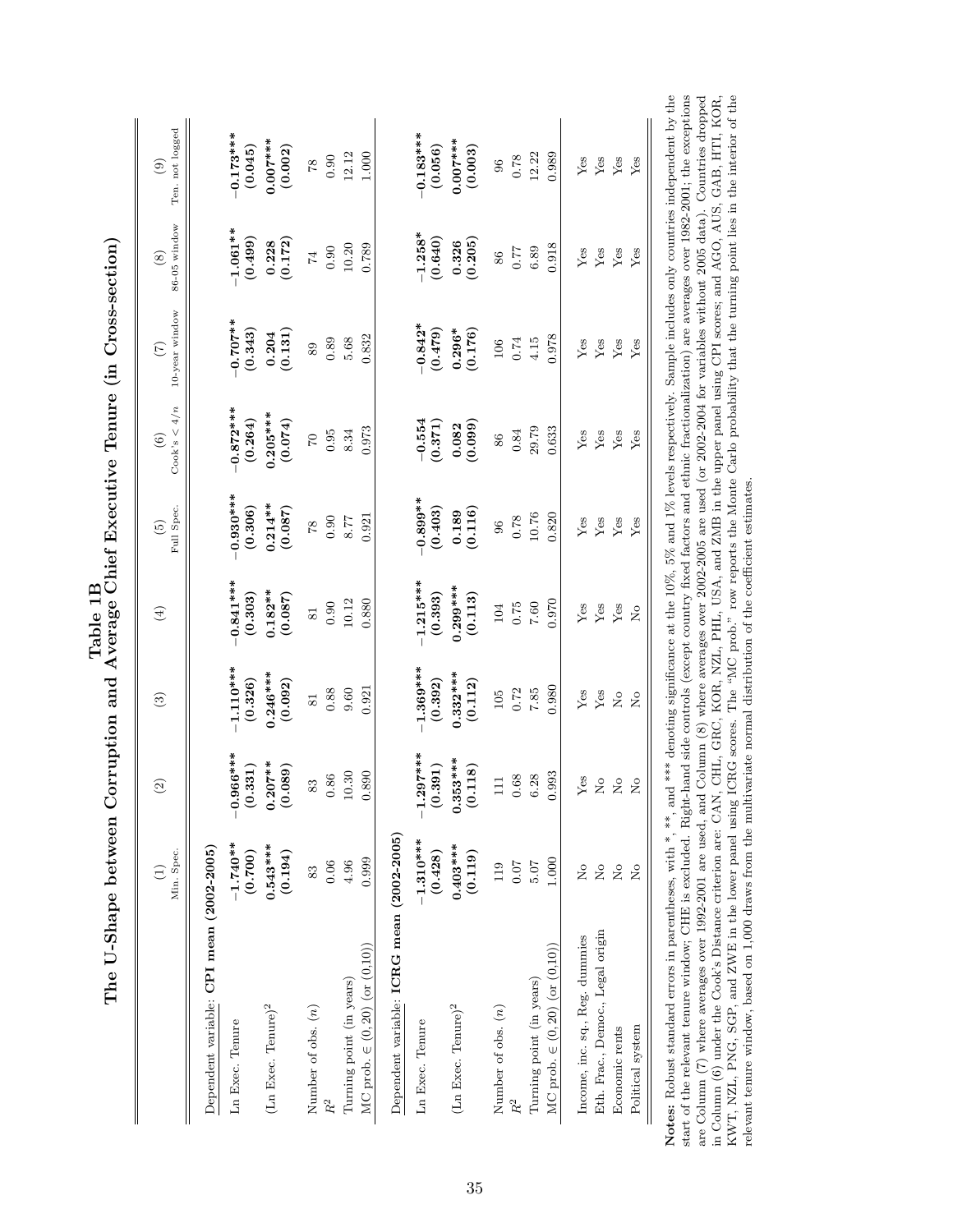# Table 1B
## The U-Shape between Corruption and Average Chief Executive Tenure (in Cross-section)

| | (1) Min. Spec. | (2) | (3) | (4) | (5) Full Spec. | (6) Cook's $< 4/n$ | (7) 10-year window | (8) 86-05 window | (9) Ten. not logged |
|---|---|---|---|---|---|---|---|---|---|
| Dependent variable: **CPI mean (2002-2005)** | | | | | | | | | |
| Ln Exec. Tenure | **−1.740**** | **−0.966***** | **−1.110***** | **−0.841***** | **−0.930***** | **−0.872***** | **−0.707**** | **−1.061**** | **−0.173***** |
| | **(0.700)** | **(0.331)** | **(0.326)** | **(0.303)** | **(0.306)** | **(0.264)** | **(0.343)** | **(0.499)** | **(0.045)** |
| (Ln Exec. Tenure)$^2$ | **0.543***** | **0.207**** | **0.246***** | **0.182**** | **0.214**** | **0.205***** | **0.204** | **0.228** | **0.007***** |
| | **(0.194)** | **(0.089)** | **(0.092)** | **(0.087)** | **(0.087)** | **(0.074)** | **(0.131)** | **(0.172)** | **(0.002)** |
| Number of obs. ($n$) | 83 | 83 | 81 | 81 | 78 | 70 | 89 | 74 | 78 |
| $R^2$ | 0.06 | 0.86 | 0.88 | 0.90 | 0.90 | 0.95 | 0.89 | 0.90 | 0.90 |
| Turning point (in years) | 4.96 | 10.30 | 9.60 | 10.12 | 8.77 | 8.34 | 5.68 | 10.20 | 12.12 |
| MC prob. $\in (0, 20)$ (or $(0, 10)$) | 0.999 | 0.890 | 0.921 | 0.880 | 0.921 | 0.973 | 0.832 | 0.789 | 1.000 |
| Dependent variable: **ICRG mean (2002-2005)** | | | | | | | | | |
| Ln Exec. Tenure | **−1.310***** | **−1.297***** | **−1.369***** | **−1.215***** | **−0.899**** | **−0.554** | **−0.842*** | **−1.258*** | **−0.183***** |
| | **(0.428)** | **(0.391)** | **(0.392)** | **(0.393)** | **(0.403)** | **(0.371)** | **(0.479)** | **(0.640)** | **(0.056)** |
| (Ln Exec. Tenure)$^2$ | **0.403***** | **0.353***** | **0.332***** | **0.299***** | **0.189** | **0.082** | **0.296*** | **0.326** | **0.007***** |
| | **(0.119)** | **(0.118)** | **(0.112)** | **(0.113)** | **(0.116)** | **(0.099)** | **(0.176)** | **(0.205)** | **(0.003)** |
| Number of obs. ($n$) | 119 | 111 | 105 | 104 | 96 | 86 | 106 | 86 | 96 |
| $R^2$ | 0.07 | 0.68 | 0.72 | 0.75 | 0.78 | 0.84 | 0.74 | 0.77 | 0.78 |
| Turning point (in years) | 5.07 | 6.28 | 7.85 | 7.60 | 10.76 | 29.79 | 4.15 | 6.89 | 12.22 |
| MC prob. $\in (0, 20)$ (or $(0, 10)$) | 1.000 | 0.993 | 0.980 | 0.970 | 0.820 | 0.633 | 0.978 | 0.918 | 0.989 |
| Income, inc. sq., Reg. dummies | No | Yes | Yes | Yes | Yes | Yes | Yes | Yes | Yes |
| Eth. Frac., Democ., Legal origin | No | No | Yes | Yes | Yes | Yes | Yes | Yes | Yes |
| Economic rents | No | No | No | Yes | Yes | Yes | Yes | Yes | Yes |
| Political system | No | No | No | No | Yes | Yes | Yes | Yes | Yes |

**Notes:** Robust standard errors in parentheses, with *, **, and *** denoting significance at the 10%, 5% and 1% levels respectively. Sample includes only countries independent by the start of the relevant tenure window; CHE is excluded. Right-hand side controls (except country fixed factors and ethnic fractionalization) are averages over 1982-2001; the exceptions are Column (7) where averages over 1992-2001 are used, and Column (8) where averages over 2002-2005 are used (or 2002-2004 for variables without 2005 data). Countries dropped in Column (6) under the Cook's Distance criterion are: CAN, CHL, GRC, KOR, NZL, PHL, USA, and ZMB in the upper panel using CPI scores; and AGO, AUS, GAB, HTI, KOR, KWT, NZL, PNG, SGP, and ZWE in the lower panel using ICRG scores. The "MC prob." row reports the Monte Carlo probability that the turning point lies in the interior of the relevant tenure window, based on 1,000 draws from the multivariate normal distribution of the coefficient estimates.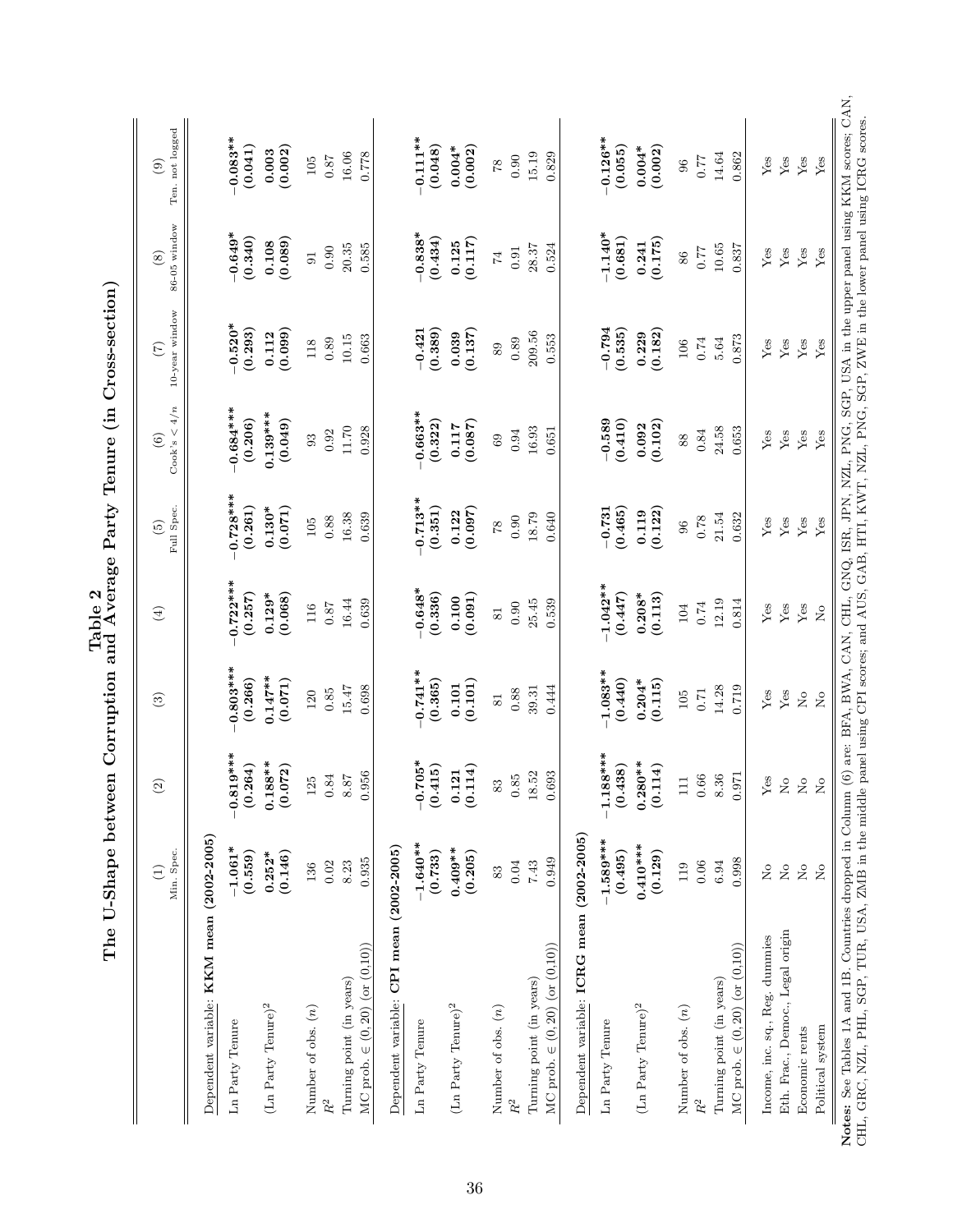# Table 2
## The U-Shape between Corruption and Average Party Tenure (in Cross-section)

| | (1) Min. Spec. | (2) | (3) | (4) | (5) Full Spec. | (6) Cook's < 4/n | (7) 10-year window | (8) 86-05 window | (9) Ten. not logged |
|---|---|---|---|---|---|---|---|---|---|
| Dependent variable: **KKM mean (2002-2005)** | | | | | | | | | |
| Ln Party Tenure | **−1.061*** | **−0.819***** | **−0.803***** | **−0.722***** | **−0.728***** | **−0.684***** | **−0.520*** | **−0.649*** | **−0.083**** |
| | **(0.559)** | **(0.264)** | **(0.266)** | **(0.257)** | **(0.261)** | **(0.206)** | **(0.293)** | **(0.340)** | **(0.041)** |
| (Ln Party Tenure)$^2$ | **0.252*** | **0.188**** | **0.147**** | **0.129*** | **0.130*** | **0.139***** | 0.112 | 0.108 | 0.003 |
| | **(0.146)** | **(0.072)** | **(0.071)** | **(0.068)** | **(0.071)** | **(0.049)** | (0.099) | (0.089) | (0.002) |
| Number of obs. ($n$) | 136 | 125 | 120 | 116 | 105 | 93 | 118 | 91 | 105 |
| $R^2$ | 0.02 | 0.84 | 0.85 | 0.87 | 0.88 | 0.92 | 0.89 | 0.90 | 0.87 |
| Turning point (in years) | 8.23 | 8.87 | 15.47 | 16.44 | 16.38 | 11.70 | 10.15 | 20.35 | 16.06 |
| MC prob. ∈ (0, 20) (or (0, 10)) | 0.935 | 0.956 | 0.698 | 0.639 | 0.639 | 0.928 | 0.663 | 0.585 | 0.778 |
| Dependent variable: **CPI mean (2002-2005)** | | | | | | | | | |
| Ln Party Tenure | **−1.640**** | **−0.705*** | **−0.741**** | **−0.648*** | **−0.713**** | **−0.663**** | −0.421 | **−0.838*** | **−0.111**** |
| | **(0.733)** | **(0.415)** | **(0.365)** | **(0.336)** | **(0.351)** | **(0.322)** | (0.389) | **(0.434)** | **(0.048)** |
| (Ln Party Tenure)$^2$ | **0.409**** | 0.121 | 0.101 | 0.100 | 0.122 | 0.117 | 0.039 | 0.125 | **0.004*** |
| | **(0.205)** | (0.114) | (0.101) | (0.091) | (0.097) | (0.087) | (0.137) | (0.117) | **(0.002)** |
| Number of obs. ($n$) | 83 | 83 | 81 | 81 | 78 | 69 | 89 | 74 | 78 |
| $R^2$ | 0.04 | 0.85 | 0.88 | 0.90 | 0.90 | 0.94 | 0.89 | 0.91 | 0.90 |
| Turning point (in years) | 7.43 | 18.52 | 39.31 | 25.45 | 18.79 | 16.93 | 209.56 | 28.37 | 15.19 |
| MC prob. ∈ (0, 20) (or (0, 10)) | 0.949 | 0.693 | 0.444 | 0.539 | 0.640 | 0.651 | 0.553 | 0.524 | 0.829 |
| Dependent variable: **ICRG mean (2002-2005)** | | | | | | | | | |
| Ln Party Tenure | **−1.589***** | **−1.188***** | **−1.083**** | **−1.042**** | −0.731 | −0.589 | −0.794 | **−1.140*** | **−0.126**** |
| | **(0.495)** | **(0.438)** | **(0.440)** | **(0.447)** | (0.465) | (0.410) | (0.535) | **(0.681)** | **(0.055)** |
| (Ln Party Tenure)$^2$ | **0.410***** | **0.280**** | **0.204*** | **0.208*** | 0.119 | 0.092 | 0.229 | 0.241 | **0.004*** |
| | **(0.129)** | **(0.114)** | **(0.115)** | **(0.113)** | (0.122) | (0.102) | (0.182) | (0.175) | **(0.002)** |
| Number of obs. ($n$) | 119 | 111 | 105 | 104 | 96 | 88 | 106 | 86 | 96 |
| $R^2$ | 0.06 | 0.66 | 0.71 | 0.74 | 0.78 | 0.84 | 0.74 | 0.77 | 0.77 |
| Turning point (in years) | 6.94 | 8.36 | 14.28 | 12.19 | 21.54 | 24.58 | 5.64 | 10.65 | 14.64 |
| MC prob. ∈ (0, 20) (or (0, 10)) | 0.998 | 0.971 | 0.719 | 0.814 | 0.632 | 0.653 | 0.873 | 0.837 | 0.862 |
| Income, inc. sq., Reg. dummies | No | Yes | Yes | Yes | Yes | Yes | Yes | Yes | Yes |
| Eth. Frac., Democ., Legal origin | No | No | Yes | Yes | Yes | Yes | Yes | Yes | Yes |
| Economic rents | No | No | No | Yes | Yes | Yes | Yes | Yes | Yes |
| Political system | No | No | No | No | Yes | Yes | Yes | Yes | Yes |

**Notes:** See Tables 1A and 1B. Countries dropped in Column (6) are: BFA, BWA, CAN, CHL, GNQ, ISR, JPN, NZL, PNG, SGP, USA in the upper panel using KKM scores; CAN, CHL, GRC, NZL, PHL, SGP, TUR, USA, ZMB in the middle panel using CPI scores; and AUS, GAB, HTI, KWT, NZL, PNG, SGP, ZWE in the lower panel using ICRG scores.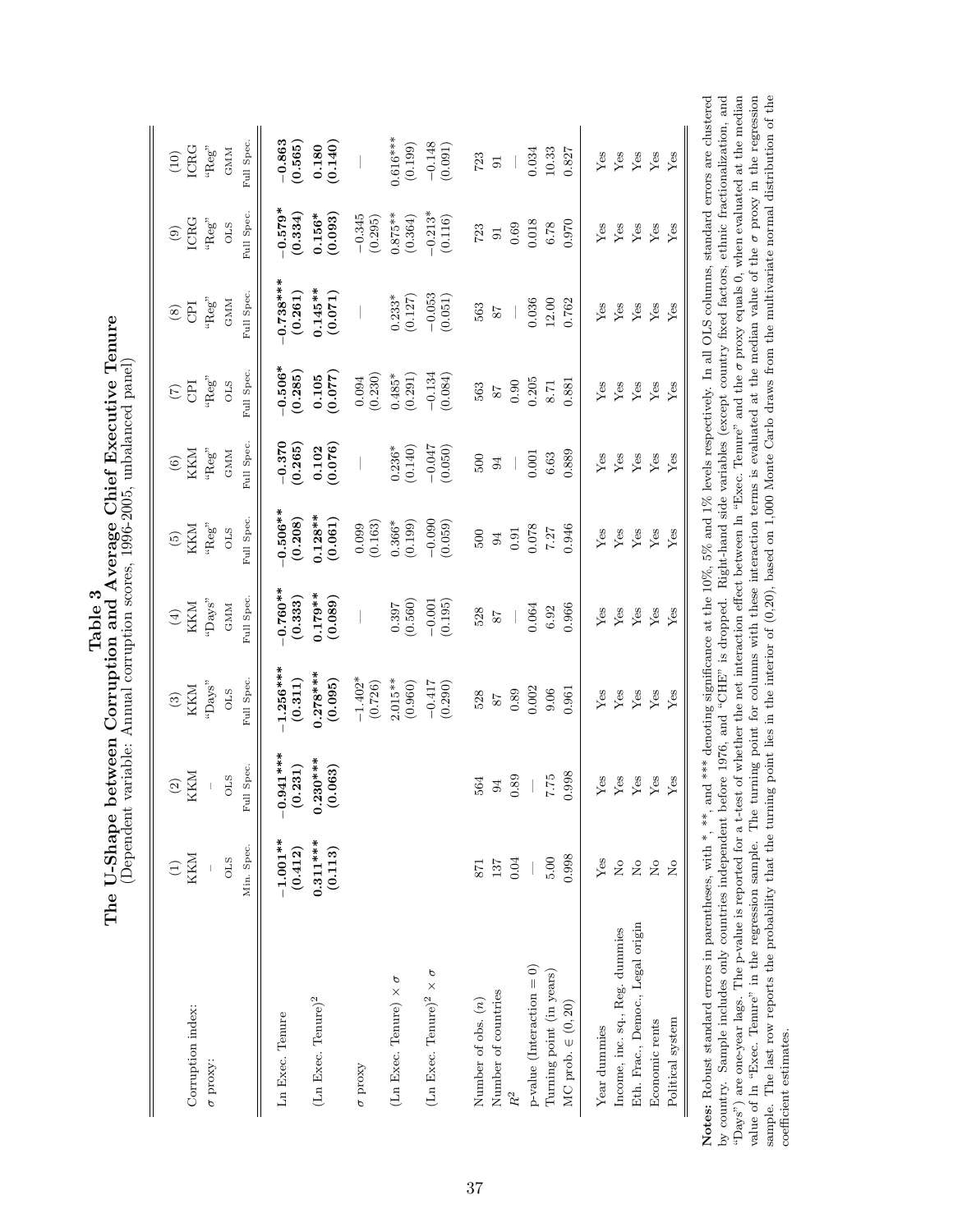**Table 3**

**The U-Shape between Corruption and Average Chief Executive Tenure**

(Dependent variable: Annual corruption scores, 1996-2005, unbalanced panel)

| | (1) | (2) | (3) | (4) | (5) | (6) | (7) | (8) | (9) | (10) |
|---|---|---|---|---|---|---|---|---|---|---|
| Corruption index: | KKM | KKM | KKM | KKM | KKM | KKM | CPI | CPI | ICRG | ICRG |
| $\sigma$ proxy: | – | – | "Days" | "Days" | "Reg" | "Reg" | "Reg" | "Reg" | "Reg" | "Reg" |
| | OLS | OLS | OLS | GMM | OLS | GMM | OLS | GMM | OLS | GMM |
| | Min. Spec. | Full Spec. | Full Spec. | Full Spec. | Full Spec. | Full Spec. | Full Spec. | Full Spec. | Full Spec. | Full Spec. |
| Ln Exec. Tenure | **−1.001\*\*** | **−0.941\*\*\*** | **−1.256\*\*\*** | **−0.760\*\*** | **−0.506\*\*** | **−0.370** | **−0.506\*** | **−0.738\*\*\*** | **−0.579\*** | **−0.863** |
| | **(0.412)** | **(0.231)** | **(0.311)** | **(0.333)** | **(0.208)** | **(0.265)** | **(0.285)** | **(0.261)** | **(0.334)** | **(0.565)** |
| (Ln Exec. Tenure)$^2$ | **0.311\*\*\*** | **0.230\*\*\*** | **0.278\*\*\*** | **0.179\*\*** | **0.128\*\*** | **0.102** | **0.105** | **0.145\*\*** | **0.156\*** | **0.180** |
| | **(0.113)** | **(0.063)** | **(0.095)** | **(0.089)** | **(0.061)** | **(0.076)** | **(0.077)** | **(0.071)** | **(0.093)** | **(0.140)** |
| $\sigma$ proxy | | | −1.402\* | — | 0.099 | — | 0.094 | — | −0.345 | — |
| | | | (0.726) | | (0.163) | | (0.230) | | (0.295) | |
| (Ln Exec. Tenure) $\times$ $\sigma$ | | | 2.015\*\* | 0.397 | 0.366\* | 0.236\* | 0.485\* | 0.233\* | 0.875\*\* | 0.616\*\*\* |
| | | | (0.960) | (0.560) | (0.199) | (0.140) | (0.291) | (0.127) | (0.364) | (0.199) |
| (Ln Exec. Tenure)$^2$ $\times$ $\sigma$ | | | −0.417 | −0.001 | −0.090 | −0.047 | −0.134 | −0.053 | −0.213\* | −0.148 |
| | | | (0.290) | (0.195) | (0.059) | (0.050) | (0.084) | (0.051) | (0.116) | (0.091) |
| Number of obs. ($n$) | 871 | 564 | 528 | 528 | 500 | 500 | 563 | 563 | 723 | 723 |
| Number of countries | 137 | 94 | 87 | 87 | 94 | 94 | 87 | 87 | 91 | 91 |
| $R^2$ | 0.04 | 0.89 | 0.89 | — | 0.91 | — | 0.90 | — | 0.69 | — |
| p-value (Interaction = 0) | — | — | 0.002 | 0.064 | 0.078 | 0.001 | 0.205 | 0.036 | 0.018 | 0.034 |
| Turning point (in years) | 5.00 | 7.75 | 9.06 | 6.92 | 7.27 | 6.63 | 8.71 | 12.00 | 6.78 | 10.33 |
| MC prob. $\in (0, 20)$ | 0.998 | 0.998 | 0.961 | 0.966 | 0.946 | 0.889 | 0.881 | 0.762 | 0.970 | 0.827 |
| Year dummies | Yes | Yes | Yes | Yes | Yes | Yes | Yes | Yes | Yes | Yes |
| Income, inc. sq., Reg. dummies | No | Yes | Yes | Yes | Yes | Yes | Yes | Yes | Yes | Yes |
| Eth. Frac., Democ., Legal origin | No | Yes | Yes | Yes | Yes | Yes | Yes | Yes | Yes | Yes |
| Economic rents | No | Yes | Yes | Yes | Yes | Yes | Yes | Yes | Yes | Yes |
| Political system | No | Yes | Yes | Yes | Yes | Yes | Yes | Yes | Yes | Yes |

**Notes:** Robust standard errors in parentheses, with \*, \*\*, and \*\*\* denoting significance at the 10%, 5% and 1% levels respectively. In all OLS columns, standard errors are clustered by country. Sample includes only countries independent before 1976, and "CHE" is dropped. Right-hand side variables (except country fixed factors, ethnic fractionalization, and "Days") are one-year lags. The p-value is reported for a t-test of whether the net interaction effect between ln "Exec. Tenure" and the $\sigma$ proxy equals 0, when evaluated at the median value of ln "Exec. Tenure" in the regression sample. The turning point for columns with these interaction terms is evaluated at the median value of the $\sigma$ proxy in the regression sample. The last row reports the probability that the turning point lies in the interior of (0,20), based on 1,000 Monte Carlo draws from the multivariate normal distribution of the coefficient estimates.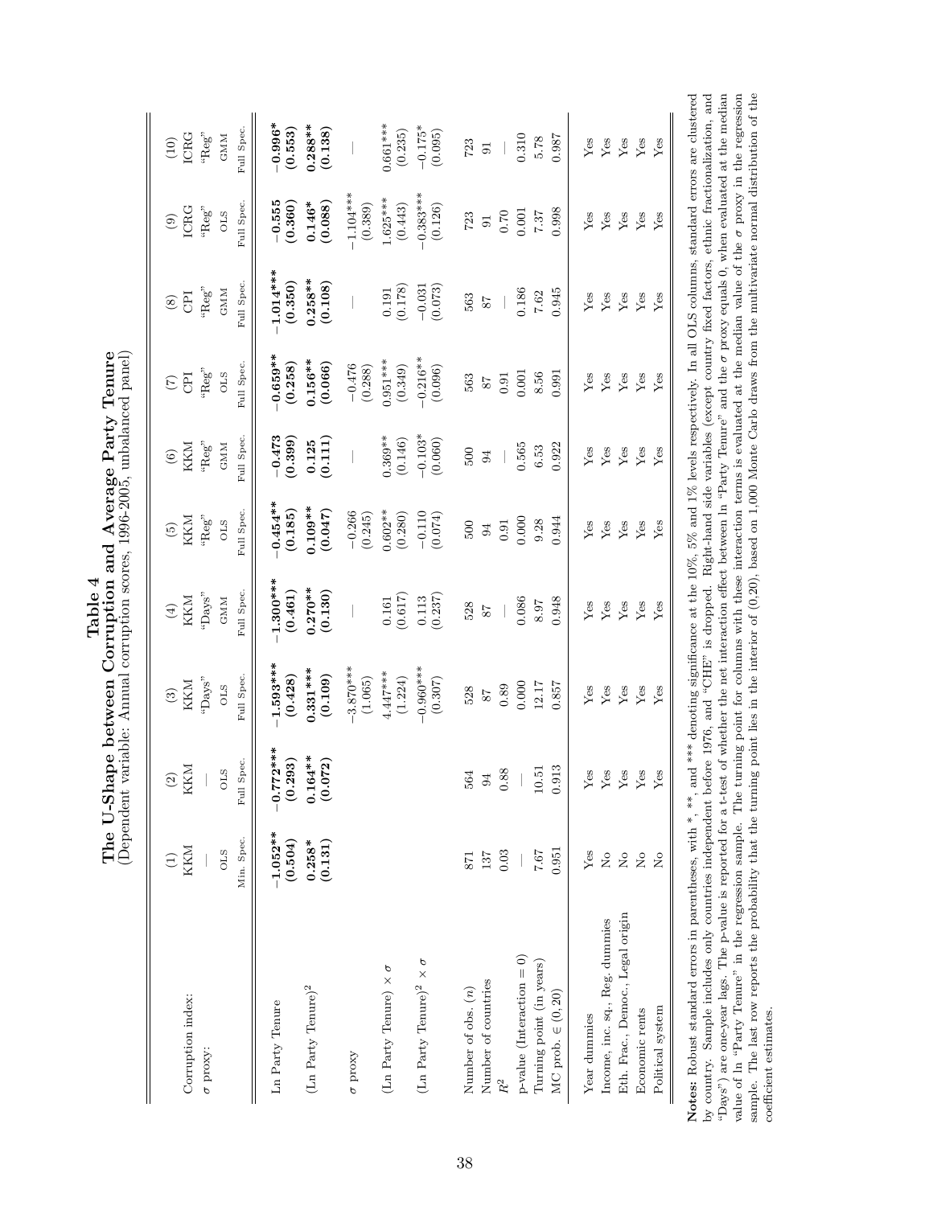**Table 4**
**The U-Shape between Corruption and Average Party Tenure**
(Dependent variable: Annual corruption scores, 1996-2005, unbalanced panel)

| | (1) | (2) | (3) | (4) | (5) | (6) | (7) | (8) | (9) | (10) |
|---|---|---|---|---|---|---|---|---|---|---|
| Corruption index: | KKM | KKM | KKM | KKM | KKM | KKM | CPI | CPI | ICRG | ICRG |
| $\sigma$ proxy: | — | — | "Days" | "Days" | "Reg" | "Reg" | "Reg" | "Reg" | "Reg" | "Reg" |
| | OLS | OLS | OLS | GMM | OLS | GMM | OLS | GMM | OLS | GMM |
| | Min. Spec. | Full Spec. | Full Spec. | Full Spec. | Full Spec. | Full Spec. | Full Spec. | Full Spec. | Full Spec. | Full Spec. |
| Ln Party Tenure | **−1.052\*\*** | **−0.772\*\*\*** | **−1.593\*\*\*** | **−1.300\*\*\*** | **−0.454\*\*** | **−0.473** | **−0.659\*\*** | **−1.014\*\*\*** | **−0.555** | **−0.996\*** |
| | **(0.504)** | **(0.293)** | **(0.428)** | **(0.461)** | **(0.185)** | **(0.399)** | **(0.258)** | **(0.350)** | **(0.360)** | **(0.553)** |
| (Ln Party Tenure)$^2$ | **0.258\*** | **0.164\*\*** | **0.331\*\*\*** | **0.270\*\*** | **0.109\*\*** | **0.125** | **0.156\*\*** | **0.258\*\*** | **0.146\*** | **0.288\*\*** |
| | **(0.131)** | **(0.072)** | **(0.109)** | **(0.130)** | **(0.047)** | **(0.111)** | **(0.066)** | **(0.108)** | **(0.088)** | **(0.138)** |
| $\sigma$ proxy | | | −3.870\*\*\* | — | −0.266 | — | −0.476 | — | −1.104\*\*\* | — |
| | | | (1.065) | | (0.245) | | (0.288) | | (0.389) | |
| (Ln Party Tenure) × $\sigma$ | | | 4.447\*\*\* | 0.161 | 0.602\*\* | 0.369\*\* | 0.951\*\*\* | 0.191 | 1.625\*\*\* | 0.661\*\*\* |
| | | | (1.224) | (0.617) | (0.280) | (0.146) | (0.349) | (0.178) | (0.443) | (0.235) |
| (Ln Party Tenure)$^2$ × $\sigma$ | | | −0.960\*\*\* | 0.113 | −0.110 | −0.103\* | −0.216\*\* | −0.031 | −0.383\*\*\* | −0.175\* |
| | | | (0.307) | (0.237) | (0.074) | (0.060) | (0.096) | (0.073) | (0.126) | (0.095) |
| Number of obs. ($n$) | 871 | 564 | 528 | 528 | 500 | 500 | 563 | 563 | 723 | 723 |
| Number of countries | 137 | 94 | 87 | 87 | 94 | 94 | 87 | 87 | 91 | 91 |
| $R^2$ | 0.03 | 0.88 | 0.89 | — | 0.91 | — | 0.91 | — | 0.70 | — |
| p-value (Interaction = 0) | — | — | 0.000 | 0.086 | 0.000 | 0.565 | 0.001 | 0.186 | 0.001 | 0.310 |
| Turning point (in years) | 7.67 | 10.51 | 12.17 | 8.97 | 9.28 | 6.53 | 8.56 | 7.62 | 7.37 | 5.78 |
| MC prob. $\in (0, 20)$ | 0.951 | 0.913 | 0.857 | 0.948 | 0.944 | 0.922 | 0.991 | 0.945 | 0.998 | 0.987 |
| Year dummies | Yes | Yes | Yes | Yes | Yes | Yes | Yes | Yes | Yes | Yes |
| Income, inc. sq., Reg. dummies | No | Yes | Yes | Yes | Yes | Yes | Yes | Yes | Yes | Yes |
| Eth. Frac., Democ., Legal origin | No | Yes | Yes | Yes | Yes | Yes | Yes | Yes | Yes | Yes |
| Economic rents | No | Yes | Yes | Yes | Yes | Yes | Yes | Yes | Yes | Yes |
| Political system | No | Yes | Yes | Yes | Yes | Yes | Yes | Yes | Yes | Yes |

**Notes:** Robust standard errors in parentheses, with \*, \*\*, and \*\*\* denoting significance at the 10%, 5% and 1% levels respectively. In all OLS columns, standard errors are clustered by country. Sample includes only countries independent before 1976, and "CHE" is dropped. Right-hand side variables (except country fixed factors, ethnic fractionalization, and "Days") are one-year lags. The p-value is reported for a t-test of whether the net interaction effect between ln "Party Tenure" and the $\sigma$ proxy equals 0, when evaluated at the median value of ln "Party Tenure" in the regression sample. The turning point for columns with these interaction terms is evaluated at the median value of the $\sigma$ proxy in the regression sample. The last row reports the probability that the turning point lies in the interior of (0,20), based on 1,000 Monte Carlo draws from the multivariate normal distribution of the coefficient estimates.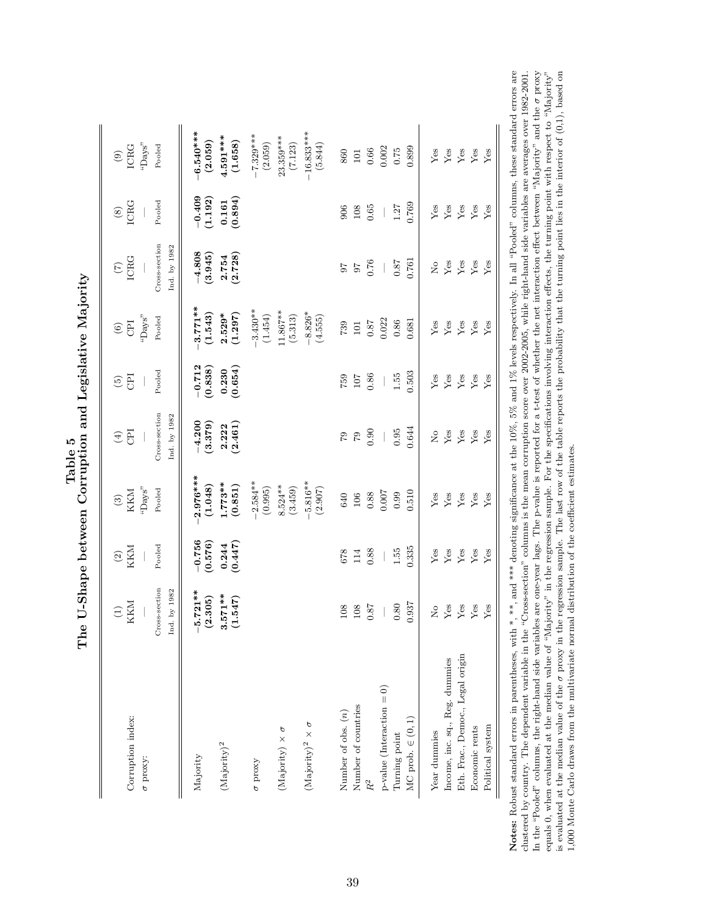# Table 5
## The U-Shape between Corruption and Legislative Majority

| | (1) | (2) | (3) | (4) | (5) | (6) | (7) | (8) | (9) |
|---|---|---|---|---|---|---|---|---|---|
| Corruption index: | KKM | KKM | KKM | CPI | CPI | CPI | ICRG | ICRG | ICRG |
| $\sigma$ proxy: | — | — | "Days" | — | — | "Days" | — | — | "Days" |
| | Cross-section Ind. by 1982 | Pooled | Pooled | Cross-section Ind. by 1982 | Pooled | Pooled | Cross-section Ind. by 1982 | Pooled | Pooled |
| Majority | **−5.721**** **(2.305)** | **−0.756** **(0.576)** | **−2.976***** **(1.048)** | **−4.200** **(3.379)** | **−0.712** **(0.838)** | **−3.771**** **(1.543)** | **−4.808** **(3.945)** | **−0.409** **(1.192)** | **−6.540***** **(2.059)** |
| (Majority)$^2$ | **3.571**** **(1.547)** | **0.244** **(0.447)** | **1.773**** **(0.851)** | **2.222** **(2.461)** | **0.230** **(0.654)** | **2.529*** **(1.297)** | **2.754** **(2.728)** | **0.161** **(0.894)** | **4.591***** **(1.658)** |
| $\sigma$ proxy | | | −2.584** (0.995) | | | −3.430** (1.454) | | | −7.329*** (2.059) |
| (Majority) × $\sigma$ | | | 8.524** (3.459) | | | 11.867** (5.313) | | | 23.359*** (7.123) |
| (Majority)$^2$ × $\sigma$ | | | −5.816** (2.907) | | | −8.826* (4.555) | | | −16.833*** (5.844) |
| Number of obs. ($n$) | 108 | 678 | 640 | 79 | 759 | 739 | 97 | 906 | 860 |
| Number of countries | 108 | 114 | 106 | 79 | 107 | 101 | 97 | 108 | 101 |
| $R^2$ | 0.87 | 0.88 | 0.88 | 0.90 | 0.86 | 0.87 | 0.76 | 0.65 | 0.66 |
| p-value (Interaction = 0) | — | — | 0.007 | — | — | 0.022 | — | — | 0.002 |
| Turning point | 0.80 | 1.55 | 0.99 | 0.95 | 1.55 | 0.86 | 0.87 | 1.27 | 0.75 |
| MC prob. ∈ (0,1) | 0.937 | 0.335 | 0.510 | 0.644 | 0.503 | 0.681 | 0.761 | 0.769 | 0.899 |
| Year dummies | No | Yes | Yes | No | Yes | Yes | No | Yes | Yes |
| Income, inc. sq., Reg. dummies | Yes | Yes | Yes | Yes | Yes | Yes | Yes | Yes | Yes |
| Eth. Frac., Democ., Legal origin | Yes | Yes | Yes | Yes | Yes | Yes | Yes | Yes | Yes |
| Economic rents | Yes | Yes | Yes | Yes | Yes | Yes | Yes | Yes | Yes |
| Political system | Yes | Yes | Yes | Yes | Yes | Yes | Yes | Yes | Yes |

**Notes:** Robust standard errors in parentheses, with *, **, and *** denoting significance at the 10%, 5% and 1% levels respectively. In all "Pooled" columns, these standard errors are clustered by country. The dependent variable in the "Cross-section" columns is the mean corruption score over 2002-2005, while right-hand side variables are averages over 1982-2001. In the "Pooled" columns, the right-hand side variables are one-year lags. The p-value is reported for a t-test of whether the net interaction effect between "Majority" and the $\sigma$ proxy equals 0, when evaluated at the median value of "Majority" in the regression sample. For the specifications involving interaction effects, the turning point with respect to "Majority" is evaluated at the median value of the $\sigma$ proxy in the regression sample. The last row of the table reports the probability that the turning point lies in the interior of (0,1), based on 1,000 Monte Carlo draws from the multivariate normal distribution of the coefficient estimates.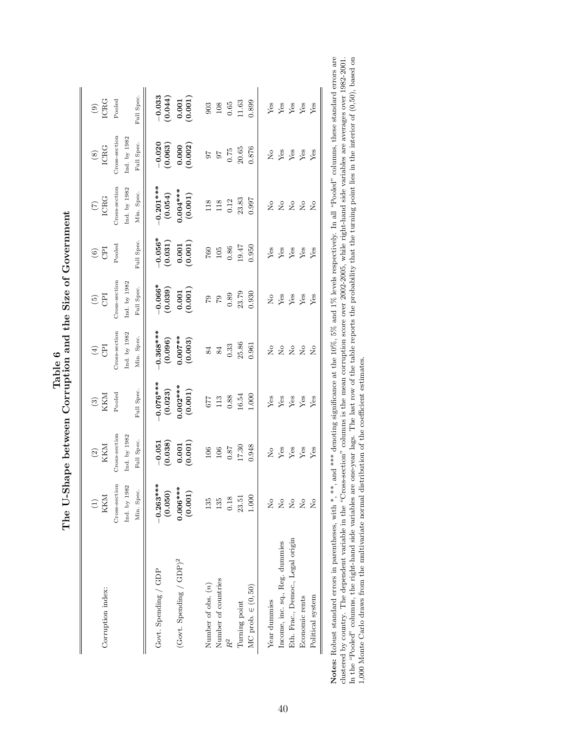# Table 6
## The U-Shape between Corruption and the Size of Government

| Corruption index: | (1) KKM | (2) KKM | (3) KKM | (4) CPI | (5) CPI | (6) CPI | (7) ICRG | (8) ICRG | (9) ICRG |
|---|---|---|---|---|---|---|---|---|---|
| | Cross-section | Cross-section | Pooled | Cross-section | Cross-section | Pooled | Cross-section | Cross-section | Pooled |
| | Ind. by 1982 | Ind. by 1982 | | Ind. by 1982 | Ind. by 1982 | | Ind. by 1982 | Ind. by 1982 | |
| | Min. Spec. | Full Spec. | Full Spec. | Min. Spec. | Full Spec. | Full Spec. | Min. Spec. | Full Spec. | Full Spec. |
| Govt. Spending / GDP | **−0.263\*\*\*** | **−0.051** | **−0.076\*\*\*** | **−0.368\*\*\*** | **−0.066\*** | **−0.056\*** | **−0.201\*\*\*** | **−0.020** | **−0.033** |
| | **(0.050)** | **(0.038)** | **(0.023)** | **(0.096)** | **(0.039)** | **(0.031)** | **(0.054)** | **(0.063)** | **(0.044)** |
| (Govt. Spending / GDP)$^2$ | **0.006\*\*\*** | **0.001** | **0.002\*\*\*** | **0.007\*\*** | **0.001** | **0.001** | **0.004\*\*\*** | **0.000** | **0.001** |
| | **(0.001)** | **(0.001)** | **(0.001)** | **(0.003)** | **(0.001)** | **(0.001)** | **(0.001)** | **(0.002)** | **(0.001)** |
| Number of obs. ($n$) | 135 | 106 | 677 | 84 | 79 | 760 | 118 | 97 | 903 |
| Number of countries | 135 | 106 | 113 | 84 | 79 | 105 | 118 | 97 | 108 |
| $R^2$ | 0.18 | 0.87 | 0.88 | 0.33 | 0.89 | 0.86 | 0.12 | 0.75 | 0.65 |
| Turning point | 23.51 | 17.30 | 16.54 | 25.86 | 23.79 | 19.47 | 23.83 | 20.65 | 11.63 |
| MC prob. $\in (0,50)$ | 1.000 | 0.948 | 1.000 | 0.961 | 0.930 | 0.950 | 0.997 | 0.876 | 0.899 |
| Year dummies | No | No | Yes | No | No | Yes | No | No | Yes |
| Income, inc. sq., Reg. dummies | No | Yes | Yes | No | Yes | Yes | No | Yes | Yes |
| Eth. Frac., Democ., Legal origin | No | Yes | Yes | No | Yes | Yes | No | Yes | Yes |
| Economic rents | No | Yes | Yes | No | Yes | Yes | No | Yes | Yes |
| Political system | No | Yes | Yes | No | Yes | Yes | No | Yes | Yes |

**Notes:** Robust standard errors in parentheses, with *, **, and *** denoting significance at the 10%, 5% and 1% levels respectively. In all "Pooled" columns, these standard errors are clustered by country. The dependent variable in the "Cross-section" columns is the mean corruption score over 2002-2005, while right-hand side variables are averages over 1982-2001. In the "Pooled" columns, the right-hand side variables are one-year lags. The last row of the table reports the probability that the turning point lies in the interior of (0,50), based on 1,000 Monte Carlo draws from the multivariate normal distribution of the coefficient estimates.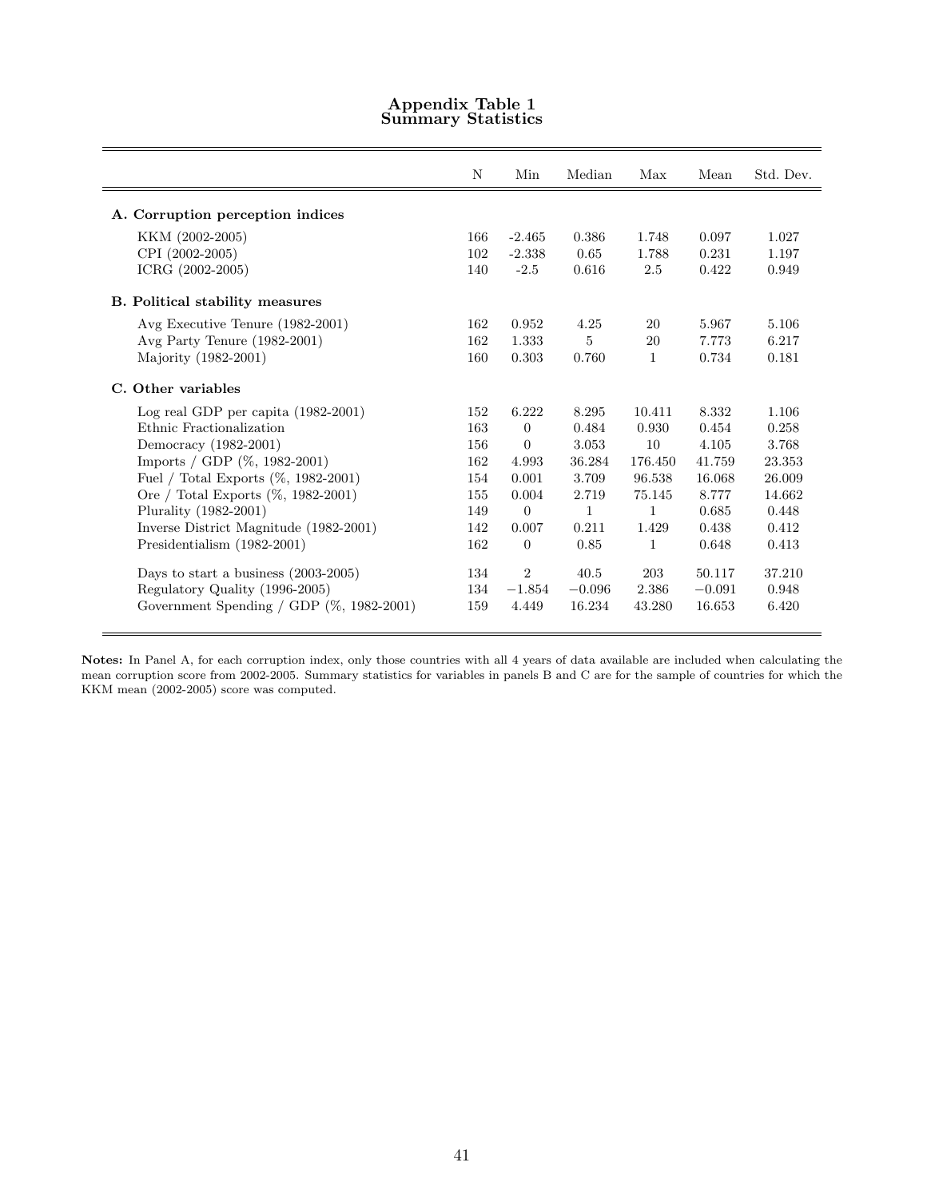# Appendix Table 1
## Summary Statistics

| | N | Min | Median | Max | Mean | Std. Dev. |
|---|---|---|---|---|---|---|
| **A. Corruption perception indices** | | | | | | |
| KKM (2002-2005) | 166 | -2.465 | 0.386 | 1.748 | 0.097 | 1.027 |
| CPI (2002-2005) | 102 | -2.338 | 0.65 | 1.788 | 0.231 | 1.197 |
| ICRG (2002-2005) | 140 | -2.5 | 0.616 | 2.5 | 0.422 | 0.949 |
| **B. Political stability measures** | | | | | | |
| Avg Executive Tenure (1982-2001) | 162 | 0.952 | 4.25 | 20 | 5.967 | 5.106 |
| Avg Party Tenure (1982-2001) | 162 | 1.333 | 5 | 20 | 7.773 | 6.217 |
| Majority (1982-2001) | 160 | 0.303 | 0.760 | 1 | 0.734 | 0.181 |
| **C. Other variables** | | | | | | |
| Log real GDP per capita (1982-2001) | 152 | 6.222 | 8.295 | 10.411 | 8.332 | 1.106 |
| Ethnic Fractionalization | 163 | 0 | 0.484 | 0.930 | 0.454 | 0.258 |
| Democracy (1982-2001) | 156 | 0 | 3.053 | 10 | 4.105 | 3.768 |
| Imports / GDP (%, 1982-2001) | 162 | 4.993 | 36.284 | 176.450 | 41.759 | 23.353 |
| Fuel / Total Exports (%, 1982-2001) | 154 | 0.001 | 3.709 | 96.538 | 16.068 | 26.009 |
| Ore / Total Exports (%, 1982-2001) | 155 | 0.004 | 2.719 | 75.145 | 8.777 | 14.662 |
| Plurality (1982-2001) | 149 | 0 | 1 | 1 | 0.685 | 0.448 |
| Inverse District Magnitude (1982-2001) | 142 | 0.007 | 0.211 | 1.429 | 0.438 | 0.412 |
| Presidentialism (1982-2001) | 162 | 0 | 0.85 | 1 | 0.648 | 0.413 |
| Days to start a business (2003-2005) | 134 | 2 | 40.5 | 203 | 50.117 | 37.210 |
| Regulatory Quality (1996-2005) | 134 | −1.854 | −0.096 | 2.386 | −0.091 | 0.948 |
| Government Spending / GDP (%, 1982-2001) | 159 | 4.449 | 16.234 | 43.280 | 16.653 | 6.420 |

**Notes:** In Panel A, for each corruption index, only those countries with all 4 years of data available are included when calculating the mean corruption score from 2002-2005. Summary statistics for variables in panels B and C are for the sample of countries for which the KKM mean (2002-2005) score was computed.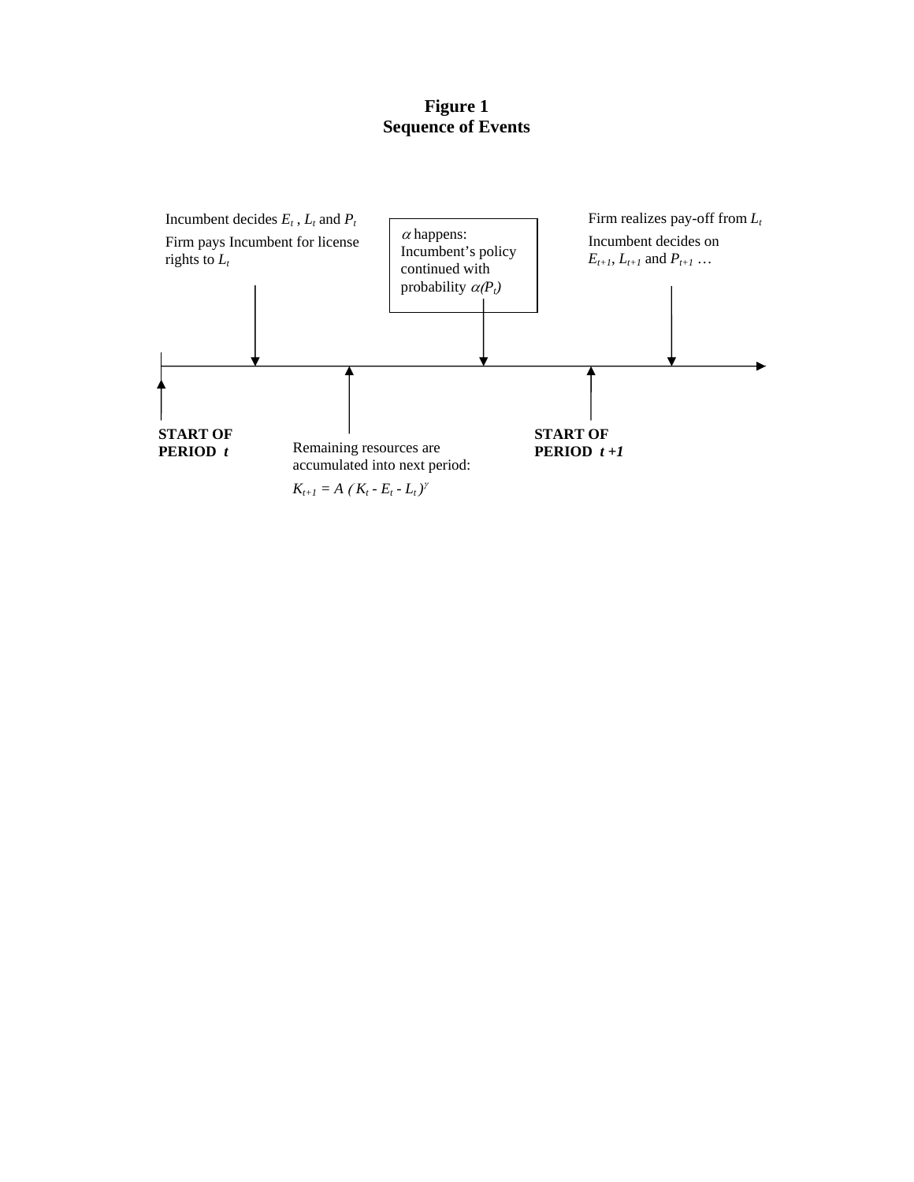**Figure 1**
**Sequence of Events**

Incumbent decides $E_t$ , $L_t$ and $P_t$

Firm pays Incumbent for license rights to $L_t$

$\alpha$ happens: Incumbent's policy continued with probability $\alpha(P_t)$

Firm realizes pay-off from $L_t$

Incumbent decides on $E_{t+1}$, $L_{t+1}$ and $P_{t+1}$ …

**START OF PERIOD** ***t***

Remaining resources are accumulated into next period:

$K_{t+1} = A\ (K_t - E_t - L_t)^{\gamma}$

**START OF PERIOD** ***t +1***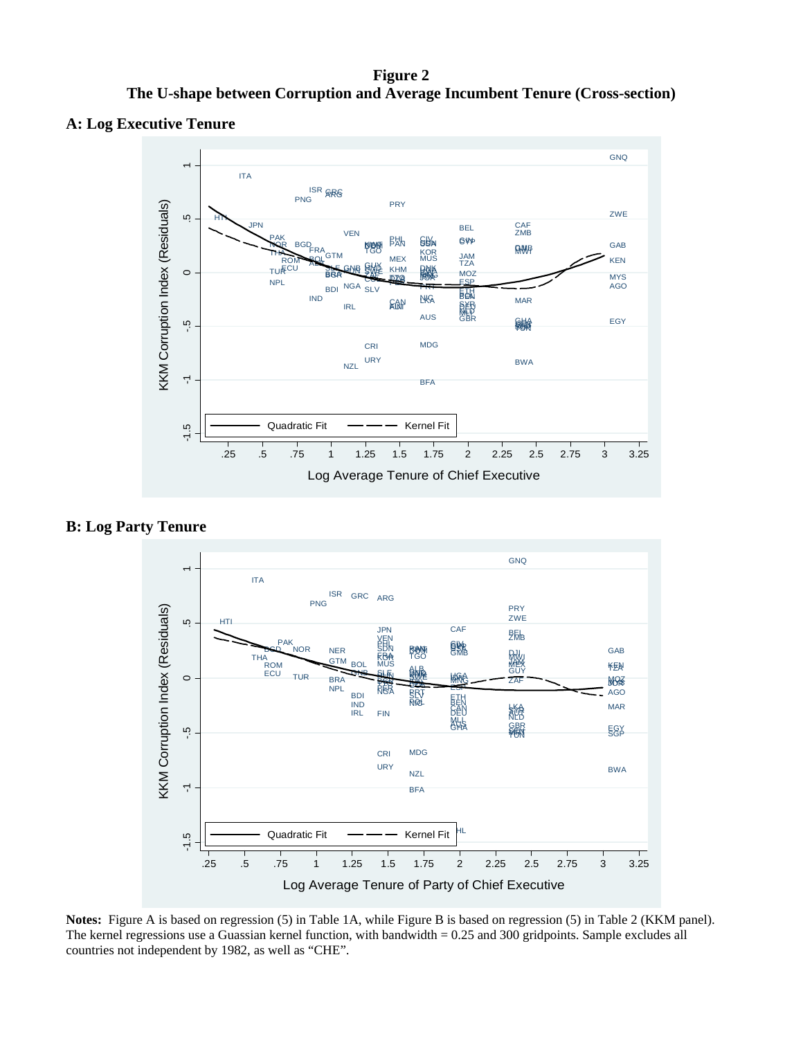**Figure 2**
**The U-shape between Corruption and Average Incumbent Tenure (Cross-section)**

**A: Log Executive Tenure**

**B: Log Party Tenure**

**Notes:** Figure A is based on regression (5) in Table 1A, while Figure B is based on regression (5) in Table 2 (KKM panel). The kernel regressions use a Guassian kernel function, with bandwidth = 0.25 and 300 gridpoints. Sample excludes all countries not independent by 1982, as well as "CHE".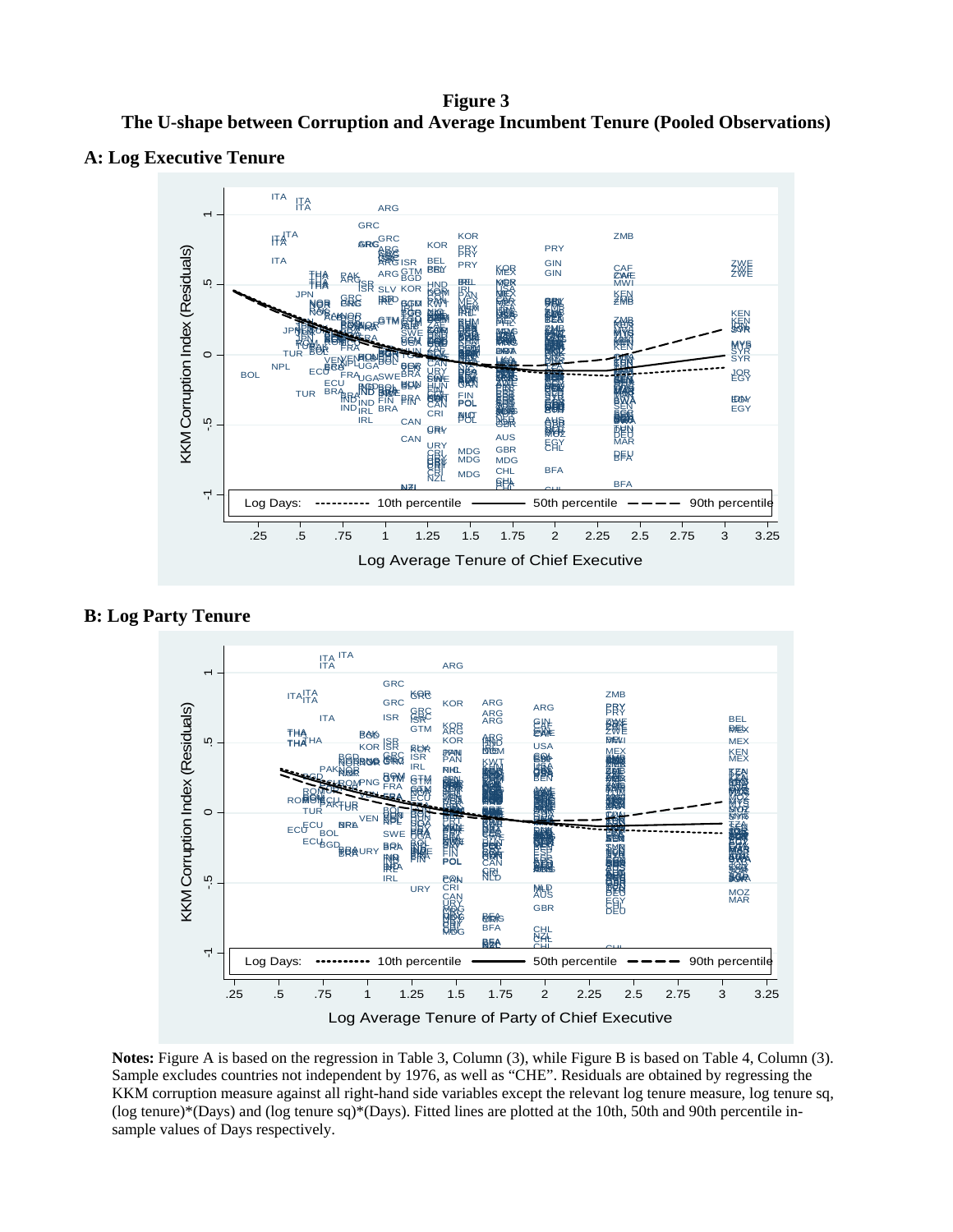**Figure 3**
**The U-shape between Corruption and Average Incumbent Tenure (Pooled Observations)**

**A: Log Executive Tenure**

KKM Corruption Index (Residuals)

1
.5
0
-.5
-1

Log Days: 10th percentile 50th percentile 90th percentile

.25 .5 .75 1 1.25 1.5 1.75 2 2.25 2.5 2.75 3 3.25

Log Average Tenure of Chief Executive

**B: Log Party Tenure**

KKM Corruption Index (Residuals)

1
.5
0
-.5
-1

Log Days: 10th percentile 50th percentile 90th percentile

.25 .5 .75 1 1.25 1.5 1.75 2 2.25 2.5 2.75 3 3.25

Log Average Tenure of Party of Chief Executive

**Notes:** Figure A is based on the regression in Table 3, Column (3), while Figure B is based on Table 4, Column (3). Sample excludes countries not independent by 1976, as well as "CHE". Residuals are obtained by regressing the KKM corruption measure against all right-hand side variables except the relevant log tenure measure, log tenure sq, (log tenure)*(Days) and (log tenure sq)*(Days). Fitted lines are plotted at the 10th, 50th and 90th percentile in-sample values of Days respectively.